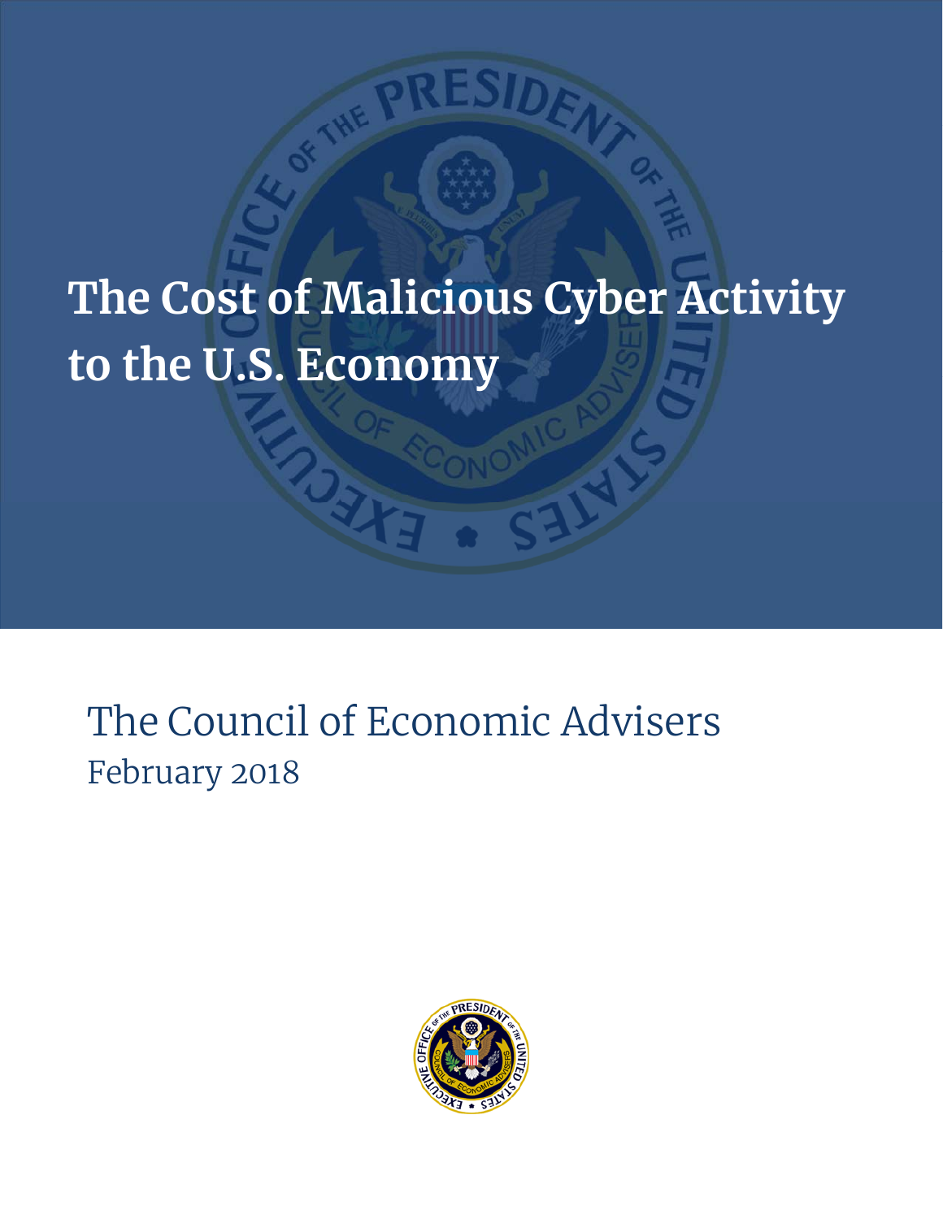# The Cost of Malicious Cyber Activity to the U.S. Economy

The Council of Economic Advisers

February 2018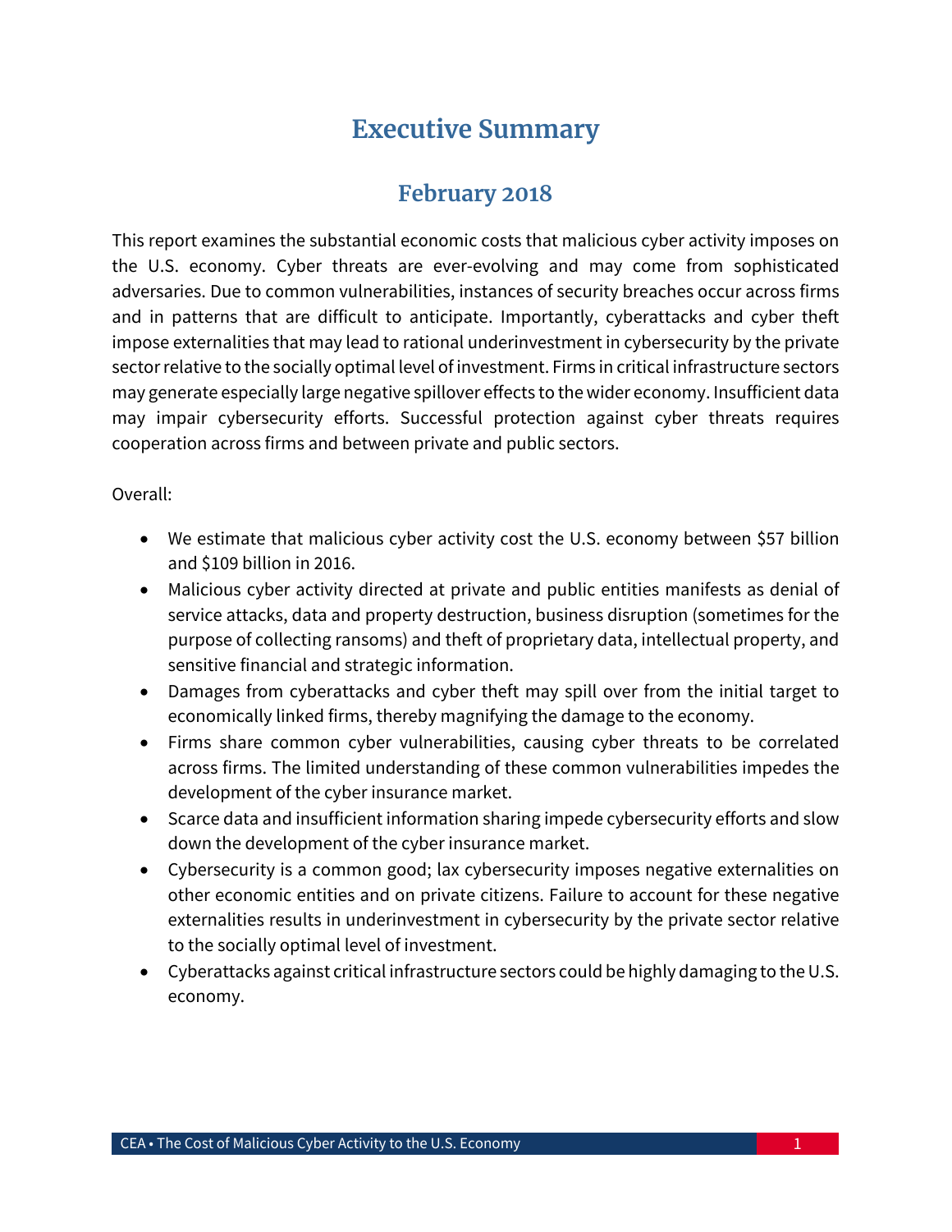# Executive Summary

## February 2018

This report examines the substantial economic costs that malicious cyber activity imposes on the U.S. economy. Cyber threats are ever-evolving and may come from sophisticated adversaries. Due to common vulnerabilities, instances of security breaches occur across firms and in patterns that are difficult to anticipate. Importantly, cyberattacks and cyber theft impose externalities that may lead to rational underinvestment in cybersecurity by the private sector relative to the socially optimal level of investment. Firms in critical infrastructure sectors may generate especially large negative spillover effects to the wider economy. Insufficient data may impair cybersecurity efforts. Successful protection against cyber threats requires cooperation across firms and between private and public sectors.

Overall:

- We estimate that malicious cyber activity cost the U.S. economy between $57 billion and $109 billion in 2016.
- Malicious cyber activity directed at private and public entities manifests as denial of service attacks, data and property destruction, business disruption (sometimes for the purpose of collecting ransoms) and theft of proprietary data, intellectual property, and sensitive financial and strategic information.
- Damages from cyberattacks and cyber theft may spill over from the initial target to economically linked firms, thereby magnifying the damage to the economy.
- Firms share common cyber vulnerabilities, causing cyber threats to be correlated across firms. The limited understanding of these common vulnerabilities impedes the development of the cyber insurance market.
- Scarce data and insufficient information sharing impede cybersecurity efforts and slow down the development of the cyber insurance market.
- Cybersecurity is a common good; lax cybersecurity imposes negative externalities on other economic entities and on private citizens. Failure to account for these negative externalities results in underinvestment in cybersecurity by the private sector relative to the socially optimal level of investment.
- Cyberattacks against critical infrastructure sectors could be highly damaging to the U.S. economy.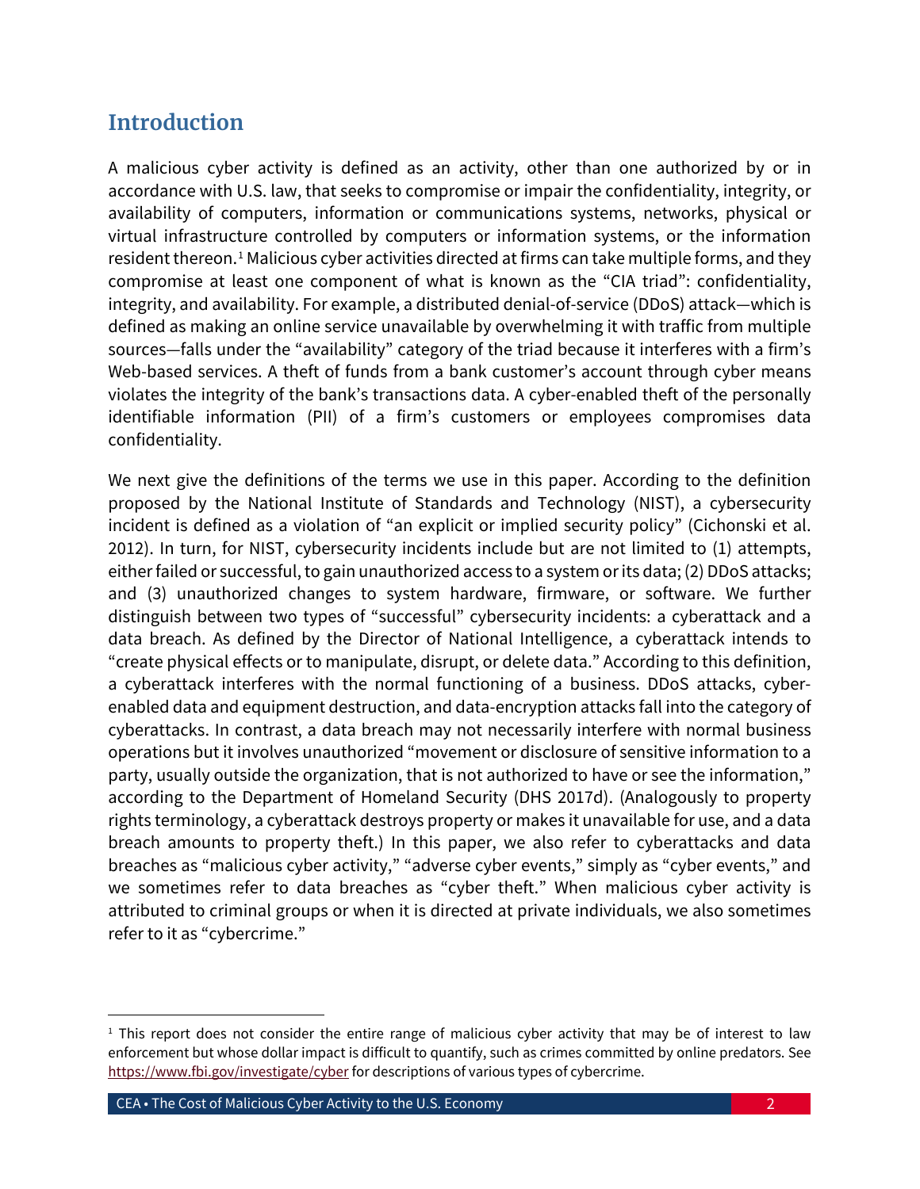## Introduction

A malicious cyber activity is defined as an activity, other than one authorized by or in accordance with U.S. law, that seeks to compromise or impair the confidentiality, integrity, or availability of computers, information or communications systems, networks, physical or virtual infrastructure controlled by computers or information systems, or the information resident thereon.[1] Malicious cyber activities directed at firms can take multiple forms, and they compromise at least one component of what is known as the "CIA triad": confidentiality, integrity, and availability. For example, a distributed denial-of-service (DDoS) attack—which is defined as making an online service unavailable by overwhelming it with traffic from multiple sources—falls under the "availability" category of the triad because it interferes with a firm's Web-based services. A theft of funds from a bank customer's account through cyber means violates the integrity of the bank's transactions data. A cyber-enabled theft of the personally identifiable information (PII) of a firm's customers or employees compromises data confidentiality.

We next give the definitions of the terms we use in this paper. According to the definition proposed by the National Institute of Standards and Technology (NIST), a cybersecurity incident is defined as a violation of "an explicit or implied security policy" (Cichonski et al. 2012). In turn, for NIST, cybersecurity incidents include but are not limited to (1) attempts, either failed or successful, to gain unauthorized access to a system or its data; (2) DDoS attacks; and (3) unauthorized changes to system hardware, firmware, or software. We further distinguish between two types of "successful" cybersecurity incidents: a cyberattack and a data breach. As defined by the Director of National Intelligence, a cyberattack intends to "create physical effects or to manipulate, disrupt, or delete data." According to this definition, a cyberattack interferes with the normal functioning of a business. DDoS attacks, cyber-enabled data and equipment destruction, and data-encryption attacks fall into the category of cyberattacks. In contrast, a data breach may not necessarily interfere with normal business operations but it involves unauthorized "movement or disclosure of sensitive information to a party, usually outside the organization, that is not authorized to have or see the information," according to the Department of Homeland Security (DHS 2017d). (Analogously to property rights terminology, a cyberattack destroys property or makes it unavailable for use, and a data breach amounts to property theft.) In this paper, we also refer to cyberattacks and data breaches as "malicious cyber activity," "adverse cyber events," simply as "cyber events," and we sometimes refer to data breaches as "cyber theft." When malicious cyber activity is attributed to criminal groups or when it is directed at private individuals, we also sometimes refer to it as "cybercrime."

---

[1] This report does not consider the entire range of malicious cyber activity that may be of interest to law enforcement but whose dollar impact is difficult to quantify, such as crimes committed by online predators. See https://www.fbi.gov/investigate/cyber for descriptions of various types of cybercrime.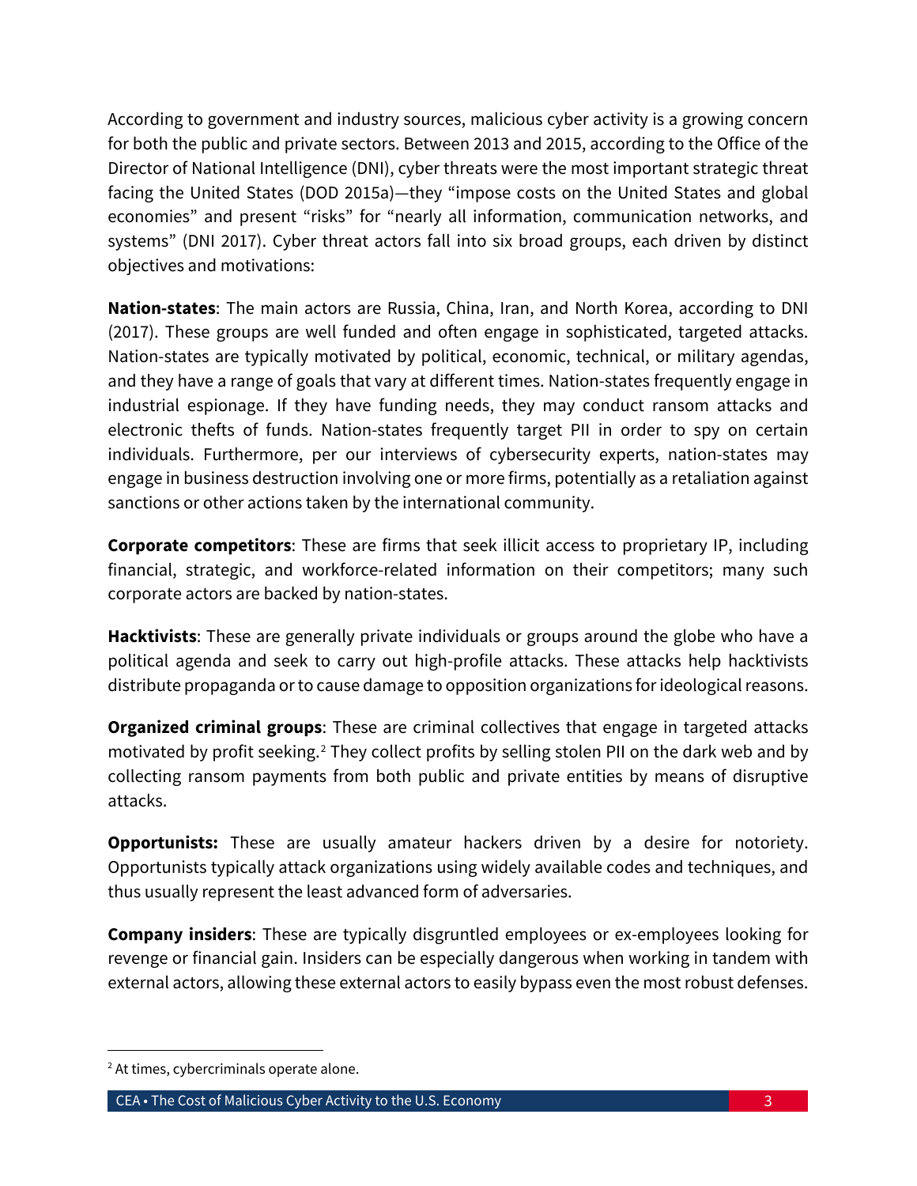According to government and industry sources, malicious cyber activity is a growing concern for both the public and private sectors. Between 2013 and 2015, according to the Office of the Director of National Intelligence (DNI), cyber threats were the most important strategic threat facing the United States (DOD 2015a)—they "impose costs on the United States and global economies" and present "risks" for "nearly all information, communication networks, and systems" (DNI 2017). Cyber threat actors fall into six broad groups, each driven by distinct objectives and motivations:

**Nation-states**: The main actors are Russia, China, Iran, and North Korea, according to DNI (2017). These groups are well funded and often engage in sophisticated, targeted attacks. Nation-states are typically motivated by political, economic, technical, or military agendas, and they have a range of goals that vary at different times. Nation-states frequently engage in industrial espionage. If they have funding needs, they may conduct ransom attacks and electronic thefts of funds. Nation-states frequently target PII in order to spy on certain individuals. Furthermore, per our interviews of cybersecurity experts, nation-states may engage in business destruction involving one or more firms, potentially as a retaliation against sanctions or other actions taken by the international community.

**Corporate competitors**: These are firms that seek illicit access to proprietary IP, including financial, strategic, and workforce-related information on their competitors; many such corporate actors are backed by nation-states.

**Hacktivists**: These are generally private individuals or groups around the globe who have a political agenda and seek to carry out high-profile attacks. These attacks help hacktivists distribute propaganda or to cause damage to opposition organizations for ideological reasons.

**Organized criminal groups**: These are criminal collectives that engage in targeted attacks motivated by profit seeking.[2] They collect profits by selling stolen PII on the dark web and by collecting ransom payments from both public and private entities by means of disruptive attacks.

**Opportunists:** These are usually amateur hackers driven by a desire for notoriety. Opportunists typically attack organizations using widely available codes and techniques, and thus usually represent the least advanced form of adversaries.

**Company insiders**: These are typically disgruntled employees or ex-employees looking for revenge or financial gain. Insiders can be especially dangerous when working in tandem with external actors, allowing these external actors to easily bypass even the most robust defenses.

[2] At times, cybercriminals operate alone.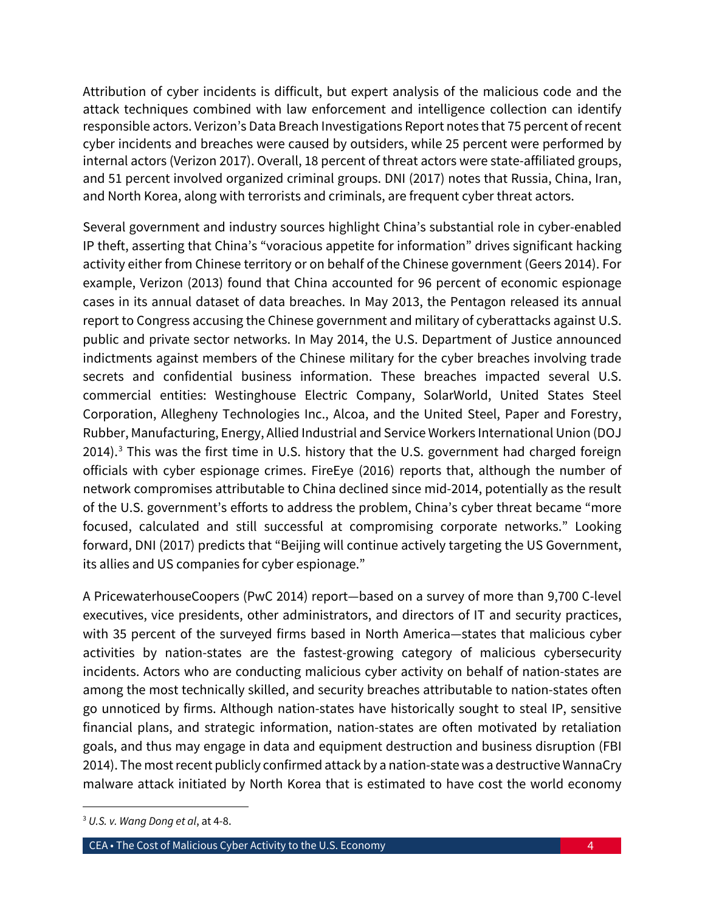Attribution of cyber incidents is difficult, but expert analysis of the malicious code and the attack techniques combined with law enforcement and intelligence collection can identify responsible actors. Verizon's Data Breach Investigations Report notes that 75 percent of recent cyber incidents and breaches were caused by outsiders, while 25 percent were performed by internal actors (Verizon 2017). Overall, 18 percent of threat actors were state-affiliated groups, and 51 percent involved organized criminal groups. DNI (2017) notes that Russia, China, Iran, and North Korea, along with terrorists and criminals, are frequent cyber threat actors.

Several government and industry sources highlight China's substantial role in cyber-enabled IP theft, asserting that China's "voracious appetite for information" drives significant hacking activity either from Chinese territory or on behalf of the Chinese government (Geers 2014). For example, Verizon (2013) found that China accounted for 96 percent of economic espionage cases in its annual dataset of data breaches. In May 2013, the Pentagon released its annual report to Congress accusing the Chinese government and military of cyberattacks against U.S. public and private sector networks. In May 2014, the U.S. Department of Justice announced indictments against members of the Chinese military for the cyber breaches involving trade secrets and confidential business information. These breaches impacted several U.S. commercial entities: Westinghouse Electric Company, SolarWorld, United States Steel Corporation, Allegheny Technologies Inc., Alcoa, and the United Steel, Paper and Forestry, Rubber, Manufacturing, Energy, Allied Industrial and Service Workers International Union (DOJ 2014).[3] This was the first time in U.S. history that the U.S. government had charged foreign officials with cyber espionage crimes. FireEye (2016) reports that, although the number of network compromises attributable to China declined since mid-2014, potentially as the result of the U.S. government's efforts to address the problem, China's cyber threat became "more focused, calculated and still successful at compromising corporate networks." Looking forward, DNI (2017) predicts that "Beijing will continue actively targeting the US Government, its allies and US companies for cyber espionage."

A PricewaterhouseCoopers (PwC 2014) report—based on a survey of more than 9,700 C-level executives, vice presidents, other administrators, and directors of IT and security practices, with 35 percent of the surveyed firms based in North America—states that malicious cyber activities by nation-states are the fastest-growing category of malicious cybersecurity incidents. Actors who are conducting malicious cyber activity on behalf of nation-states are among the most technically skilled, and security breaches attributable to nation-states often go unnoticed by firms. Although nation-states have historically sought to steal IP, sensitive financial plans, and strategic information, nation-states are often motivated by retaliation goals, and thus may engage in data and equipment destruction and business disruption (FBI 2014). The most recent publicly confirmed attack by a nation-state was a destructive WannaCry malware attack initiated by North Korea that is estimated to have cost the world economy

[3] *U.S. v. Wang Dong et al*, at 4-8.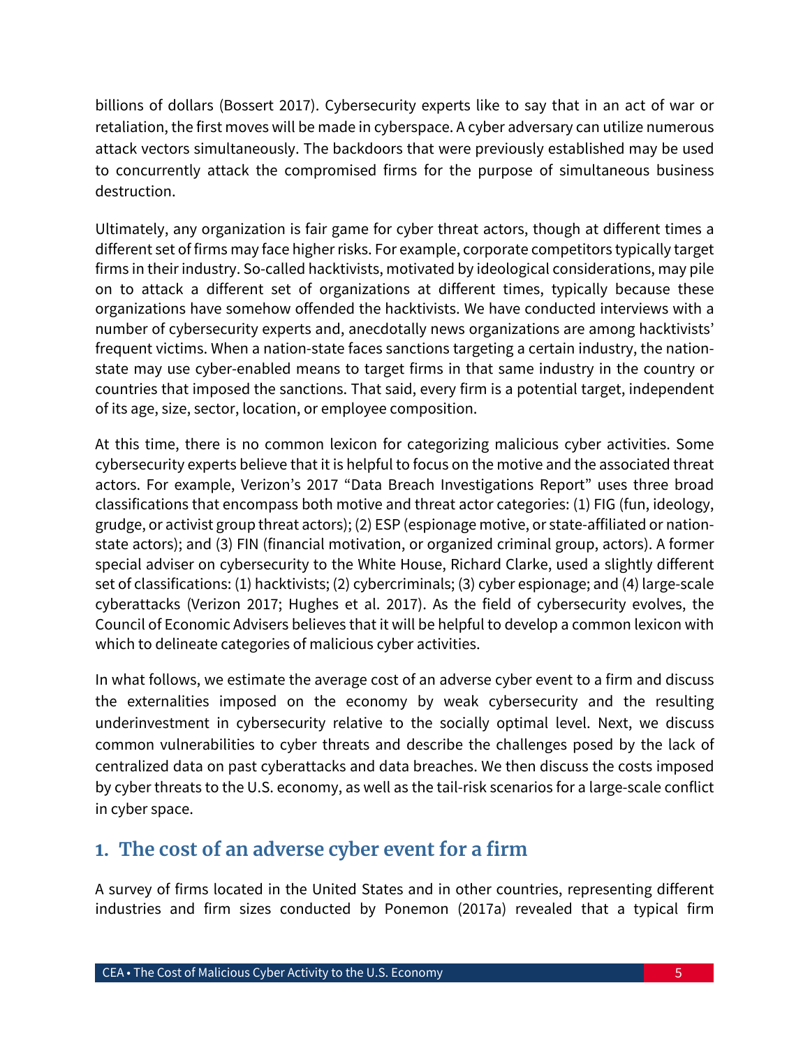billions of dollars (Bossert 2017). Cybersecurity experts like to say that in an act of war or retaliation, the first moves will be made in cyberspace. A cyber adversary can utilize numerous attack vectors simultaneously. The backdoors that were previously established may be used to concurrently attack the compromised firms for the purpose of simultaneous business destruction.

Ultimately, any organization is fair game for cyber threat actors, though at different times a different set of firms may face higher risks. For example, corporate competitors typically target firms in their industry. So-called hacktivists, motivated by ideological considerations, may pile on to attack a different set of organizations at different times, typically because these organizations have somehow offended the hacktivists. We have conducted interviews with a number of cybersecurity experts and, anecdotally news organizations are among hacktivists' frequent victims. When a nation-state faces sanctions targeting a certain industry, the nation-state may use cyber-enabled means to target firms in that same industry in the country or countries that imposed the sanctions. That said, every firm is a potential target, independent of its age, size, sector, location, or employee composition.

At this time, there is no common lexicon for categorizing malicious cyber activities. Some cybersecurity experts believe that it is helpful to focus on the motive and the associated threat actors. For example, Verizon's 2017 "Data Breach Investigations Report" uses three broad classifications that encompass both motive and threat actor categories: (1) FIG (fun, ideology, grudge, or activist group threat actors); (2) ESP (espionage motive, or state-affiliated or nation-state actors); and (3) FIN (financial motivation, or organized criminal group, actors). A former special adviser on cybersecurity to the White House, Richard Clarke, used a slightly different set of classifications: (1) hacktivists; (2) cybercriminals; (3) cyber espionage; and (4) large-scale cyberattacks (Verizon 2017; Hughes et al. 2017). As the field of cybersecurity evolves, the Council of Economic Advisers believes that it will be helpful to develop a common lexicon with which to delineate categories of malicious cyber activities.

In what follows, we estimate the average cost of an adverse cyber event to a firm and discuss the externalities imposed on the economy by weak cybersecurity and the resulting underinvestment in cybersecurity relative to the socially optimal level. Next, we discuss common vulnerabilities to cyber threats and describe the challenges posed by the lack of centralized data on past cyberattacks and data breaches. We then discuss the costs imposed by cyber threats to the U.S. economy, as well as the tail-risk scenarios for a large-scale conflict in cyber space.

## 1. The cost of an adverse cyber event for a firm

A survey of firms located in the United States and in other countries, representing different industries and firm sizes conducted by Ponemon (2017a) revealed that a typical firm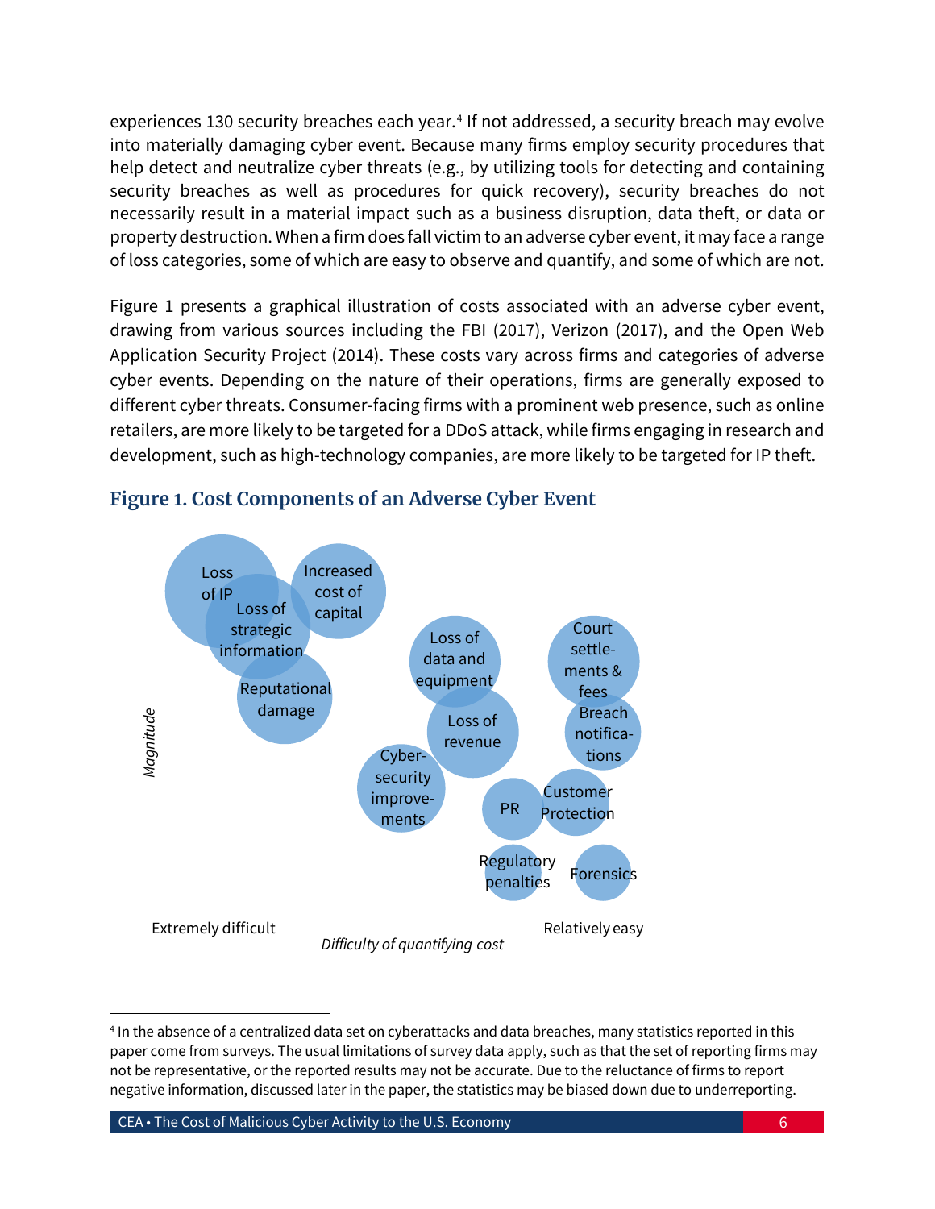experiences 130 security breaches each year.[4] If not addressed, a security breach may evolve into materially damaging cyber event. Because many firms employ security procedures that help detect and neutralize cyber threats (e.g., by utilizing tools for detecting and containing security breaches as well as procedures for quick recovery), security breaches do not necessarily result in a material impact such as a business disruption, data theft, or data or property destruction. When a firm does fall victim to an adverse cyber event, it may face a range of loss categories, some of which are easy to observe and quantify, and some of which are not.

Figure 1 presents a graphical illustration of costs associated with an adverse cyber event, drawing from various sources including the FBI (2017), Verizon (2017), and the Open Web Application Security Project (2014). These costs vary across firms and categories of adverse cyber events. Depending on the nature of their operations, firms are generally exposed to different cyber threats. Consumer-facing firms with a prominent web presence, such as online retailers, are more likely to be targeted for a DDoS attack, while firms engaging in research and development, such as high-technology companies, are more likely to be targeted for IP theft.

### Figure 1. Cost Components of an Adverse Cyber Event

Loss of IP; Loss of strategic information; Increased cost of capital; Reputational damage; Loss of data and equipment; Loss of revenue; Cyber-security improvements; Court settlements & fees; Breach notifications; PR; Customer Protection; Regulatory penalties; Forensics

*Magnitude*

Extremely difficult — Relatively easy

*Difficulty of quantifying cost*

---

[4] In the absence of a centralized data set on cyberattacks and data breaches, many statistics reported in this paper come from surveys. The usual limitations of survey data apply, such as that the set of reporting firms may not be representative, or the reported results may not be accurate. Due to the reluctance of firms to report negative information, discussed later in the paper, the statistics may be biased down due to underreporting.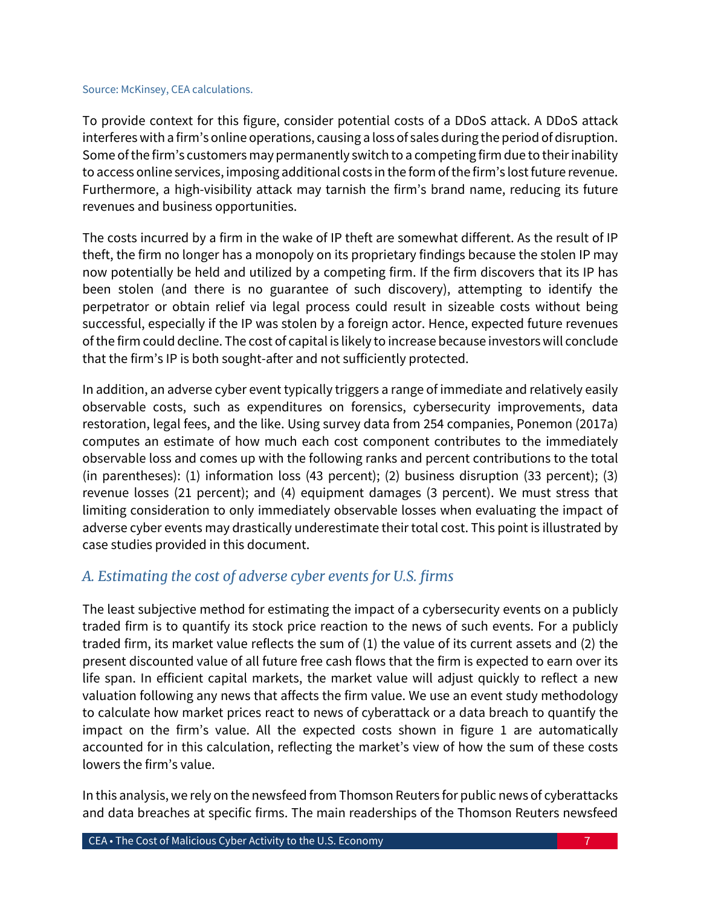Source: McKinsey, CEA calculations.

To provide context for this figure, consider potential costs of a DDoS attack. A DDoS attack interferes with a firm's online operations, causing a loss of sales during the period of disruption. Some of the firm's customers may permanently switch to a competing firm due to their inability to access online services, imposing additional costs in the form of the firm's lost future revenue. Furthermore, a high-visibility attack may tarnish the firm's brand name, reducing its future revenues and business opportunities.

The costs incurred by a firm in the wake of IP theft are somewhat different. As the result of IP theft, the firm no longer has a monopoly on its proprietary findings because the stolen IP may now potentially be held and utilized by a competing firm. If the firm discovers that its IP has been stolen (and there is no guarantee of such discovery), attempting to identify the perpetrator or obtain relief via legal process could result in sizeable costs without being successful, especially if the IP was stolen by a foreign actor. Hence, expected future revenues of the firm could decline. The cost of capital is likely to increase because investors will conclude that the firm's IP is both sought-after and not sufficiently protected.

In addition, an adverse cyber event typically triggers a range of immediate and relatively easily observable costs, such as expenditures on forensics, cybersecurity improvements, data restoration, legal fees, and the like. Using survey data from 254 companies, Ponemon (2017a) computes an estimate of how much each cost component contributes to the immediately observable loss and comes up with the following ranks and percent contributions to the total (in parentheses): (1) information loss (43 percent); (2) business disruption (33 percent); (3) revenue losses (21 percent); and (4) equipment damages (3 percent). We must stress that limiting consideration to only immediately observable losses when evaluating the impact of adverse cyber events may drastically underestimate their total cost. This point is illustrated by case studies provided in this document.

## *A. Estimating the cost of adverse cyber events for U.S. firms*

The least subjective method for estimating the impact of a cybersecurity events on a publicly traded firm is to quantify its stock price reaction to the news of such events. For a publicly traded firm, its market value reflects the sum of (1) the value of its current assets and (2) the present discounted value of all future free cash flows that the firm is expected to earn over its life span. In efficient capital markets, the market value will adjust quickly to reflect a new valuation following any news that affects the firm value. We use an event study methodology to calculate how market prices react to news of cyberattack or a data breach to quantify the impact on the firm's value. All the expected costs shown in figure 1 are automatically accounted for in this calculation, reflecting the market's view of how the sum of these costs lowers the firm's value.

In this analysis, we rely on the newsfeed from Thomson Reuters for public news of cyberattacks and data breaches at specific firms. The main readerships of the Thomson Reuters newsfeed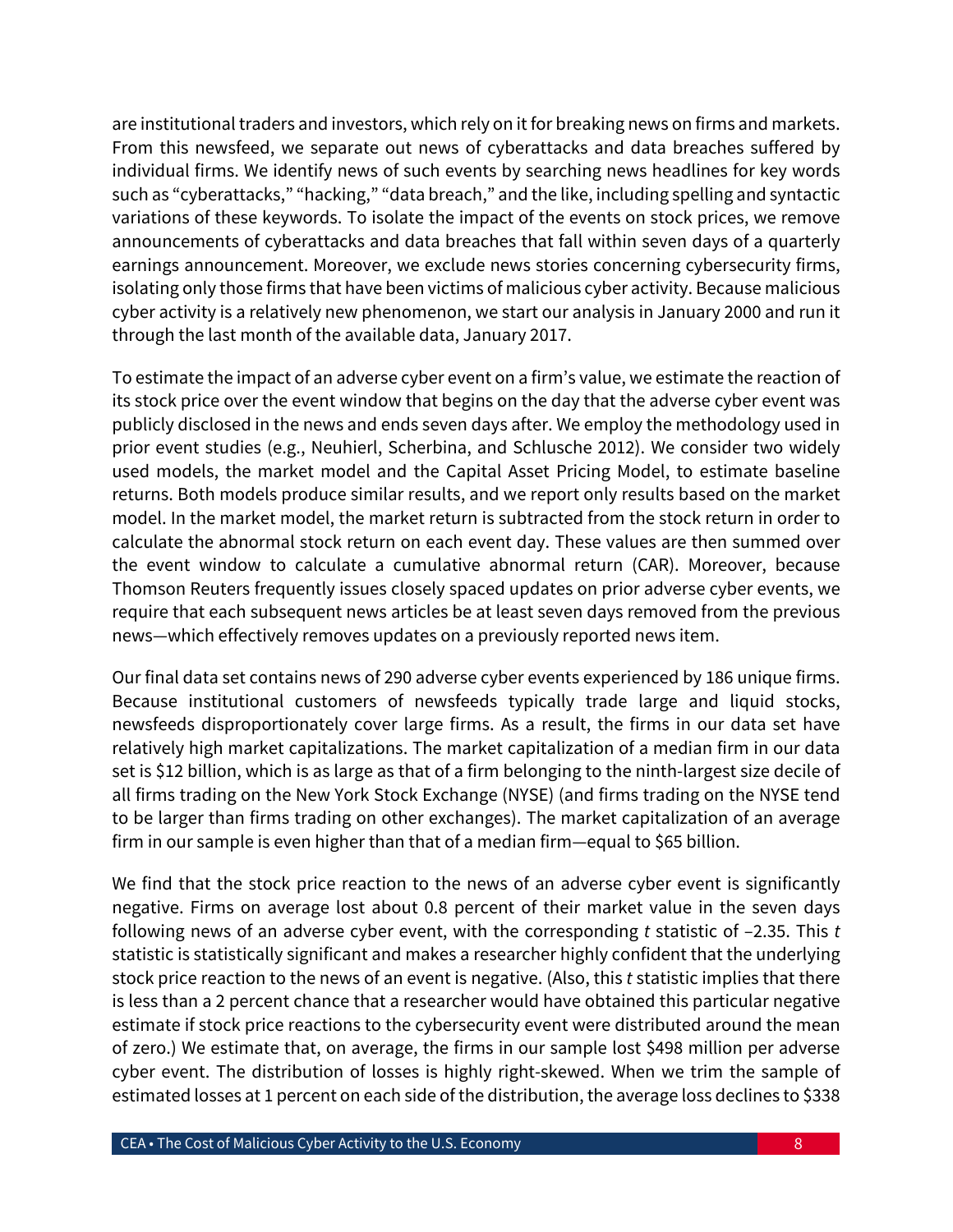are institutional traders and investors, which rely on it for breaking news on firms and markets. From this newsfeed, we separate out news of cyberattacks and data breaches suffered by individual firms. We identify news of such events by searching news headlines for key words such as "cyberattacks," "hacking," "data breach," and the like, including spelling and syntactic variations of these keywords. To isolate the impact of the events on stock prices, we remove announcements of cyberattacks and data breaches that fall within seven days of a quarterly earnings announcement. Moreover, we exclude news stories concerning cybersecurity firms, isolating only those firms that have been victims of malicious cyber activity. Because malicious cyber activity is a relatively new phenomenon, we start our analysis in January 2000 and run it through the last month of the available data, January 2017.

To estimate the impact of an adverse cyber event on a firm's value, we estimate the reaction of its stock price over the event window that begins on the day that the adverse cyber event was publicly disclosed in the news and ends seven days after. We employ the methodology used in prior event studies (e.g., Neuhierl, Scherbina, and Schlusche 2012). We consider two widely used models, the market model and the Capital Asset Pricing Model, to estimate baseline returns. Both models produce similar results, and we report only results based on the market model. In the market model, the market return is subtracted from the stock return in order to calculate the abnormal stock return on each event day. These values are then summed over the event window to calculate a cumulative abnormal return (CAR). Moreover, because Thomson Reuters frequently issues closely spaced updates on prior adverse cyber events, we require that each subsequent news articles be at least seven days removed from the previous news—which effectively removes updates on a previously reported news item.

Our final data set contains news of 290 adverse cyber events experienced by 186 unique firms. Because institutional customers of newsfeeds typically trade large and liquid stocks, newsfeeds disproportionately cover large firms. As a result, the firms in our data set have relatively high market capitalizations. The market capitalization of a median firm in our data set is $12 billion, which is as large as that of a firm belonging to the ninth-largest size decile of all firms trading on the New York Stock Exchange (NYSE) (and firms trading on the NYSE tend to be larger than firms trading on other exchanges). The market capitalization of an average firm in our sample is even higher than that of a median firm—equal to $65 billion.

We find that the stock price reaction to the news of an adverse cyber event is significantly negative. Firms on average lost about 0.8 percent of their market value in the seven days following news of an adverse cyber event, with the corresponding $t$ statistic of −2.35. This $t$ statistic is statistically significant and makes a researcher highly confident that the underlying stock price reaction to the news of an event is negative. (Also, this $t$ statistic implies that there is less than a 2 percent chance that a researcher would have obtained this particular negative estimate if stock price reactions to the cybersecurity event were distributed around the mean of zero.) We estimate that, on average, the firms in our sample lost $498 million per adverse cyber event. The distribution of losses is highly right-skewed. When we trim the sample of estimated losses at 1 percent on each side of the distribution, the average loss declines to $338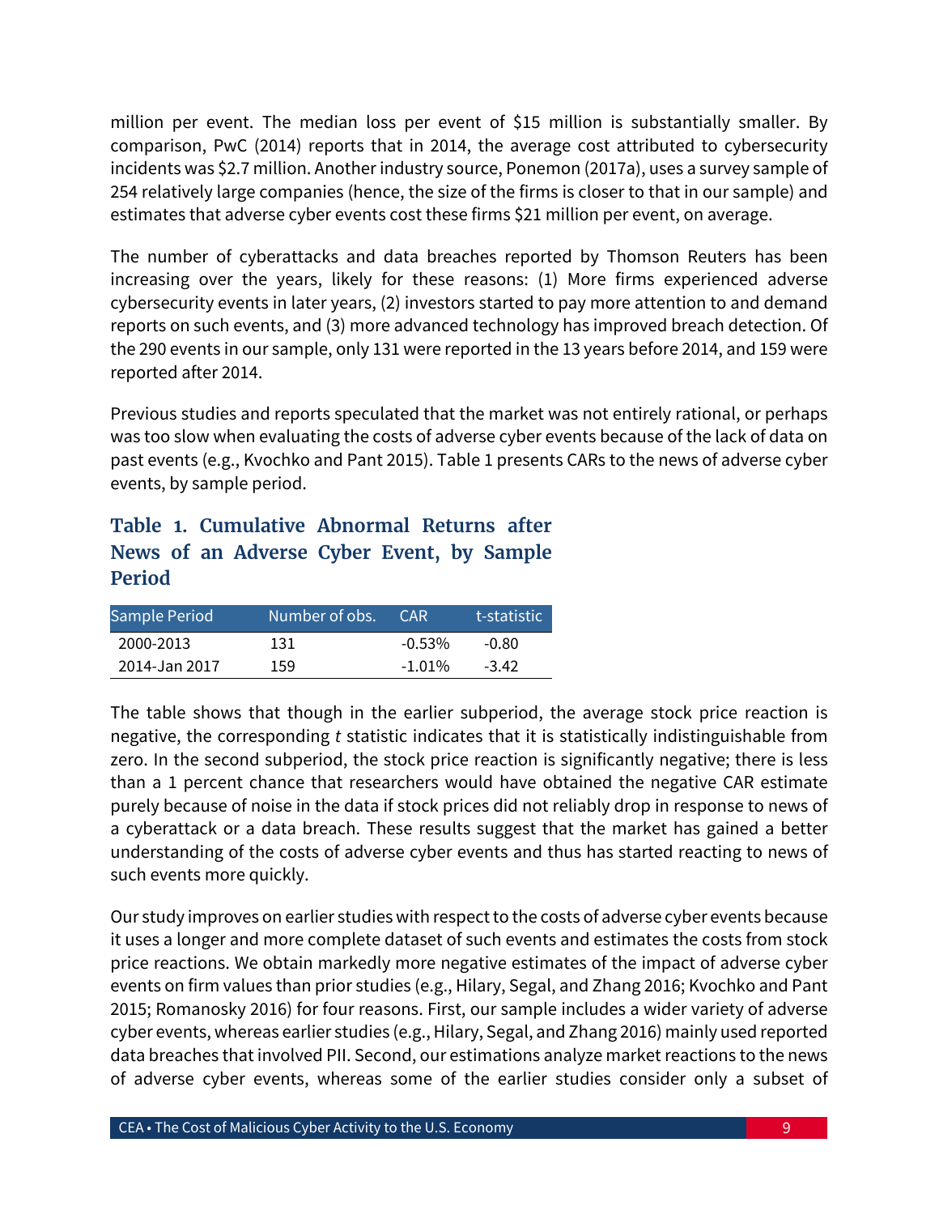million per event. The median loss per event of $15 million is substantially smaller. By comparison, PwC (2014) reports that in 2014, the average cost attributed to cybersecurity incidents was $2.7 million. Another industry source, Ponemon (2017a), uses a survey sample of 254 relatively large companies (hence, the size of the firms is closer to that in our sample) and estimates that adverse cyber events cost these firms $21 million per event, on average.

The number of cyberattacks and data breaches reported by Thomson Reuters has been increasing over the years, likely for these reasons: (1) More firms experienced adverse cybersecurity events in later years, (2) investors started to pay more attention to and demand reports on such events, and (3) more advanced technology has improved breach detection. Of the 290 events in our sample, only 131 were reported in the 13 years before 2014, and 159 were reported after 2014.

Previous studies and reports speculated that the market was not entirely rational, or perhaps was too slow when evaluating the costs of adverse cyber events because of the lack of data on past events (e.g., Kvochko and Pant 2015). Table 1 presents CARs to the news of adverse cyber events, by sample period.

### Table 1. Cumulative Abnormal Returns after News of an Adverse Cyber Event, by Sample Period

| Sample Period | Number of obs. | CAR | t-statistic |
|---|---|---|---|
| 2000-2013 | 131 | -0.53% | -0.80 |
| 2014-Jan 2017 | 159 | -1.01% | -3.42 |

The table shows that though in the earlier subperiod, the average stock price reaction is negative, the corresponding *t* statistic indicates that it is statistically indistinguishable from zero. In the second subperiod, the stock price reaction is significantly negative; there is less than a 1 percent chance that researchers would have obtained the negative CAR estimate purely because of noise in the data if stock prices did not reliably drop in response to news of a cyberattack or a data breach. These results suggest that the market has gained a better understanding of the costs of adverse cyber events and thus has started reacting to news of such events more quickly.

Our study improves on earlier studies with respect to the costs of adverse cyber events because it uses a longer and more complete dataset of such events and estimates the costs from stock price reactions. We obtain markedly more negative estimates of the impact of adverse cyber events on firm values than prior studies (e.g., Hilary, Segal, and Zhang 2016; Kvochko and Pant 2015; Romanosky 2016) for four reasons. First, our sample includes a wider variety of adverse cyber events, whereas earlier studies (e.g., Hilary, Segal, and Zhang 2016) mainly used reported data breaches that involved PII. Second, our estimations analyze market reactions to the news of adverse cyber events, whereas some of the earlier studies consider only a subset of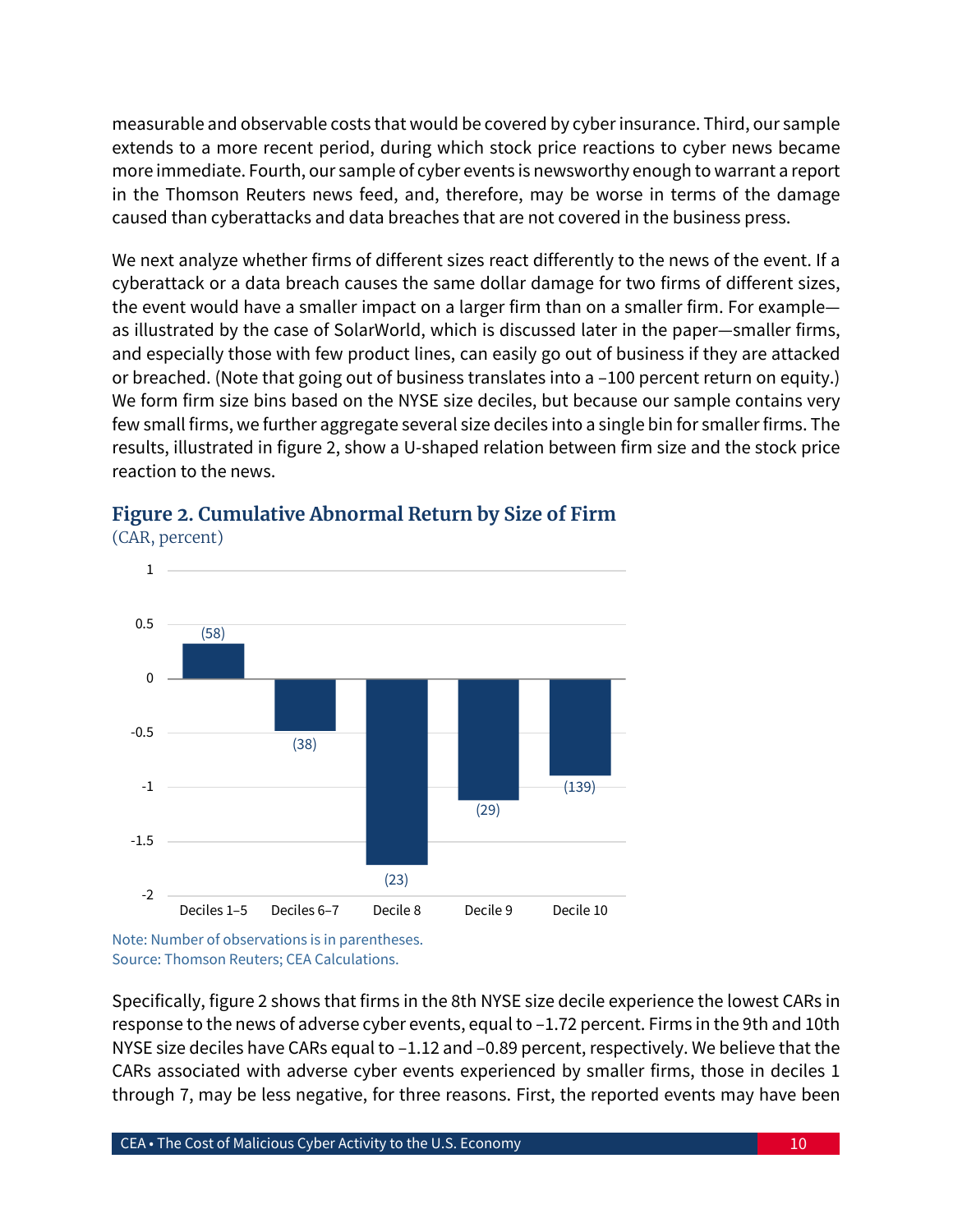measurable and observable costs that would be covered by cyber insurance. Third, our sample extends to a more recent period, during which stock price reactions to cyber news became more immediate. Fourth, our sample of cyber events is newsworthy enough to warrant a report in the Thomson Reuters news feed, and, therefore, may be worse in terms of the damage caused than cyberattacks and data breaches that are not covered in the business press.

We next analyze whether firms of different sizes react differently to the news of the event. If a cyberattack or a data breach causes the same dollar damage for two firms of different sizes, the event would have a smaller impact on a larger firm than on a smaller firm. For example—as illustrated by the case of SolarWorld, which is discussed later in the paper—smaller firms, and especially those with few product lines, can easily go out of business if they are attacked or breached. (Note that going out of business translates into a –100 percent return on equity.) We form firm size bins based on the NYSE size deciles, but because our sample contains very few small firms, we further aggregate several size deciles into a single bin for smaller firms. The results, illustrated in figure 2, show a U-shaped relation between firm size and the stock price reaction to the news.

### Figure 2. Cumulative Abnormal Return by Size of Firm

(CAR, percent)

| Size bin | CAR (percent) | Observations |
|---|---|---|
| Deciles 1–5 | ≈0.3 | (58) |
| Deciles 6–7 | ≈-0.5 | (38) |
| Decile 8 | -1.72 | (23) |
| Decile 9 | -1.12 | (29) |
| Decile 10 | -0.89 | (139) |

Note: Number of observations is in parentheses.
Source: Thomson Reuters; CEA Calculations.

Specifically, figure 2 shows that firms in the 8th NYSE size decile experience the lowest CARs in response to the news of adverse cyber events, equal to –1.72 percent. Firms in the 9th and 10th NYSE size deciles have CARs equal to –1.12 and –0.89 percent, respectively. We believe that the CARs associated with adverse cyber events experienced by smaller firms, those in deciles 1 through 7, may be less negative, for three reasons. First, the reported events may have been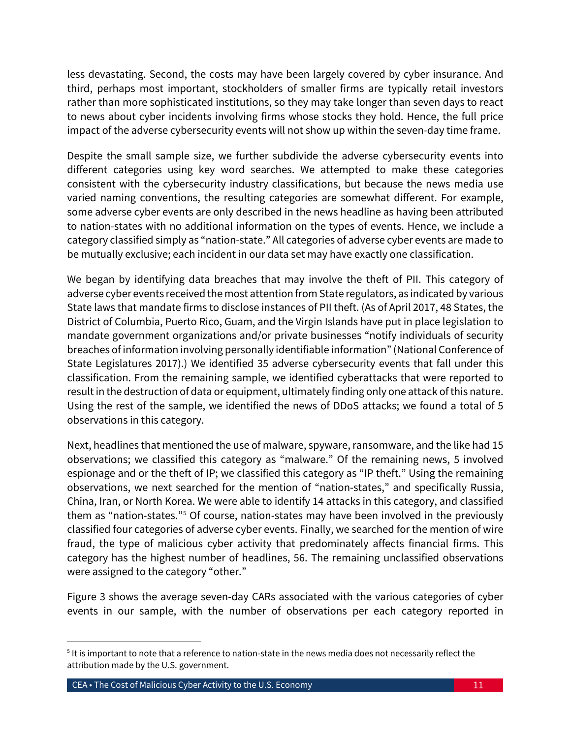less devastating. Second, the costs may have been largely covered by cyber insurance. And third, perhaps most important, stockholders of smaller firms are typically retail investors rather than more sophisticated institutions, so they may take longer than seven days to react to news about cyber incidents involving firms whose stocks they hold. Hence, the full price impact of the adverse cybersecurity events will not show up within the seven-day time frame.

Despite the small sample size, we further subdivide the adverse cybersecurity events into different categories using key word searches. We attempted to make these categories consistent with the cybersecurity industry classifications, but because the news media use varied naming conventions, the resulting categories are somewhat different. For example, some adverse cyber events are only described in the news headline as having been attributed to nation-states with no additional information on the types of events. Hence, we include a category classified simply as "nation-state." All categories of adverse cyber events are made to be mutually exclusive; each incident in our data set may have exactly one classification.

We began by identifying data breaches that may involve the theft of PII. This category of adverse cyber events received the most attention from State regulators, as indicated by various State laws that mandate firms to disclose instances of PII theft. (As of April 2017, 48 States, the District of Columbia, Puerto Rico, Guam, and the Virgin Islands have put in place legislation to mandate government organizations and/or private businesses "notify individuals of security breaches of information involving personally identifiable information" (National Conference of State Legislatures 2017).) We identified 35 adverse cybersecurity events that fall under this classification. From the remaining sample, we identified cyberattacks that were reported to result in the destruction of data or equipment, ultimately finding only one attack of this nature. Using the rest of the sample, we identified the news of DDoS attacks; we found a total of 5 observations in this category.

Next, headlines that mentioned the use of malware, spyware, ransomware, and the like had 15 observations; we classified this category as "malware." Of the remaining news, 5 involved espionage and or the theft of IP; we classified this category as "IP theft." Using the remaining observations, we next searched for the mention of "nation-states," and specifically Russia, China, Iran, or North Korea. We were able to identify 14 attacks in this category, and classified them as "nation-states."[5] Of course, nation-states may have been involved in the previously classified four categories of adverse cyber events. Finally, we searched for the mention of wire fraud, the type of malicious cyber activity that predominately affects financial firms. This category has the highest number of headlines, 56. The remaining unclassified observations were assigned to the category "other."

Figure 3 shows the average seven-day CARs associated with the various categories of cyber events in our sample, with the number of observations per each category reported in

[5] It is important to note that a reference to nation-state in the news media does not necessarily reflect the attribution made by the U.S. government.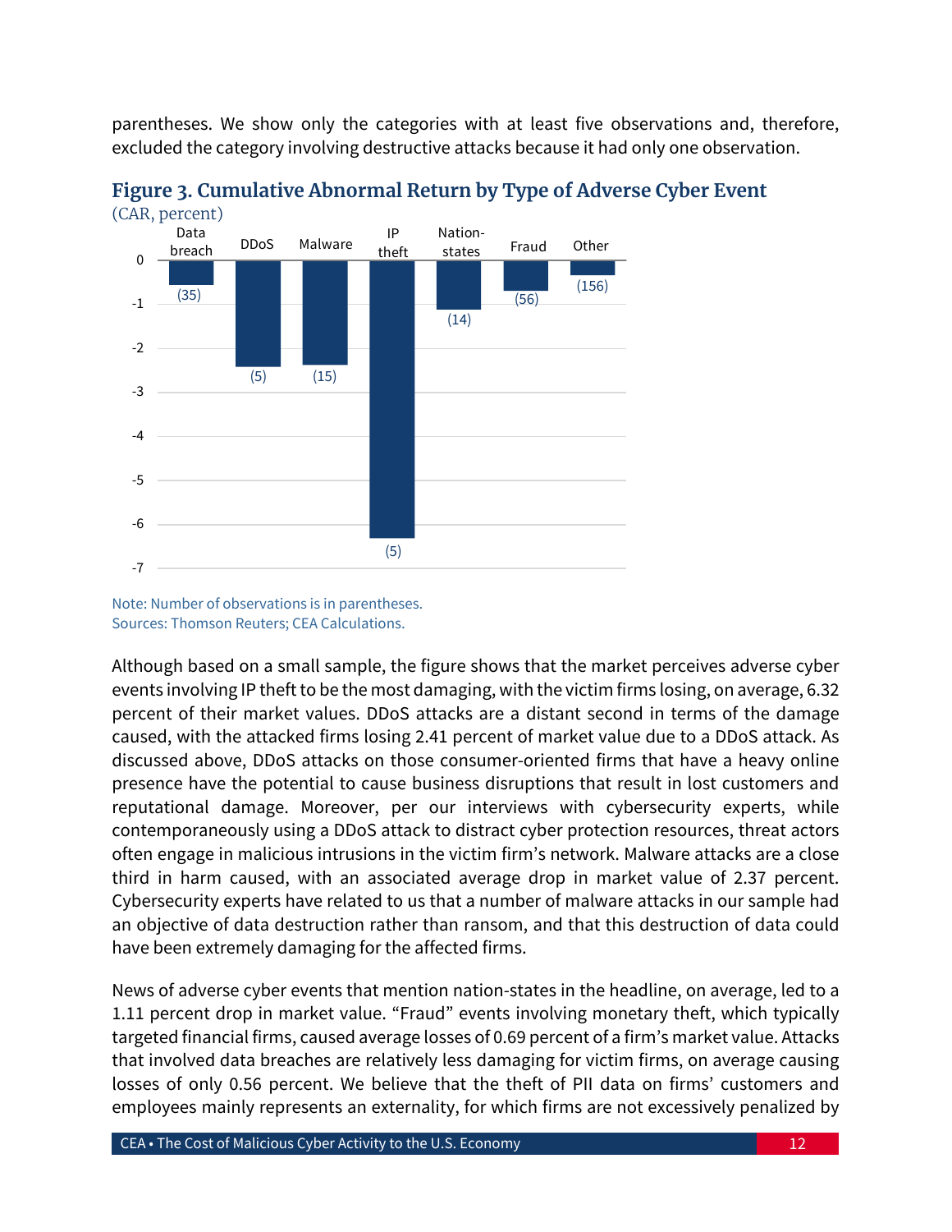parentheses. We show only the categories with at least five observations and, therefore, excluded the category involving destructive attacks because it had only one observation.

**Figure 3. Cumulative Abnormal Return by Type of Adverse Cyber Event**

(CAR, percent)

Note: Number of observations is in parentheses.
Sources: Thomson Reuters; CEA Calculations.

Although based on a small sample, the figure shows that the market perceives adverse cyber events involving IP theft to be the most damaging, with the victim firms losing, on average, 6.32 percent of their market values. DDoS attacks are a distant second in terms of the damage caused, with the attacked firms losing 2.41 percent of market value due to a DDoS attack. As discussed above, DDoS attacks on those consumer-oriented firms that have a heavy online presence have the potential to cause business disruptions that result in lost customers and reputational damage. Moreover, per our interviews with cybersecurity experts, while contemporaneously using a DDoS attack to distract cyber protection resources, threat actors often engage in malicious intrusions in the victim firm's network. Malware attacks are a close third in harm caused, with an associated average drop in market value of 2.37 percent. Cybersecurity experts have related to us that a number of malware attacks in our sample had an objective of data destruction rather than ransom, and that this destruction of data could have been extremely damaging for the affected firms.

News of adverse cyber events that mention nation-states in the headline, on average, led to a 1.11 percent drop in market value. "Fraud" events involving monetary theft, which typically targeted financial firms, caused average losses of 0.69 percent of a firm's market value. Attacks that involved data breaches are relatively less damaging for victim firms, on average causing losses of only 0.56 percent. We believe that the theft of PII data on firms' customers and employees mainly represents an externality, for which firms are not excessively penalized by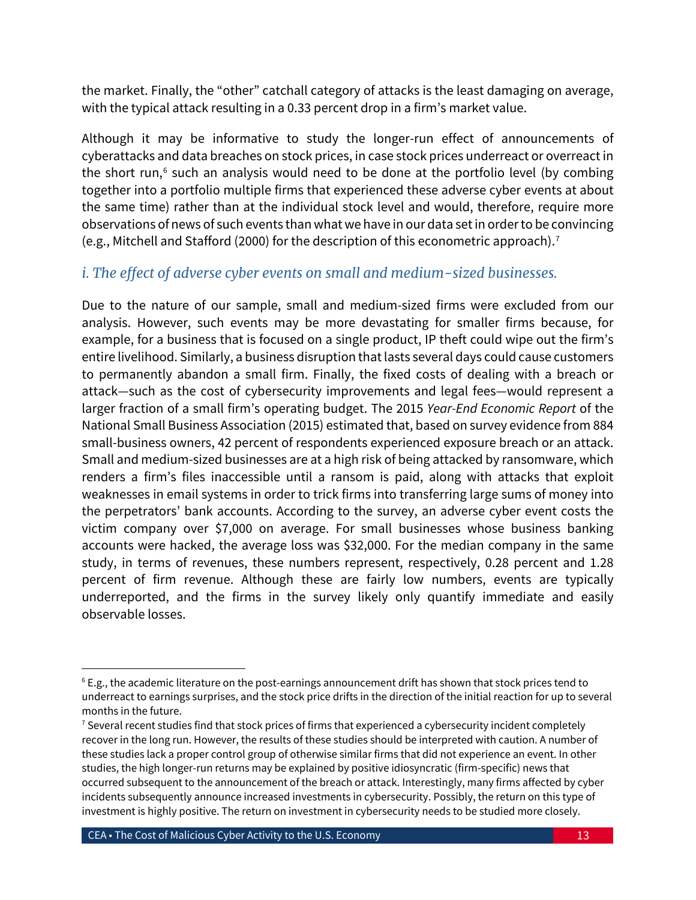the market. Finally, the "other" catchall category of attacks is the least damaging on average, with the typical attack resulting in a 0.33 percent drop in a firm's market value.

Although it may be informative to study the longer-run effect of announcements of cyberattacks and data breaches on stock prices, in case stock prices underreact or overreact in the short run,[6] such an analysis would need to be done at the portfolio level (by combing together into a portfolio multiple firms that experienced these adverse cyber events at about the same time) rather than at the individual stock level and would, therefore, require more observations of news of such events than what we have in our data set in order to be convincing (e.g., Mitchell and Stafford (2000) for the description of this econometric approach).[7]

### *i. The effect of adverse cyber events on small and medium-sized businesses.*

Due to the nature of our sample, small and medium-sized firms were excluded from our analysis. However, such events may be more devastating for smaller firms because, for example, for a business that is focused on a single product, IP theft could wipe out the firm's entire livelihood. Similarly, a business disruption that lasts several days could cause customers to permanently abandon a small firm. Finally, the fixed costs of dealing with a breach or attack—such as the cost of cybersecurity improvements and legal fees—would represent a larger fraction of a small firm's operating budget. The 2015 *Year-End Economic Report* of the National Small Business Association (2015) estimated that, based on survey evidence from 884 small-business owners, 42 percent of respondents experienced exposure breach or an attack. Small and medium-sized businesses are at a high risk of being attacked by ransomware, which renders a firm's files inaccessible until a ransom is paid, along with attacks that exploit weaknesses in email systems in order to trick firms into transferring large sums of money into the perpetrators' bank accounts. According to the survey, an adverse cyber event costs the victim company over $7,000 on average. For small businesses whose business banking accounts were hacked, the average loss was $32,000. For the median company in the same study, in terms of revenues, these numbers represent, respectively, 0.28 percent and 1.28 percent of firm revenue. Although these are fairly low numbers, events are typically underreported, and the firms in the survey likely only quantify immediate and easily observable losses.

---

[6] E.g., the academic literature on the post-earnings announcement drift has shown that stock prices tend to underreact to earnings surprises, and the stock price drifts in the direction of the initial reaction for up to several months in the future.

[7] Several recent studies find that stock prices of firms that experienced a cybersecurity incident completely recover in the long run. However, the results of these studies should be interpreted with caution. A number of these studies lack a proper control group of otherwise similar firms that did not experience an event. In other studies, the high longer-run returns may be explained by positive idiosyncratic (firm-specific) news that occurred subsequent to the announcement of the breach or attack. Interestingly, many firms affected by cyber incidents subsequently announce increased investments in cybersecurity. Possibly, the return on this type of investment is highly positive. The return on investment in cybersecurity needs to be studied more closely.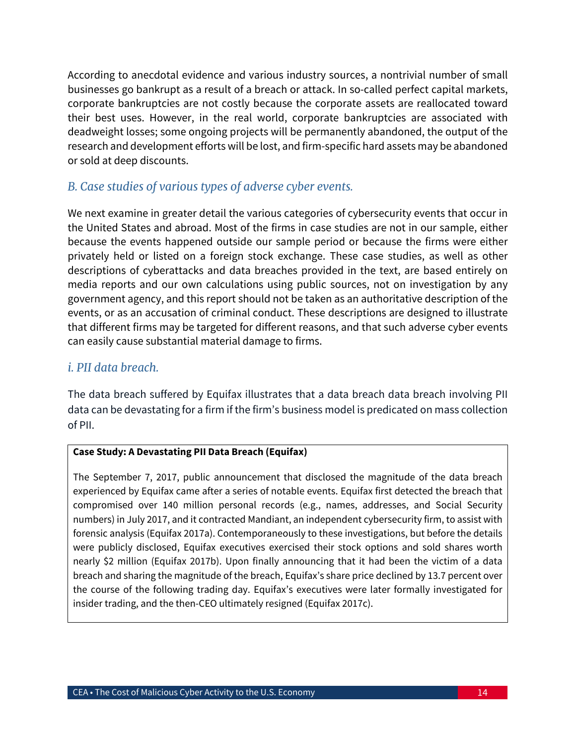According to anecdotal evidence and various industry sources, a nontrivial number of small businesses go bankrupt as a result of a breach or attack. In so-called perfect capital markets, corporate bankruptcies are not costly because the corporate assets are reallocated toward their best uses. However, in the real world, corporate bankruptcies are associated with deadweight losses; some ongoing projects will be permanently abandoned, the output of the research and development efforts will be lost, and firm-specific hard assets may be abandoned or sold at deep discounts.

### *B. Case studies of various types of adverse cyber events.*

We next examine in greater detail the various categories of cybersecurity events that occur in the United States and abroad. Most of the firms in case studies are not in our sample, either because the events happened outside our sample period or because the firms were either privately held or listed on a foreign stock exchange. These case studies, as well as other descriptions of cyberattacks and data breaches provided in the text, are based entirely on media reports and our own calculations using public sources, not on investigation by any government agency, and this report should not be taken as an authoritative description of the events, or as an accusation of criminal conduct. These descriptions are designed to illustrate that different firms may be targeted for different reasons, and that such adverse cyber events can easily cause substantial material damage to firms.

#### *i. PII data breach.*

The data breach suffered by Equifax illustrates that a data breach data breach involving PII data can be devastating for a firm if the firm's business model is predicated on mass collection of PII.

**Case Study: A Devastating PII Data Breach (Equifax)**

The September 7, 2017, public announcement that disclosed the magnitude of the data breach experienced by Equifax came after a series of notable events. Equifax first detected the breach that compromised over 140 million personal records (e.g., names, addresses, and Social Security numbers) in July 2017, and it contracted Mandiant, an independent cybersecurity firm, to assist with forensic analysis (Equifax 2017a). Contemporaneously to these investigations, but before the details were publicly disclosed, Equifax executives exercised their stock options and sold shares worth nearly $2 million (Equifax 2017b). Upon finally announcing that it had been the victim of a data breach and sharing the magnitude of the breach, Equifax's share price declined by 13.7 percent over the course of the following trading day. Equifax's executives were later formally investigated for insider trading, and the then-CEO ultimately resigned (Equifax 2017c).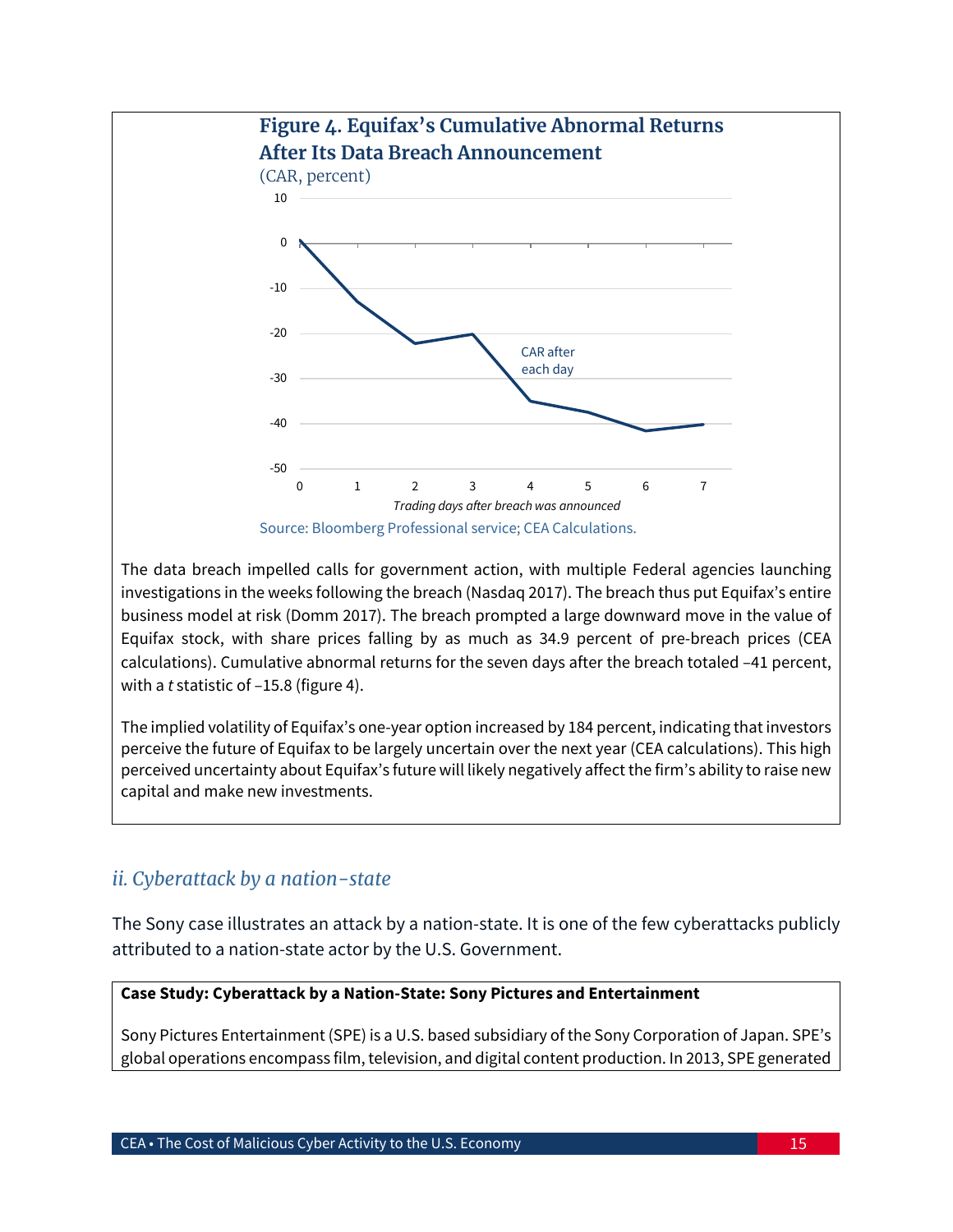**Figure 4. Equifax's Cumulative Abnormal Returns After Its Data Breach Announcement**

(CAR, percent)

Source: Bloomberg Professional service; CEA Calculations.

The data breach impelled calls for government action, with multiple Federal agencies launching investigations in the weeks following the breach (Nasdaq 2017). The breach thus put Equifax's entire business model at risk (Domm 2017). The breach prompted a large downward move in the value of Equifax stock, with share prices falling by as much as 34.9 percent of pre-breach prices (CEA calculations). Cumulative abnormal returns for the seven days after the breach totaled –41 percent, with a *t* statistic of –15.8 (figure 4).

The implied volatility of Equifax's one-year option increased by 184 percent, indicating that investors perceive the future of Equifax to be largely uncertain over the next year (CEA calculations). This high perceived uncertainty about Equifax's future will likely negatively affect the firm's ability to raise new capital and make new investments.

### *ii. Cyberattack by a nation-state*

The Sony case illustrates an attack by a nation-state. It is one of the few cyberattacks publicly attributed to a nation-state actor by the U.S. Government.

**Case Study: Cyberattack by a Nation-State: Sony Pictures and Entertainment**

Sony Pictures Entertainment (SPE) is a U.S. based subsidiary of the Sony Corporation of Japan. SPE's global operations encompass film, television, and digital content production. In 2013, SPE generated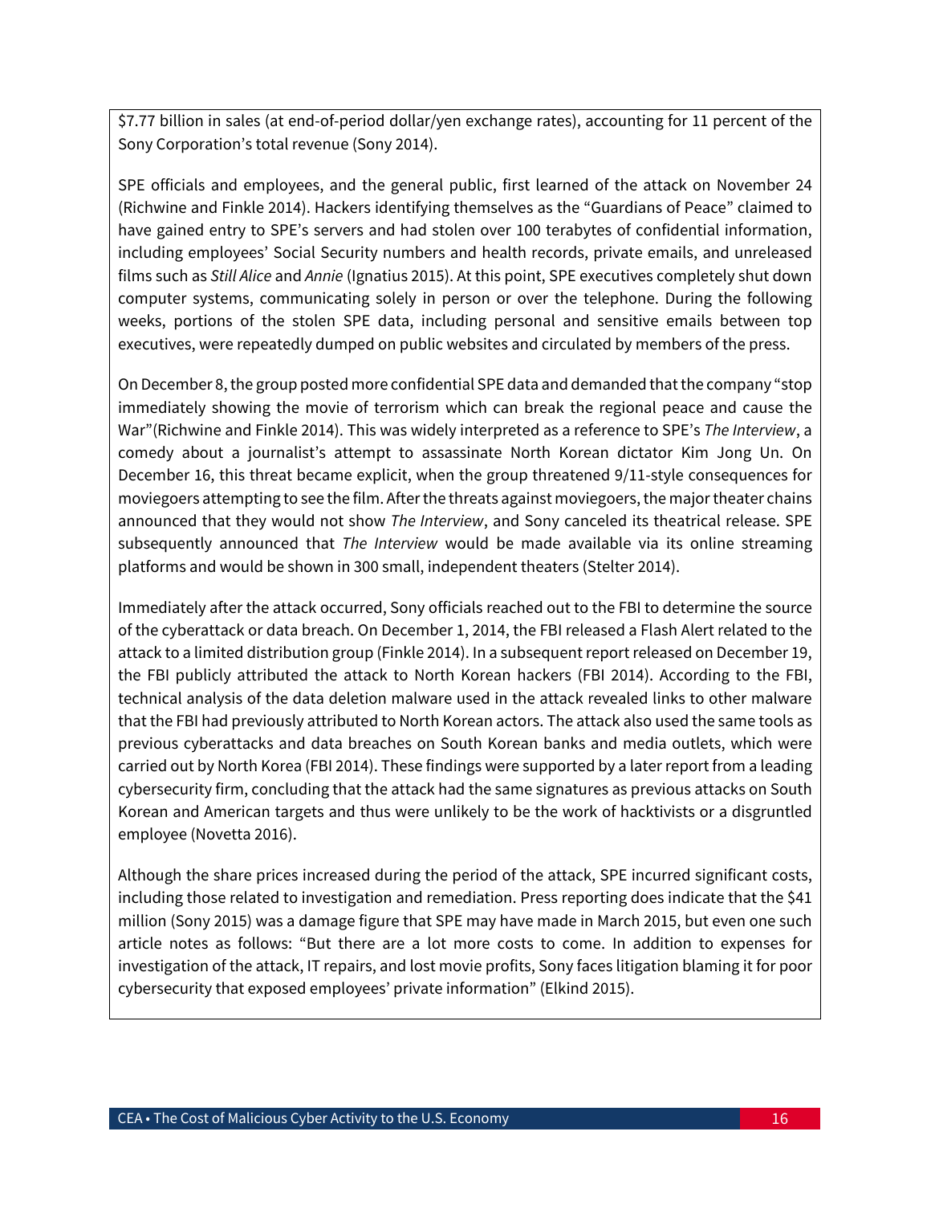$7.77 billion in sales (at end-of-period dollar/yen exchange rates), accounting for 11 percent of the Sony Corporation's total revenue (Sony 2014).

SPE officials and employees, and the general public, first learned of the attack on November 24 (Richwine and Finkle 2014). Hackers identifying themselves as the "Guardians of Peace" claimed to have gained entry to SPE's servers and had stolen over 100 terabytes of confidential information, including employees' Social Security numbers and health records, private emails, and unreleased films such as *Still Alice* and *Annie* (Ignatius 2015). At this point, SPE executives completely shut down computer systems, communicating solely in person or over the telephone. During the following weeks, portions of the stolen SPE data, including personal and sensitive emails between top executives, were repeatedly dumped on public websites and circulated by members of the press.

On December 8, the group posted more confidential SPE data and demanded that the company "stop immediately showing the movie of terrorism which can break the regional peace and cause the War"(Richwine and Finkle 2014). This was widely interpreted as a reference to SPE's *The Interview*, a comedy about a journalist's attempt to assassinate North Korean dictator Kim Jong Un. On December 16, this threat became explicit, when the group threatened 9/11-style consequences for moviegoers attempting to see the film. After the threats against moviegoers, the major theater chains announced that they would not show *The Interview*, and Sony canceled its theatrical release. SPE subsequently announced that *The Interview* would be made available via its online streaming platforms and would be shown in 300 small, independent theaters (Stelter 2014).

Immediately after the attack occurred, Sony officials reached out to the FBI to determine the source of the cyberattack or data breach. On December 1, 2014, the FBI released a Flash Alert related to the attack to a limited distribution group (Finkle 2014). In a subsequent report released on December 19, the FBI publicly attributed the attack to North Korean hackers (FBI 2014). According to the FBI, technical analysis of the data deletion malware used in the attack revealed links to other malware that the FBI had previously attributed to North Korean actors. The attack also used the same tools as previous cyberattacks and data breaches on South Korean banks and media outlets, which were carried out by North Korea (FBI 2014). These findings were supported by a later report from a leading cybersecurity firm, concluding that the attack had the same signatures as previous attacks on South Korean and American targets and thus were unlikely to be the work of hacktivists or a disgruntled employee (Novetta 2016).

Although the share prices increased during the period of the attack, SPE incurred significant costs, including those related to investigation and remediation. Press reporting does indicate that the $41 million (Sony 2015) was a damage figure that SPE may have made in March 2015, but even one such article notes as follows: "But there are a lot more costs to come. In addition to expenses for investigation of the attack, IT repairs, and lost movie profits, Sony faces litigation blaming it for poor cybersecurity that exposed employees' private information" (Elkind 2015).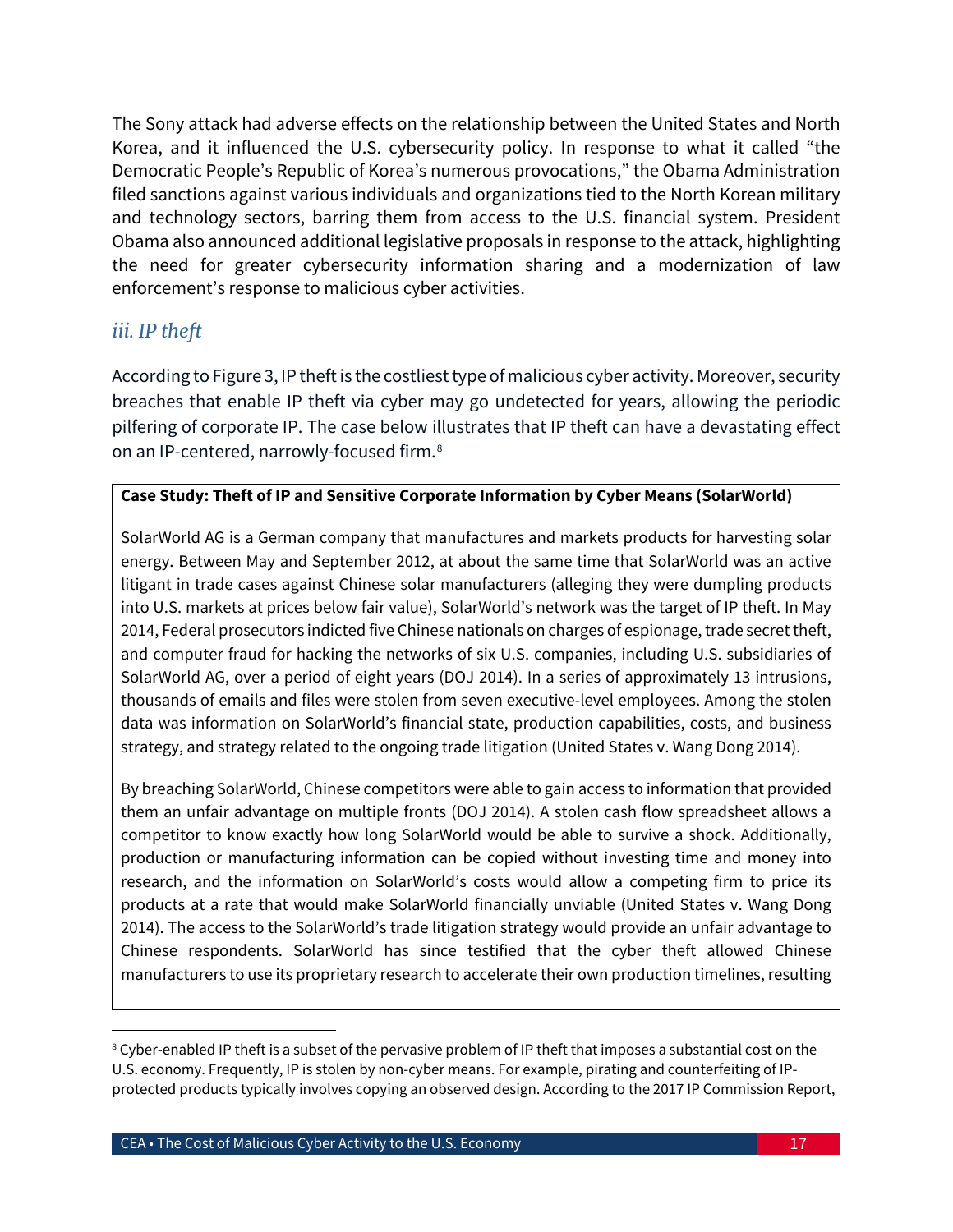The Sony attack had adverse effects on the relationship between the United States and North Korea, and it influenced the U.S. cybersecurity policy. In response to what it called "the Democratic People's Republic of Korea's numerous provocations," the Obama Administration filed sanctions against various individuals and organizations tied to the North Korean military and technology sectors, barring them from access to the U.S. financial system. President Obama also announced additional legislative proposals in response to the attack, highlighting the need for greater cybersecurity information sharing and a modernization of law enforcement's response to malicious cyber activities.

### *iii. IP theft*

According to Figure 3, IP theft is the costliest type of malicious cyber activity. Moreover, security breaches that enable IP theft via cyber may go undetected for years, allowing the periodic pilfering of corporate IP. The case below illustrates that IP theft can have a devastating effect on an IP-centered, narrowly-focused firm.[8]

**Case Study: Theft of IP and Sensitive Corporate Information by Cyber Means (SolarWorld)**

SolarWorld AG is a German company that manufactures and markets products for harvesting solar energy. Between May and September 2012, at about the same time that SolarWorld was an active litigant in trade cases against Chinese solar manufacturers (alleging they were dumpling products into U.S. markets at prices below fair value), SolarWorld's network was the target of IP theft. In May 2014, Federal prosecutors indicted five Chinese nationals on charges of espionage, trade secret theft, and computer fraud for hacking the networks of six U.S. companies, including U.S. subsidiaries of SolarWorld AG, over a period of eight years (DOJ 2014). In a series of approximately 13 intrusions, thousands of emails and files were stolen from seven executive-level employees. Among the stolen data was information on SolarWorld's financial state, production capabilities, costs, and business strategy, and strategy related to the ongoing trade litigation (United States v. Wang Dong 2014).

By breaching SolarWorld, Chinese competitors were able to gain access to information that provided them an unfair advantage on multiple fronts (DOJ 2014). A stolen cash flow spreadsheet allows a competitor to know exactly how long SolarWorld would be able to survive a shock. Additionally, production or manufacturing information can be copied without investing time and money into research, and the information on SolarWorld's costs would allow a competing firm to price its products at a rate that would make SolarWorld financially unviable (United States v. Wang Dong 2014). The access to the SolarWorld's trade litigation strategy would provide an unfair advantage to Chinese respondents. SolarWorld has since testified that the cyber theft allowed Chinese manufacturers to use its proprietary research to accelerate their own production timelines, resulting

[8] Cyber-enabled IP theft is a subset of the pervasive problem of IP theft that imposes a substantial cost on the U.S. economy. Frequently, IP is stolen by non-cyber means. For example, pirating and counterfeiting of IP-protected products typically involves copying an observed design. According to the 2017 IP Commission Report,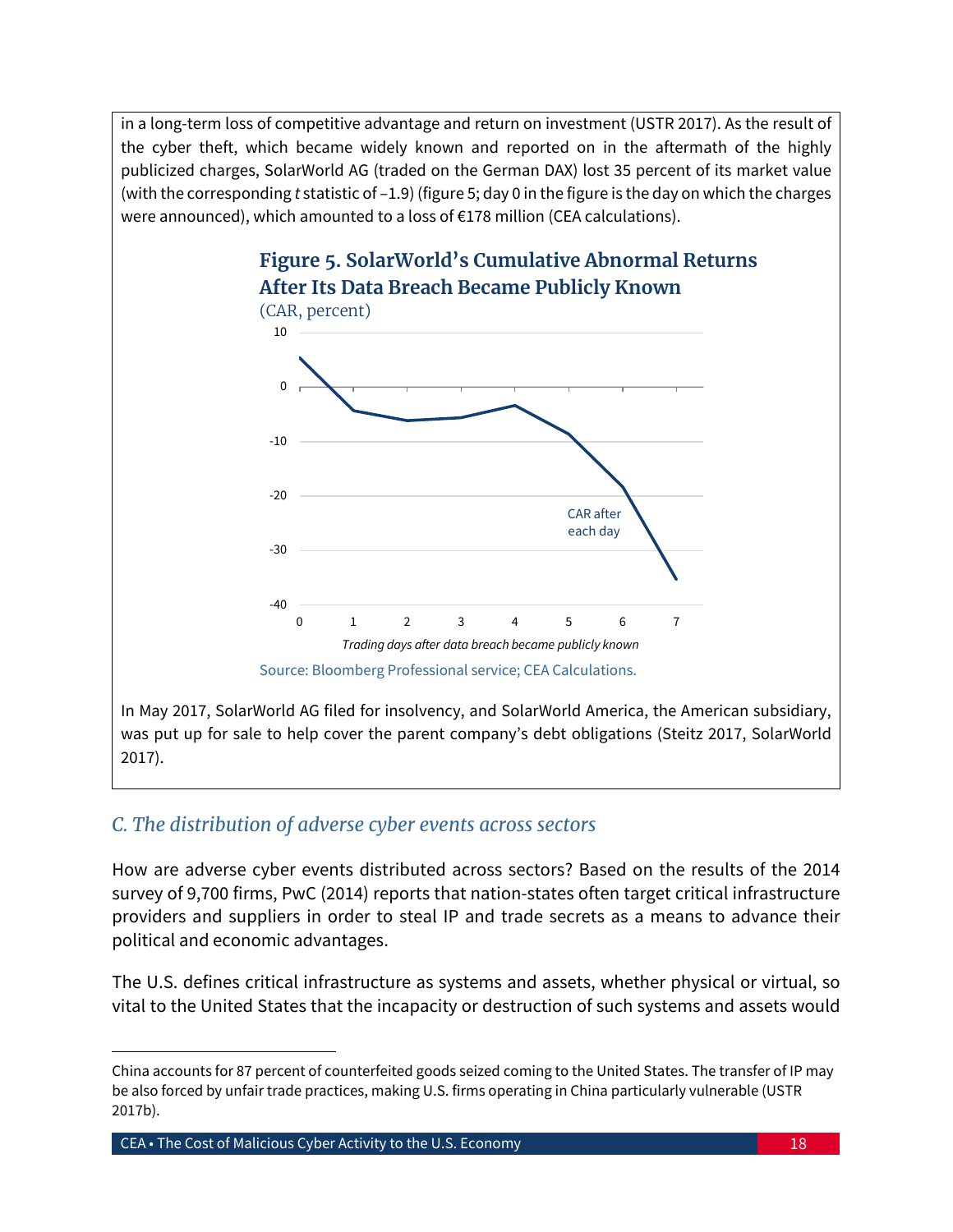in a long-term loss of competitive advantage and return on investment (USTR 2017). As the result of the cyber theft, which became widely known and reported on in the aftermath of the highly publicized charges, SolarWorld AG (traded on the German DAX) lost 35 percent of its market value (with the corresponding *t* statistic of –1.9) (figure 5; day 0 in the figure is the day on which the charges were announced), which amounted to a loss of €178 million (CEA calculations).

**Figure 5. SolarWorld's Cumulative Abnormal Returns After Its Data Breach Became Publicly Known**

(CAR, percent)

Source: Bloomberg Professional service; CEA Calculations.

In May 2017, SolarWorld AG filed for insolvency, and SolarWorld America, the American subsidiary, was put up for sale to help cover the parent company's debt obligations (Steitz 2017, SolarWorld 2017).

## *C. The distribution of adverse cyber events across sectors*

How are adverse cyber events distributed across sectors? Based on the results of the 2014 survey of 9,700 firms, PwC (2014) reports that nation-states often target critical infrastructure providers and suppliers in order to steal IP and trade secrets as a means to advance their political and economic advantages.

The U.S. defines critical infrastructure as systems and assets, whether physical or virtual, so vital to the United States that the incapacity or destruction of such systems and assets would

---

China accounts for 87 percent of counterfeited goods seized coming to the United States. The transfer of IP may be also forced by unfair trade practices, making U.S. firms operating in China particularly vulnerable (USTR 2017b).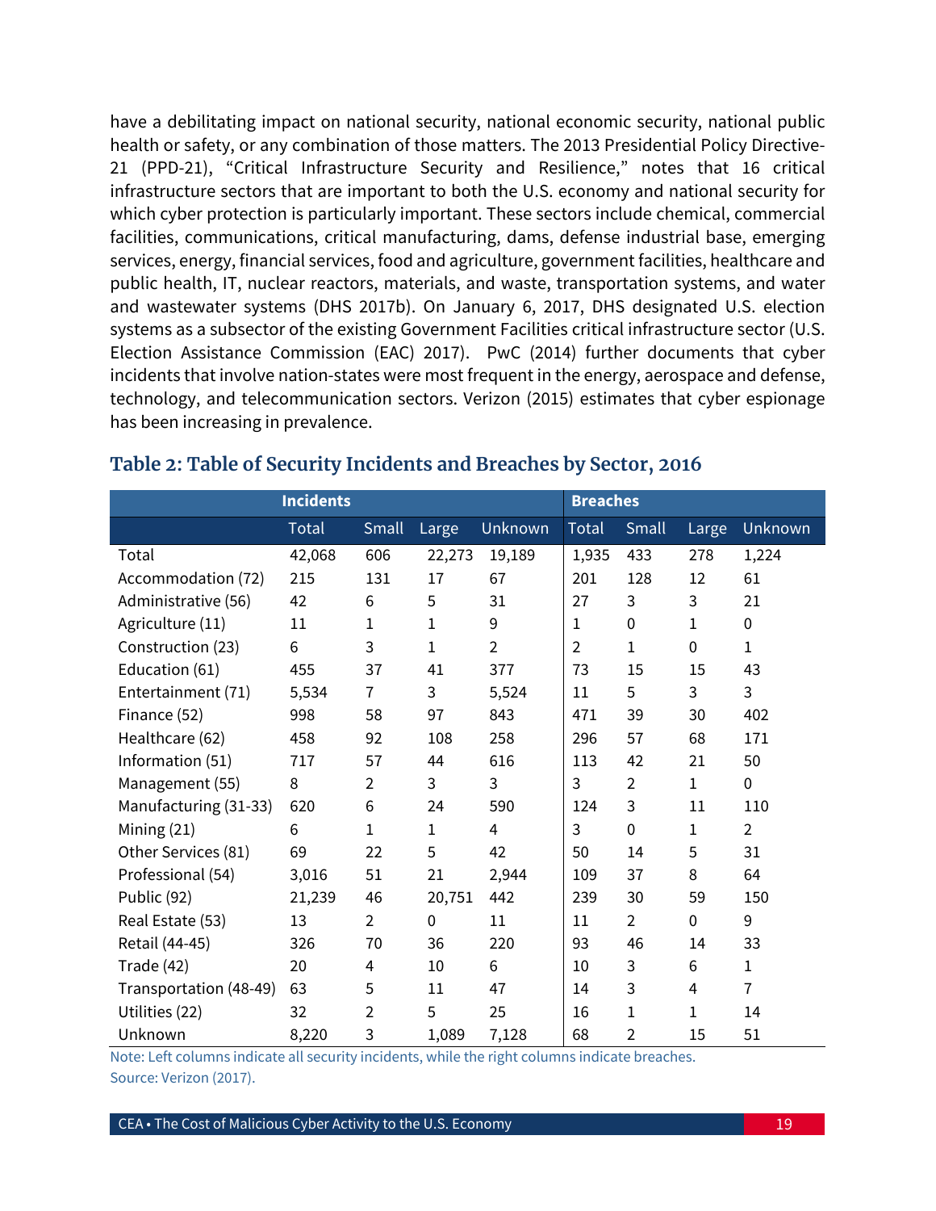have a debilitating impact on national security, national economic security, national public health or safety, or any combination of those matters. The 2013 Presidential Policy Directive-21 (PPD-21), "Critical Infrastructure Security and Resilience," notes that 16 critical infrastructure sectors that are important to both the U.S. economy and national security for which cyber protection is particularly important. These sectors include chemical, commercial facilities, communications, critical manufacturing, dams, defense industrial base, emerging services, energy, financial services, food and agriculture, government facilities, healthcare and public health, IT, nuclear reactors, materials, and waste, transportation systems, and water and wastewater systems (DHS 2017b). On January 6, 2017, DHS designated U.S. election systems as a subsector of the existing Government Facilities critical infrastructure sector (U.S. Election Assistance Commission (EAC) 2017). PwC (2014) further documents that cyber incidents that involve nation-states were most frequent in the energy, aerospace and defense, technology, and telecommunication sectors. Verizon (2015) estimates that cyber espionage has been increasing in prevalence.

### Table 2: Table of Security Incidents and Breaches by Sector, 2016

| | Incidents | | | | Breaches | | | |
|---|---|---|---|---|---|---|---|---|
| | Total | Small | Large | Unknown | Total | Small | Large | Unknown |
| Total | 42,068 | 606 | 22,273 | 19,189 | 1,935 | 433 | 278 | 1,224 |
| Accommodation (72) | 215 | 131 | 17 | 67 | 201 | 128 | 12 | 61 |
| Administrative (56) | 42 | 6 | 5 | 31 | 27 | 3 | 3 | 21 |
| Agriculture (11) | 11 | 1 | 1 | 9 | 1 | 0 | 1 | 0 |
| Construction (23) | 6 | 3 | 1 | 2 | 2 | 1 | 0 | 1 |
| Education (61) | 455 | 37 | 41 | 377 | 73 | 15 | 15 | 43 |
| Entertainment (71) | 5,534 | 7 | 3 | 5,524 | 11 | 5 | 3 | 3 |
| Finance (52) | 998 | 58 | 97 | 843 | 471 | 39 | 30 | 402 |
| Healthcare (62) | 458 | 92 | 108 | 258 | 296 | 57 | 68 | 171 |
| Information (51) | 717 | 57 | 44 | 616 | 113 | 42 | 21 | 50 |
| Management (55) | 8 | 2 | 3 | 3 | 3 | 2 | 1 | 0 |
| Manufacturing (31-33) | 620 | 6 | 24 | 590 | 124 | 3 | 11 | 110 |
| Mining (21) | 6 | 1 | 1 | 4 | 3 | 0 | 1 | 2 |
| Other Services (81) | 69 | 22 | 5 | 42 | 50 | 14 | 5 | 31 |
| Professional (54) | 3,016 | 51 | 21 | 2,944 | 109 | 37 | 8 | 64 |
| Public (92) | 21,239 | 46 | 20,751 | 442 | 239 | 30 | 59 | 150 |
| Real Estate (53) | 13 | 2 | 0 | 11 | 11 | 2 | 0 | 9 |
| Retail (44-45) | 326 | 70 | 36 | 220 | 93 | 46 | 14 | 33 |
| Trade (42) | 20 | 4 | 10 | 6 | 10 | 3 | 6 | 1 |
| Transportation (48-49) | 63 | 5 | 11 | 47 | 14 | 3 | 4 | 7 |
| Utilities (22) | 32 | 2 | 5 | 25 | 16 | 1 | 1 | 14 |
| Unknown | 8,220 | 3 | 1,089 | 7,128 | 68 | 2 | 15 | 51 |

Note: Left columns indicate all security incidents, while the right columns indicate breaches.
Source: Verizon (2017).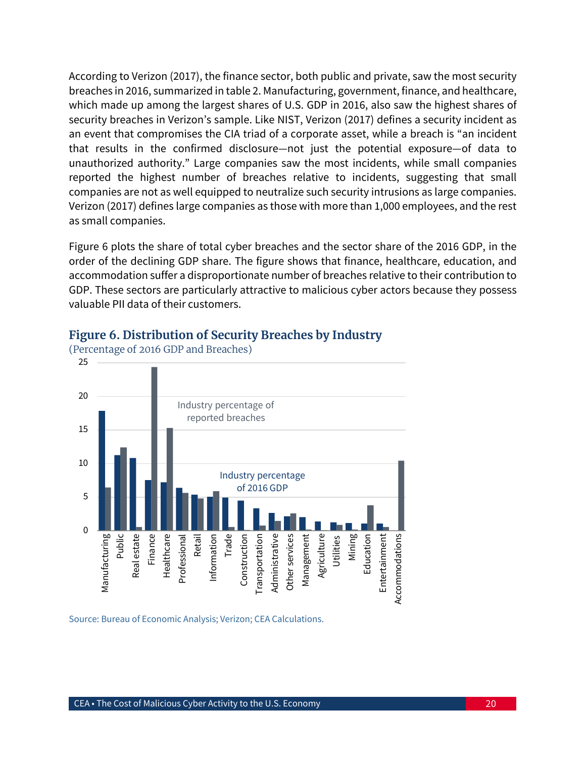According to Verizon (2017), the finance sector, both public and private, saw the most security breaches in 2016, summarized in table 2. Manufacturing, government, finance, and healthcare, which made up among the largest shares of U.S. GDP in 2016, also saw the highest shares of security breaches in Verizon's sample. Like NIST, Verizon (2017) defines a security incident as an event that compromises the CIA triad of a corporate asset, while a breach is "an incident that results in the confirmed disclosure—not just the potential exposure—of data to unauthorized authority." Large companies saw the most incidents, while small companies reported the highest number of breaches relative to incidents, suggesting that small companies are not as well equipped to neutralize such security intrusions as large companies. Verizon (2017) defines large companies as those with more than 1,000 employees, and the rest as small companies.

Figure 6 plots the share of total cyber breaches and the sector share of the 2016 GDP, in the order of the declining GDP share. The figure shows that finance, healthcare, education, and accommodation suffer a disproportionate number of breaches relative to their contribution to GDP. These sectors are particularly attractive to malicious cyber actors because they possess valuable PII data of their customers.

## Figure 6. Distribution of Security Breaches by Industry

(Percentage of 2016 GDP and Breaches)

Source: Bureau of Economic Analysis; Verizon; CEA Calculations.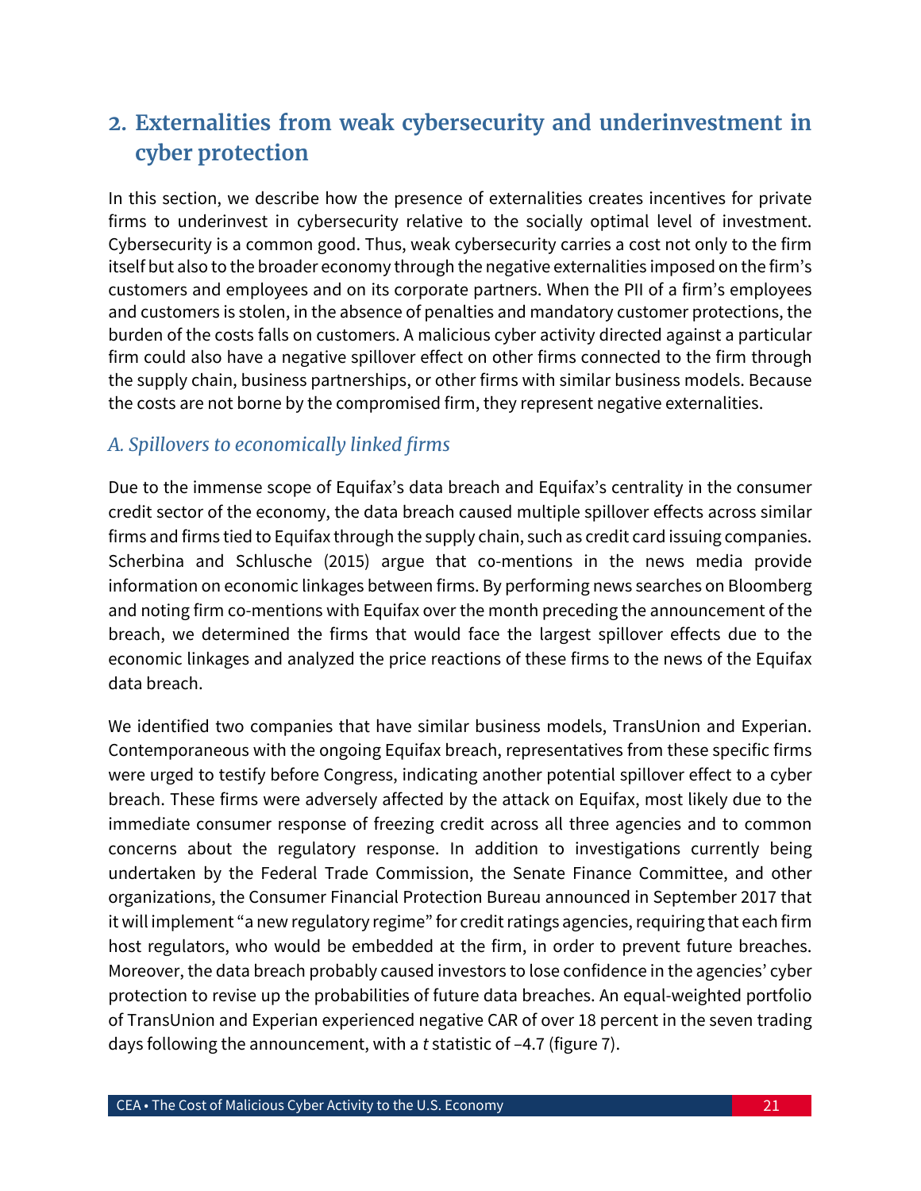## 2. Externalities from weak cybersecurity and underinvestment in cyber protection

In this section, we describe how the presence of externalities creates incentives for private firms to underinvest in cybersecurity relative to the socially optimal level of investment. Cybersecurity is a common good. Thus, weak cybersecurity carries a cost not only to the firm itself but also to the broader economy through the negative externalities imposed on the firm's customers and employees and on its corporate partners. When the PII of a firm's employees and customers is stolen, in the absence of penalties and mandatory customer protections, the burden of the costs falls on customers. A malicious cyber activity directed against a particular firm could also have a negative spillover effect on other firms connected to the firm through the supply chain, business partnerships, or other firms with similar business models. Because the costs are not borne by the compromised firm, they represent negative externalities.

### *A. Spillovers to economically linked firms*

Due to the immense scope of Equifax's data breach and Equifax's centrality in the consumer credit sector of the economy, the data breach caused multiple spillover effects across similar firms and firms tied to Equifax through the supply chain, such as credit card issuing companies. Scherbina and Schlusche (2015) argue that co-mentions in the news media provide information on economic linkages between firms. By performing news searches on Bloomberg and noting firm co-mentions with Equifax over the month preceding the announcement of the breach, we determined the firms that would face the largest spillover effects due to the economic linkages and analyzed the price reactions of these firms to the news of the Equifax data breach.

We identified two companies that have similar business models, TransUnion and Experian. Contemporaneous with the ongoing Equifax breach, representatives from these specific firms were urged to testify before Congress, indicating another potential spillover effect to a cyber breach. These firms were adversely affected by the attack on Equifax, most likely due to the immediate consumer response of freezing credit across all three agencies and to common concerns about the regulatory response. In addition to investigations currently being undertaken by the Federal Trade Commission, the Senate Finance Committee, and other organizations, the Consumer Financial Protection Bureau announced in September 2017 that it will implement "a new regulatory regime" for credit ratings agencies, requiring that each firm host regulators, who would be embedded at the firm, in order to prevent future breaches. Moreover, the data breach probably caused investors to lose confidence in the agencies' cyber protection to revise up the probabilities of future data breaches. An equal-weighted portfolio of TransUnion and Experian experienced negative CAR of over 18 percent in the seven trading days following the announcement, with a $t$ statistic of –4.7 (figure 7).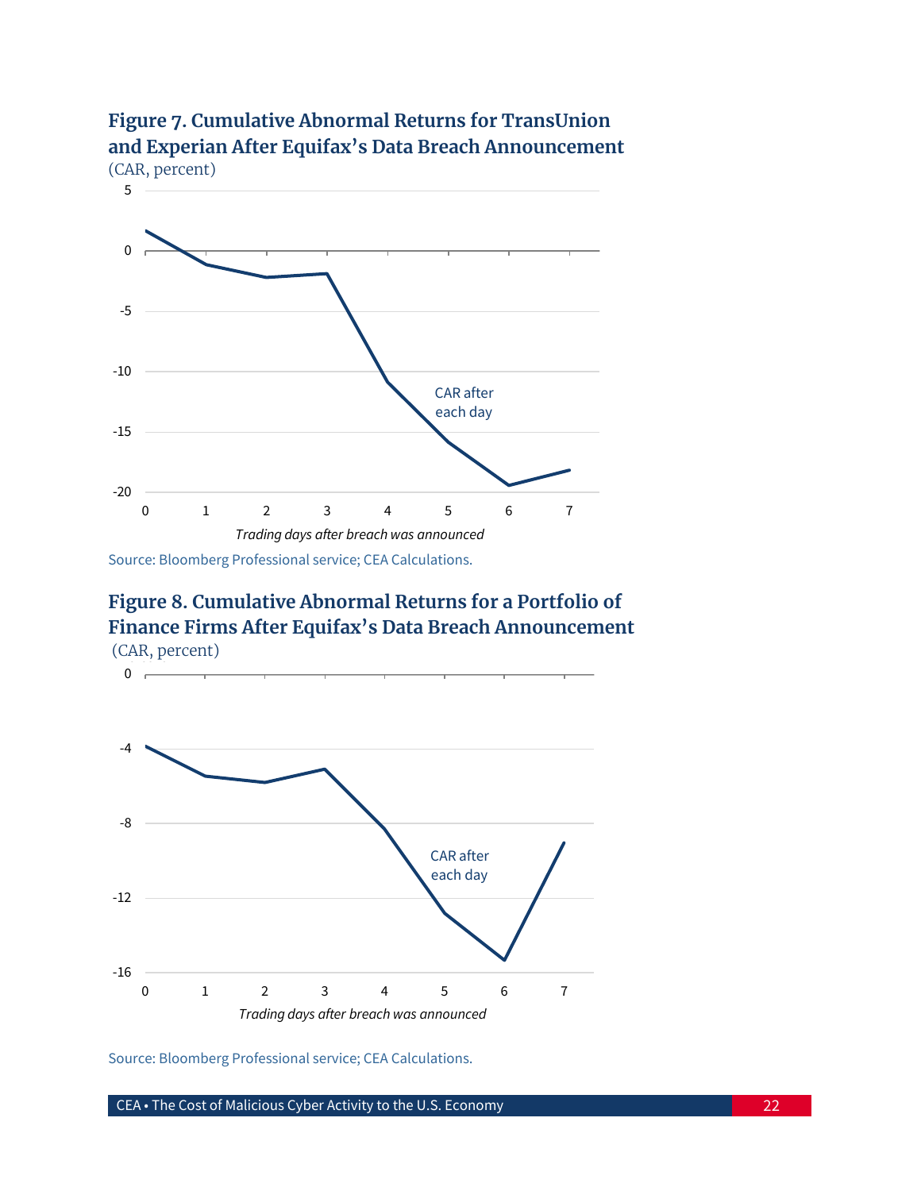**Figure 7. Cumulative Abnormal Returns for TransUnion and Experian After Equifax's Data Breach Announcement**

(CAR, percent)

Source: Bloomberg Professional service; CEA Calculations.

**Figure 8. Cumulative Abnormal Returns for a Portfolio of Finance Firms After Equifax's Data Breach Announcement**

(CAR, percent)

Source: Bloomberg Professional service; CEA Calculations.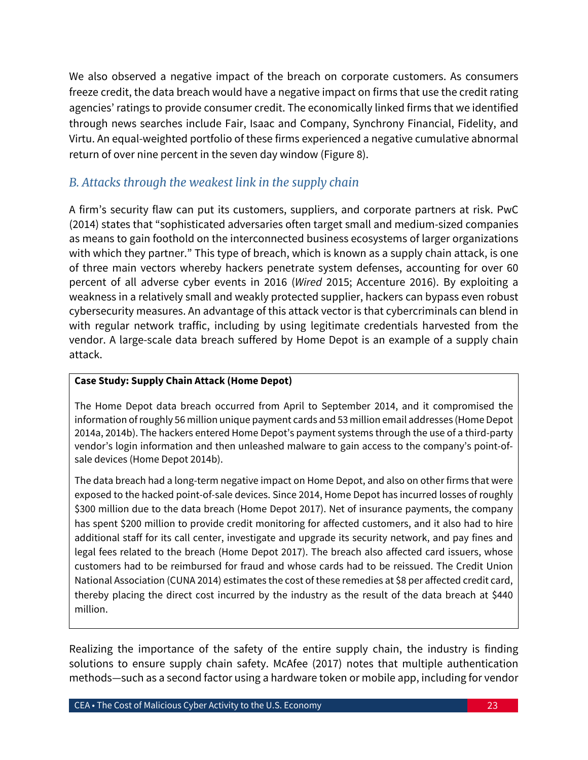We also observed a negative impact of the breach on corporate customers. As consumers freeze credit, the data breach would have a negative impact on firms that use the credit rating agencies' ratings to provide consumer credit. The economically linked firms that we identified through news searches include Fair, Isaac and Company, Synchrony Financial, Fidelity, and Virtu. An equal-weighted portfolio of these firms experienced a negative cumulative abnormal return of over nine percent in the seven day window (Figure 8).

## *B. Attacks through the weakest link in the supply chain*

A firm's security flaw can put its customers, suppliers, and corporate partners at risk. PwC (2014) states that "sophisticated adversaries often target small and medium-sized companies as means to gain foothold on the interconnected business ecosystems of larger organizations with which they partner." This type of breach, which is known as a supply chain attack, is one of three main vectors whereby hackers penetrate system defenses, accounting for over 60 percent of all adverse cyber events in 2016 (*Wired* 2015; Accenture 2016). By exploiting a weakness in a relatively small and weakly protected supplier, hackers can bypass even robust cybersecurity measures. An advantage of this attack vector is that cybercriminals can blend in with regular network traffic, including by using legitimate credentials harvested from the vendor. A large-scale data breach suffered by Home Depot is an example of a supply chain attack.

**Case Study: Supply Chain Attack (Home Depot)**

The Home Depot data breach occurred from April to September 2014, and it compromised the information of roughly 56 million unique payment cards and 53 million email addresses (Home Depot 2014a, 2014b). The hackers entered Home Depot's payment systems through the use of a third-party vendor's login information and then unleashed malware to gain access to the company's point-of-sale devices (Home Depot 2014b).

The data breach had a long-term negative impact on Home Depot, and also on other firms that were exposed to the hacked point-of-sale devices. Since 2014, Home Depot has incurred losses of roughly $300 million due to the data breach (Home Depot 2017). Net of insurance payments, the company has spent $200 million to provide credit monitoring for affected customers, and it also had to hire additional staff for its call center, investigate and upgrade its security network, and pay fines and legal fees related to the breach (Home Depot 2017). The breach also affected card issuers, whose customers had to be reimbursed for fraud and whose cards had to be reissued. The Credit Union National Association (CUNA 2014) estimates the cost of these remedies at $8 per affected credit card, thereby placing the direct cost incurred by the industry as the result of the data breach at $440 million.

Realizing the importance of the safety of the entire supply chain, the industry is finding solutions to ensure supply chain safety. McAfee (2017) notes that multiple authentication methods—such as a second factor using a hardware token or mobile app, including for vendor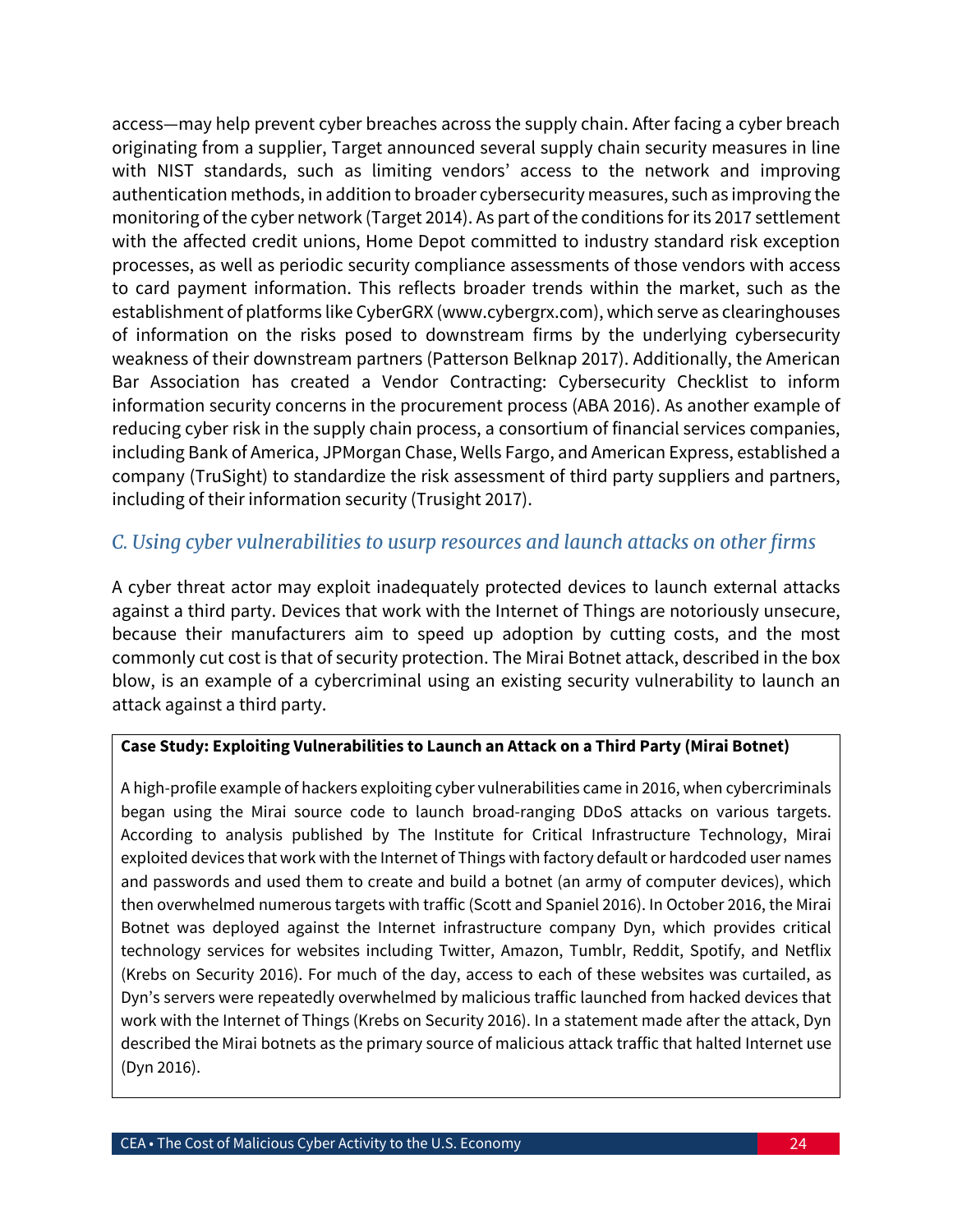access—may help prevent cyber breaches across the supply chain. After facing a cyber breach originating from a supplier, Target announced several supply chain security measures in line with NIST standards, such as limiting vendors' access to the network and improving authentication methods, in addition to broader cybersecurity measures, such as improving the monitoring of the cyber network (Target 2014). As part of the conditions for its 2017 settlement with the affected credit unions, Home Depot committed to industry standard risk exception processes, as well as periodic security compliance assessments of those vendors with access to card payment information. This reflects broader trends within the market, such as the establishment of platforms like CyberGRX (www.cybergrx.com), which serve as clearinghouses of information on the risks posed to downstream firms by the underlying cybersecurity weakness of their downstream partners (Patterson Belknap 2017). Additionally, the American Bar Association has created a Vendor Contracting: Cybersecurity Checklist to inform information security concerns in the procurement process (ABA 2016). As another example of reducing cyber risk in the supply chain process, a consortium of financial services companies, including Bank of America, JPMorgan Chase, Wells Fargo, and American Express, established a company (TruSight) to standardize the risk assessment of third party suppliers and partners, including of their information security (Trusight 2017).

### *C. Using cyber vulnerabilities to usurp resources and launch attacks on other firms*

A cyber threat actor may exploit inadequately protected devices to launch external attacks against a third party. Devices that work with the Internet of Things are notoriously unsecure, because their manufacturers aim to speed up adoption by cutting costs, and the most commonly cut cost is that of security protection. The Mirai Botnet attack, described in the box blow, is an example of a cybercriminal using an existing security vulnerability to launch an attack against a third party.

**Case Study: Exploiting Vulnerabilities to Launch an Attack on a Third Party (Mirai Botnet)**

A high-profile example of hackers exploiting cyber vulnerabilities came in 2016, when cybercriminals began using the Mirai source code to launch broad-ranging DDoS attacks on various targets. According to analysis published by The Institute for Critical Infrastructure Technology, Mirai exploited devices that work with the Internet of Things with factory default or hardcoded user names and passwords and used them to create and build a botnet (an army of computer devices), which then overwhelmed numerous targets with traffic (Scott and Spaniel 2016). In October 2016, the Mirai Botnet was deployed against the Internet infrastructure company Dyn, which provides critical technology services for websites including Twitter, Amazon, Tumblr, Reddit, Spotify, and Netflix (Krebs on Security 2016). For much of the day, access to each of these websites was curtailed, as Dyn's servers were repeatedly overwhelmed by malicious traffic launched from hacked devices that work with the Internet of Things (Krebs on Security 2016). In a statement made after the attack, Dyn described the Mirai botnets as the primary source of malicious attack traffic that halted Internet use (Dyn 2016).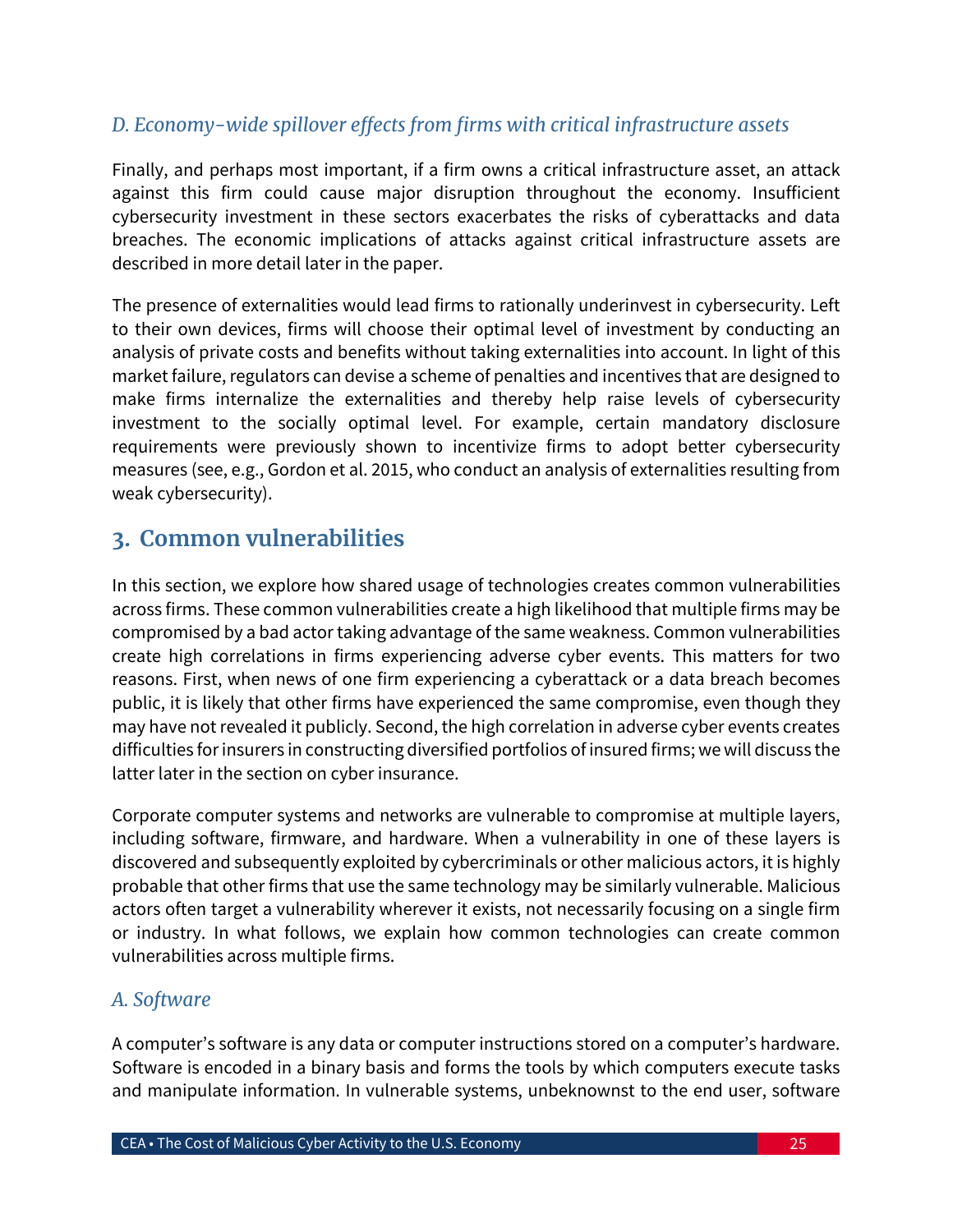### D. Economy-wide spillover effects from firms with critical infrastructure assets

Finally, and perhaps most important, if a firm owns a critical infrastructure asset, an attack against this firm could cause major disruption throughout the economy. Insufficient cybersecurity investment in these sectors exacerbates the risks of cyberattacks and data breaches. The economic implications of attacks against critical infrastructure assets are described in more detail later in the paper.

The presence of externalities would lead firms to rationally underinvest in cybersecurity. Left to their own devices, firms will choose their optimal level of investment by conducting an analysis of private costs and benefits without taking externalities into account. In light of this market failure, regulators can devise a scheme of penalties and incentives that are designed to make firms internalize the externalities and thereby help raise levels of cybersecurity investment to the socially optimal level. For example, certain mandatory disclosure requirements were previously shown to incentivize firms to adopt better cybersecurity measures (see, e.g., Gordon et al. 2015, who conduct an analysis of externalities resulting from weak cybersecurity).

## 3. Common vulnerabilities

In this section, we explore how shared usage of technologies creates common vulnerabilities across firms. These common vulnerabilities create a high likelihood that multiple firms may be compromised by a bad actor taking advantage of the same weakness. Common vulnerabilities create high correlations in firms experiencing adverse cyber events. This matters for two reasons. First, when news of one firm experiencing a cyberattack or a data breach becomes public, it is likely that other firms have experienced the same compromise, even though they may have not revealed it publicly. Second, the high correlation in adverse cyber events creates difficulties for insurers in constructing diversified portfolios of insured firms; we will discuss the latter later in the section on cyber insurance.

Corporate computer systems and networks are vulnerable to compromise at multiple layers, including software, firmware, and hardware. When a vulnerability in one of these layers is discovered and subsequently exploited by cybercriminals or other malicious actors, it is highly probable that other firms that use the same technology may be similarly vulnerable. Malicious actors often target a vulnerability wherever it exists, not necessarily focusing on a single firm or industry. In what follows, we explain how common technologies can create common vulnerabilities across multiple firms.

### A. Software

A computer's software is any data or computer instructions stored on a computer's hardware. Software is encoded in a binary basis and forms the tools by which computers execute tasks and manipulate information. In vulnerable systems, unbeknownst to the end user, software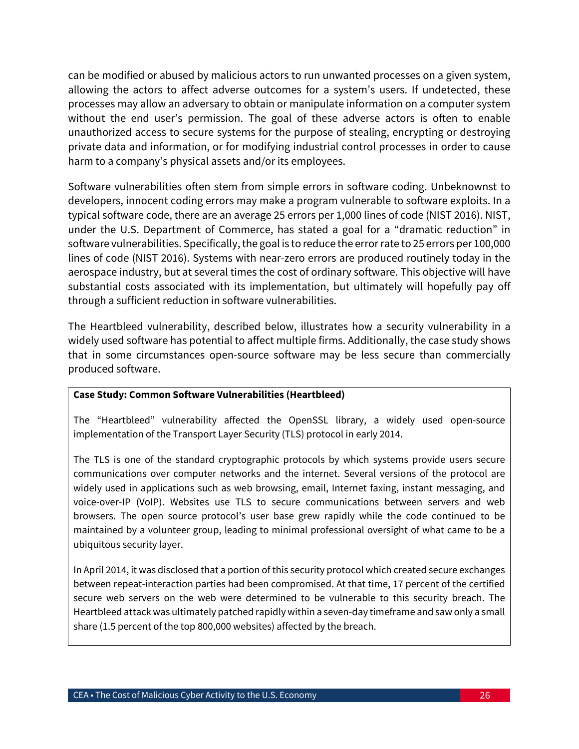can be modified or abused by malicious actors to run unwanted processes on a given system, allowing the actors to affect adverse outcomes for a system's users. If undetected, these processes may allow an adversary to obtain or manipulate information on a computer system without the end user's permission. The goal of these adverse actors is often to enable unauthorized access to secure systems for the purpose of stealing, encrypting or destroying private data and information, or for modifying industrial control processes in order to cause harm to a company's physical assets and/or its employees.

Software vulnerabilities often stem from simple errors in software coding. Unbeknownst to developers, innocent coding errors may make a program vulnerable to software exploits. In a typical software code, there are an average 25 errors per 1,000 lines of code (NIST 2016). NIST, under the U.S. Department of Commerce, has stated a goal for a "dramatic reduction" in software vulnerabilities. Specifically, the goal is to reduce the error rate to 25 errors per 100,000 lines of code (NIST 2016). Systems with near-zero errors are produced routinely today in the aerospace industry, but at several times the cost of ordinary software. This objective will have substantial costs associated with its implementation, but ultimately will hopefully pay off through a sufficient reduction in software vulnerabilities.

The Heartbleed vulnerability, described below, illustrates how a security vulnerability in a widely used software has potential to affect multiple firms. Additionally, the case study shows that in some circumstances open-source software may be less secure than commercially produced software.

**Case Study: Common Software Vulnerabilities (Heartbleed)**

The "Heartbleed" vulnerability affected the OpenSSL library, a widely used open-source implementation of the Transport Layer Security (TLS) protocol in early 2014.

The TLS is one of the standard cryptographic protocols by which systems provide users secure communications over computer networks and the internet. Several versions of the protocol are widely used in applications such as web browsing, email, Internet faxing, instant messaging, and voice-over-IP (VoIP). Websites use TLS to secure communications between servers and web browsers. The open source protocol's user base grew rapidly while the code continued to be maintained by a volunteer group, leading to minimal professional oversight of what came to be a ubiquitous security layer.

In April 2014, it was disclosed that a portion of this security protocol which created secure exchanges between repeat-interaction parties had been compromised. At that time, 17 percent of the certified secure web servers on the web were determined to be vulnerable to this security breach. The Heartbleed attack was ultimately patched rapidly within a seven-day timeframe and saw only a small share (1.5 percent of the top 800,000 websites) affected by the breach.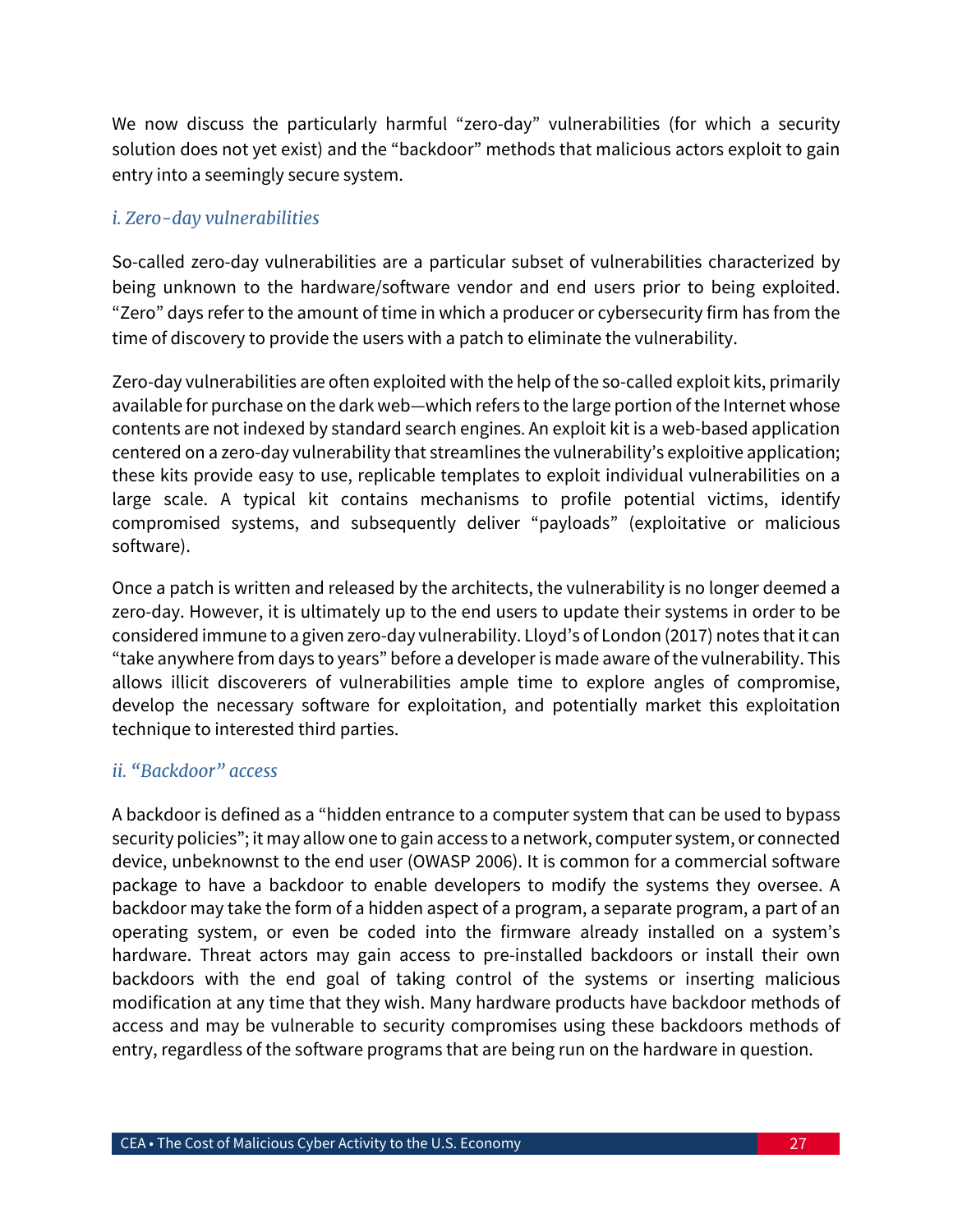We now discuss the particularly harmful "zero-day" vulnerabilities (for which a security solution does not yet exist) and the "backdoor" methods that malicious actors exploit to gain entry into a seemingly secure system.

### *i. Zero-day vulnerabilities*

So-called zero-day vulnerabilities are a particular subset of vulnerabilities characterized by being unknown to the hardware/software vendor and end users prior to being exploited. "Zero" days refer to the amount of time in which a producer or cybersecurity firm has from the time of discovery to provide the users with a patch to eliminate the vulnerability.

Zero-day vulnerabilities are often exploited with the help of the so-called exploit kits, primarily available for purchase on the dark web—which refers to the large portion of the Internet whose contents are not indexed by standard search engines. An exploit kit is a web-based application centered on a zero-day vulnerability that streamlines the vulnerability's exploitive application; these kits provide easy to use, replicable templates to exploit individual vulnerabilities on a large scale. A typical kit contains mechanisms to profile potential victims, identify compromised systems, and subsequently deliver "payloads" (exploitative or malicious software).

Once a patch is written and released by the architects, the vulnerability is no longer deemed a zero-day. However, it is ultimately up to the end users to update their systems in order to be considered immune to a given zero-day vulnerability. Lloyd's of London (2017) notes that it can "take anywhere from days to years" before a developer is made aware of the vulnerability. This allows illicit discoverers of vulnerabilities ample time to explore angles of compromise, develop the necessary software for exploitation, and potentially market this exploitation technique to interested third parties.

### *ii. "Backdoor" access*

A backdoor is defined as a "hidden entrance to a computer system that can be used to bypass security policies"; it may allow one to gain access to a network, computer system, or connected device, unbeknownst to the end user (OWASP 2006). It is common for a commercial software package to have a backdoor to enable developers to modify the systems they oversee. A backdoor may take the form of a hidden aspect of a program, a separate program, a part of an operating system, or even be coded into the firmware already installed on a system's hardware. Threat actors may gain access to pre-installed backdoors or install their own backdoors with the end goal of taking control of the systems or inserting malicious modification at any time that they wish. Many hardware products have backdoor methods of access and may be vulnerable to security compromises using these backdoors methods of entry, regardless of the software programs that are being run on the hardware in question.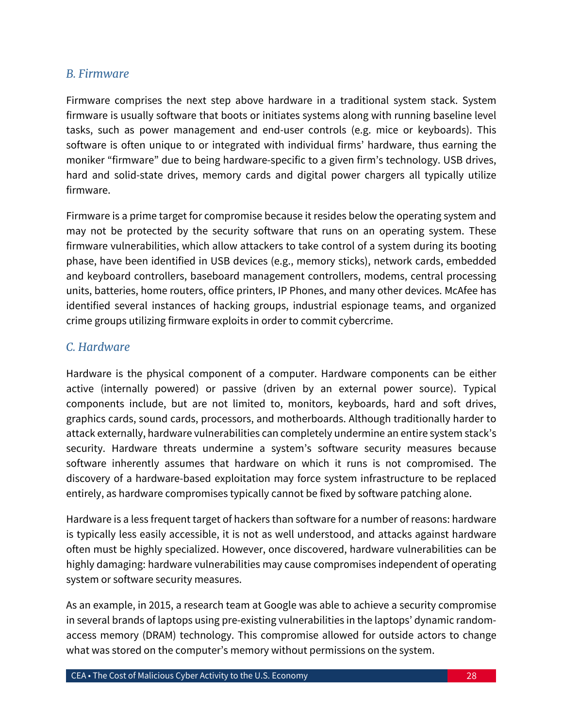### *B. Firmware*

Firmware comprises the next step above hardware in a traditional system stack. System firmware is usually software that boots or initiates systems along with running baseline level tasks, such as power management and end-user controls (e.g. mice or keyboards). This software is often unique to or integrated with individual firms' hardware, thus earning the moniker "firmware" due to being hardware-specific to a given firm's technology. USB drives, hard and solid-state drives, memory cards and digital power chargers all typically utilize firmware.

Firmware is a prime target for compromise because it resides below the operating system and may not be protected by the security software that runs on an operating system. These firmware vulnerabilities, which allow attackers to take control of a system during its booting phase, have been identified in USB devices (e.g., memory sticks), network cards, embedded and keyboard controllers, baseboard management controllers, modems, central processing units, batteries, home routers, office printers, IP Phones, and many other devices. McAfee has identified several instances of hacking groups, industrial espionage teams, and organized crime groups utilizing firmware exploits in order to commit cybercrime.

### *C. Hardware*

Hardware is the physical component of a computer. Hardware components can be either active (internally powered) or passive (driven by an external power source). Typical components include, but are not limited to, monitors, keyboards, hard and soft drives, graphics cards, sound cards, processors, and motherboards. Although traditionally harder to attack externally, hardware vulnerabilities can completely undermine an entire system stack's security. Hardware threats undermine a system's software security measures because software inherently assumes that hardware on which it runs is not compromised. The discovery of a hardware-based exploitation may force system infrastructure to be replaced entirely, as hardware compromises typically cannot be fixed by software patching alone.

Hardware is a less frequent target of hackers than software for a number of reasons: hardware is typically less easily accessible, it is not as well understood, and attacks against hardware often must be highly specialized. However, once discovered, hardware vulnerabilities can be highly damaging: hardware vulnerabilities may cause compromises independent of operating system or software security measures.

As an example, in 2015, a research team at Google was able to achieve a security compromise in several brands of laptops using pre-existing vulnerabilities in the laptops' dynamic random-access memory (DRAM) technology. This compromise allowed for outside actors to change what was stored on the computer's memory without permissions on the system.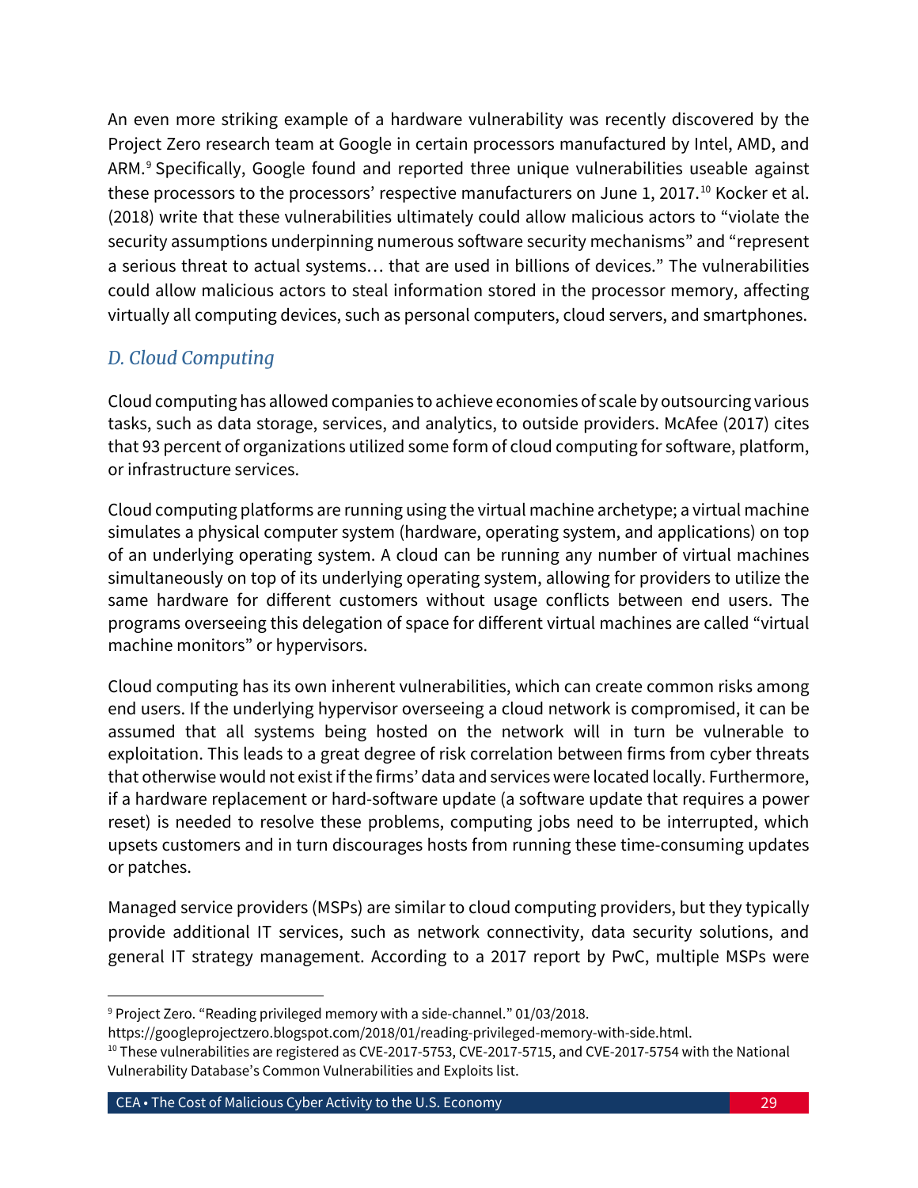An even more striking example of a hardware vulnerability was recently discovered by the Project Zero research team at Google in certain processors manufactured by Intel, AMD, and ARM.[9] Specifically, Google found and reported three unique vulnerabilities useable against these processors to the processors' respective manufacturers on June 1, 2017.[10] Kocker et al. (2018) write that these vulnerabilities ultimately could allow malicious actors to "violate the security assumptions underpinning numerous software security mechanisms" and "represent a serious threat to actual systems… that are used in billions of devices." The vulnerabilities could allow malicious actors to steal information stored in the processor memory, affecting virtually all computing devices, such as personal computers, cloud servers, and smartphones.

### *D. Cloud Computing*

Cloud computing has allowed companies to achieve economies of scale by outsourcing various tasks, such as data storage, services, and analytics, to outside providers. McAfee (2017) cites that 93 percent of organizations utilized some form of cloud computing for software, platform, or infrastructure services.

Cloud computing platforms are running using the virtual machine archetype; a virtual machine simulates a physical computer system (hardware, operating system, and applications) on top of an underlying operating system. A cloud can be running any number of virtual machines simultaneously on top of its underlying operating system, allowing for providers to utilize the same hardware for different customers without usage conflicts between end users. The programs overseeing this delegation of space for different virtual machines are called "virtual machine monitors" or hypervisors.

Cloud computing has its own inherent vulnerabilities, which can create common risks among end users. If the underlying hypervisor overseeing a cloud network is compromised, it can be assumed that all systems being hosted on the network will in turn be vulnerable to exploitation. This leads to a great degree of risk correlation between firms from cyber threats that otherwise would not exist if the firms' data and services were located locally. Furthermore, if a hardware replacement or hard-software update (a software update that requires a power reset) is needed to resolve these problems, computing jobs need to be interrupted, which upsets customers and in turn discourages hosts from running these time-consuming updates or patches.

Managed service providers (MSPs) are similar to cloud computing providers, but they typically provide additional IT services, such as network connectivity, data security solutions, and general IT strategy management. According to a 2017 report by PwC, multiple MSPs were

---

[9] Project Zero. "Reading privileged memory with a side-channel." 01/03/2018. https://googleprojectzero.blogspot.com/2018/01/reading-privileged-memory-with-side.html.

[10] These vulnerabilities are registered as CVE-2017-5753, CVE-2017-5715, and CVE-2017-5754 with the National Vulnerability Database's Common Vulnerabilities and Exploits list.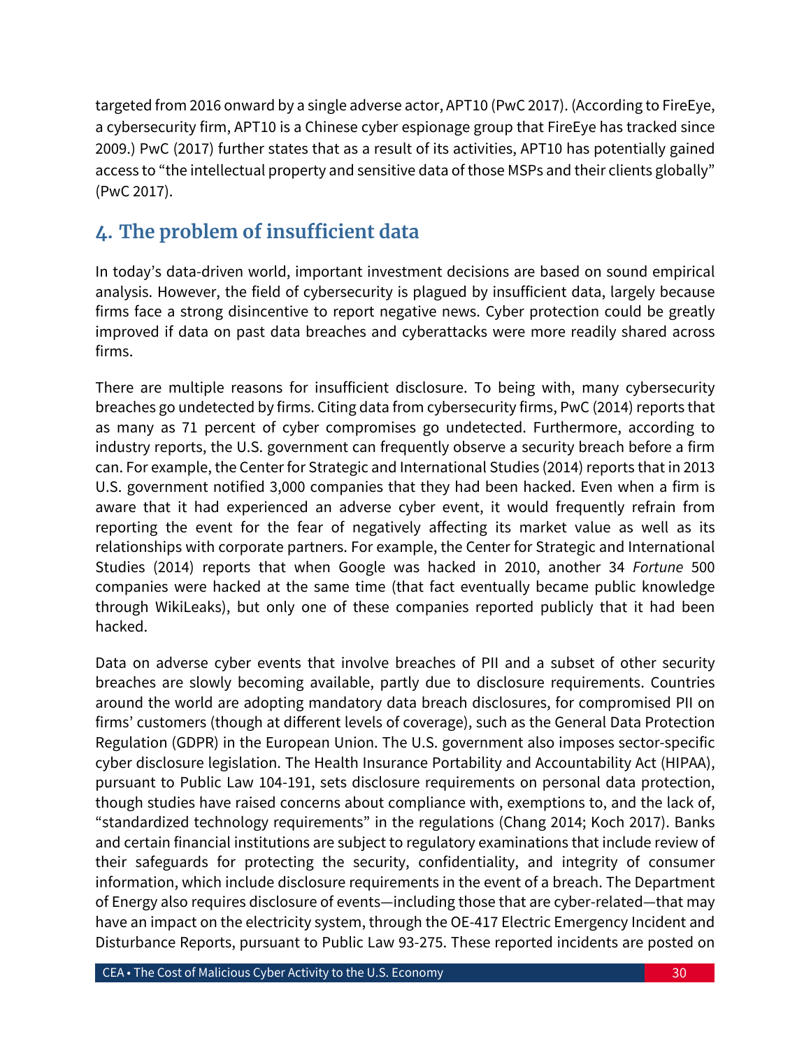targeted from 2016 onward by a single adverse actor, APT10 (PwC 2017). (According to FireEye, a cybersecurity firm, APT10 is a Chinese cyber espionage group that FireEye has tracked since 2009.) PwC (2017) further states that as a result of its activities, APT10 has potentially gained access to "the intellectual property and sensitive data of those MSPs and their clients globally" (PwC 2017).

## 4. The problem of insufficient data

In today's data-driven world, important investment decisions are based on sound empirical analysis. However, the field of cybersecurity is plagued by insufficient data, largely because firms face a strong disincentive to report negative news. Cyber protection could be greatly improved if data on past data breaches and cyberattacks were more readily shared across firms.

There are multiple reasons for insufficient disclosure. To being with, many cybersecurity breaches go undetected by firms. Citing data from cybersecurity firms, PwC (2014) reports that as many as 71 percent of cyber compromises go undetected. Furthermore, according to industry reports, the U.S. government can frequently observe a security breach before a firm can. For example, the Center for Strategic and International Studies (2014) reports that in 2013 U.S. government notified 3,000 companies that they had been hacked. Even when a firm is aware that it had experienced an adverse cyber event, it would frequently refrain from reporting the event for the fear of negatively affecting its market value as well as its relationships with corporate partners. For example, the Center for Strategic and International Studies (2014) reports that when Google was hacked in 2010, another 34 *Fortune* 500 companies were hacked at the same time (that fact eventually became public knowledge through WikiLeaks), but only one of these companies reported publicly that it had been hacked.

Data on adverse cyber events that involve breaches of PII and a subset of other security breaches are slowly becoming available, partly due to disclosure requirements. Countries around the world are adopting mandatory data breach disclosures, for compromised PII on firms' customers (though at different levels of coverage), such as the General Data Protection Regulation (GDPR) in the European Union. The U.S. government also imposes sector-specific cyber disclosure legislation. The Health Insurance Portability and Accountability Act (HIPAA), pursuant to Public Law 104-191, sets disclosure requirements on personal data protection, though studies have raised concerns about compliance with, exemptions to, and the lack of, "standardized technology requirements" in the regulations (Chang 2014; Koch 2017). Banks and certain financial institutions are subject to regulatory examinations that include review of their safeguards for protecting the security, confidentiality, and integrity of consumer information, which include disclosure requirements in the event of a breach. The Department of Energy also requires disclosure of events—including those that are cyber-related—that may have an impact on the electricity system, through the OE-417 Electric Emergency Incident and Disturbance Reports, pursuant to Public Law 93-275. These reported incidents are posted on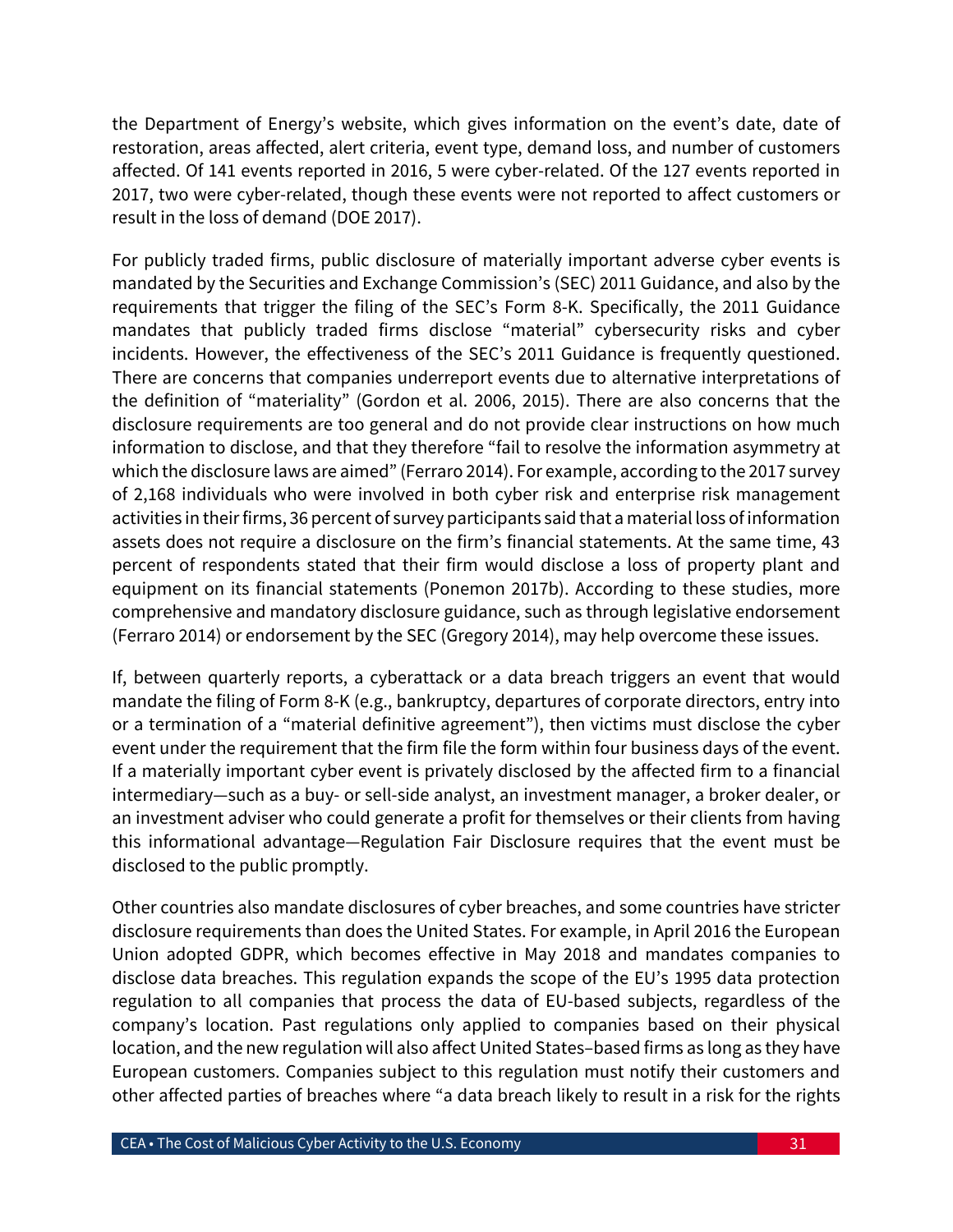the Department of Energy's website, which gives information on the event's date, date of restoration, areas affected, alert criteria, event type, demand loss, and number of customers affected. Of 141 events reported in 2016, 5 were cyber-related. Of the 127 events reported in 2017, two were cyber-related, though these events were not reported to affect customers or result in the loss of demand (DOE 2017).

For publicly traded firms, public disclosure of materially important adverse cyber events is mandated by the Securities and Exchange Commission's (SEC) 2011 Guidance, and also by the requirements that trigger the filing of the SEC's Form 8-K. Specifically, the 2011 Guidance mandates that publicly traded firms disclose "material" cybersecurity risks and cyber incidents. However, the effectiveness of the SEC's 2011 Guidance is frequently questioned. There are concerns that companies underreport events due to alternative interpretations of the definition of "materiality" (Gordon et al. 2006, 2015). There are also concerns that the disclosure requirements are too general and do not provide clear instructions on how much information to disclose, and that they therefore "fail to resolve the information asymmetry at which the disclosure laws are aimed" (Ferraro 2014). For example, according to the 2017 survey of 2,168 individuals who were involved in both cyber risk and enterprise risk management activities in their firms, 36 percent of survey participants said that a material loss of information assets does not require a disclosure on the firm's financial statements. At the same time, 43 percent of respondents stated that their firm would disclose a loss of property plant and equipment on its financial statements (Ponemon 2017b). According to these studies, more comprehensive and mandatory disclosure guidance, such as through legislative endorsement (Ferraro 2014) or endorsement by the SEC (Gregory 2014), may help overcome these issues.

If, between quarterly reports, a cyberattack or a data breach triggers an event that would mandate the filing of Form 8-K (e.g., bankruptcy, departures of corporate directors, entry into or a termination of a "material definitive agreement"), then victims must disclose the cyber event under the requirement that the firm file the form within four business days of the event. If a materially important cyber event is privately disclosed by the affected firm to a financial intermediary—such as a buy- or sell-side analyst, an investment manager, a broker dealer, or an investment adviser who could generate a profit for themselves or their clients from having this informational advantage—Regulation Fair Disclosure requires that the event must be disclosed to the public promptly.

Other countries also mandate disclosures of cyber breaches, and some countries have stricter disclosure requirements than does the United States. For example, in April 2016 the European Union adopted GDPR, which becomes effective in May 2018 and mandates companies to disclose data breaches. This regulation expands the scope of the EU's 1995 data protection regulation to all companies that process the data of EU-based subjects, regardless of the company's location. Past regulations only applied to companies based on their physical location, and the new regulation will also affect United States–based firms as long as they have European customers. Companies subject to this regulation must notify their customers and other affected parties of breaches where "a data breach likely to result in a risk for the rights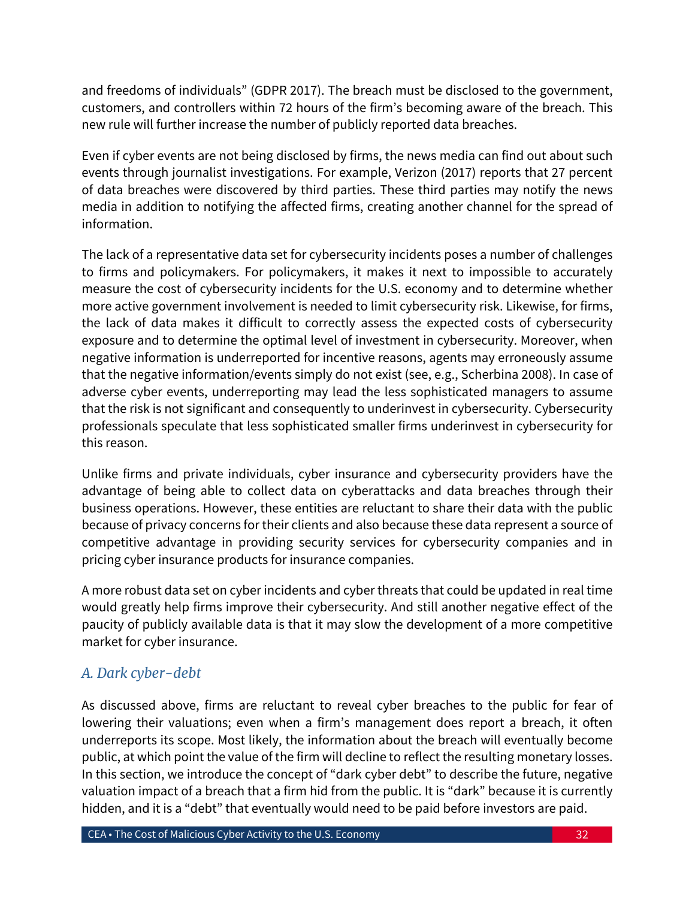and freedoms of individuals" (GDPR 2017). The breach must be disclosed to the government, customers, and controllers within 72 hours of the firm's becoming aware of the breach. This new rule will further increase the number of publicly reported data breaches.

Even if cyber events are not being disclosed by firms, the news media can find out about such events through journalist investigations. For example, Verizon (2017) reports that 27 percent of data breaches were discovered by third parties. These third parties may notify the news media in addition to notifying the affected firms, creating another channel for the spread of information.

The lack of a representative data set for cybersecurity incidents poses a number of challenges to firms and policymakers. For policymakers, it makes it next to impossible to accurately measure the cost of cybersecurity incidents for the U.S. economy and to determine whether more active government involvement is needed to limit cybersecurity risk. Likewise, for firms, the lack of data makes it difficult to correctly assess the expected costs of cybersecurity exposure and to determine the optimal level of investment in cybersecurity. Moreover, when negative information is underreported for incentive reasons, agents may erroneously assume that the negative information/events simply do not exist (see, e.g., Scherbina 2008). In case of adverse cyber events, underreporting may lead the less sophisticated managers to assume that the risk is not significant and consequently to underinvest in cybersecurity. Cybersecurity professionals speculate that less sophisticated smaller firms underinvest in cybersecurity for this reason.

Unlike firms and private individuals, cyber insurance and cybersecurity providers have the advantage of being able to collect data on cyberattacks and data breaches through their business operations. However, these entities are reluctant to share their data with the public because of privacy concerns for their clients and also because these data represent a source of competitive advantage in providing security services for cybersecurity companies and in pricing cyber insurance products for insurance companies.

A more robust data set on cyber incidents and cyber threats that could be updated in real time would greatly help firms improve their cybersecurity. And still another negative effect of the paucity of publicly available data is that it may slow the development of a more competitive market for cyber insurance.

### *A. Dark cyber-debt*

As discussed above, firms are reluctant to reveal cyber breaches to the public for fear of lowering their valuations; even when a firm's management does report a breach, it often underreports its scope. Most likely, the information about the breach will eventually become public, at which point the value of the firm will decline to reflect the resulting monetary losses. In this section, we introduce the concept of "dark cyber debt" to describe the future, negative valuation impact of a breach that a firm hid from the public. It is "dark" because it is currently hidden, and it is a "debt" that eventually would need to be paid before investors are paid.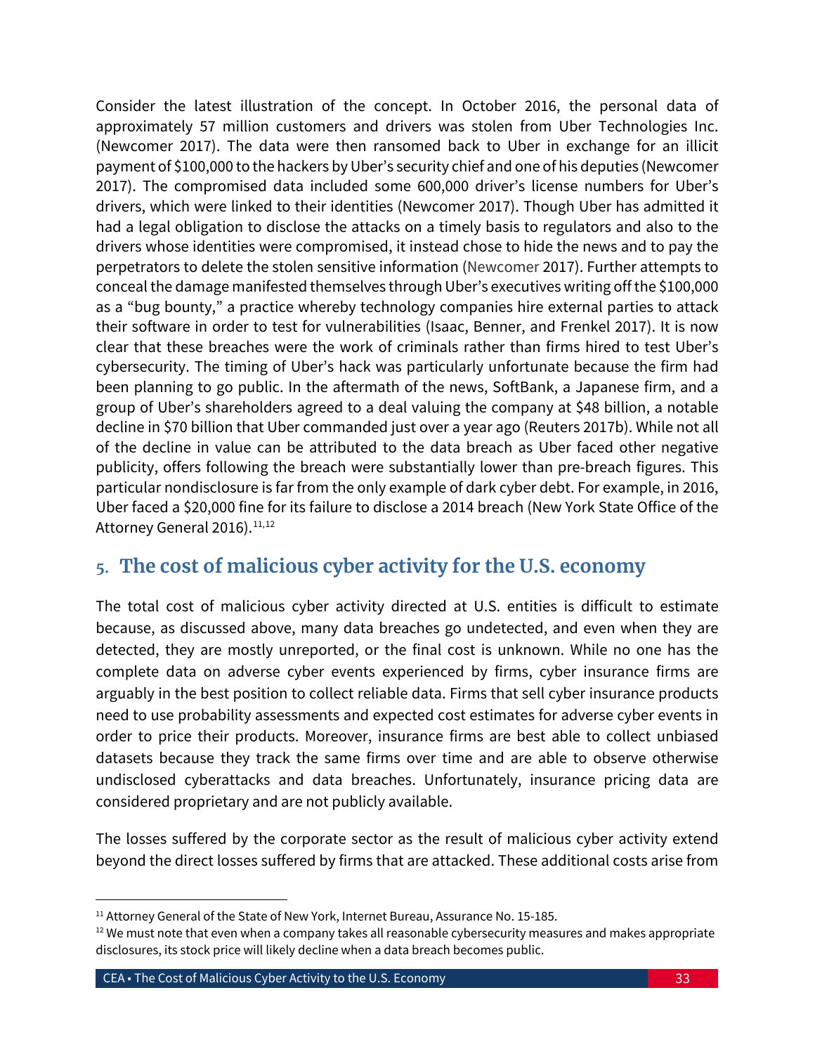Consider the latest illustration of the concept. In October 2016, the personal data of approximately 57 million customers and drivers was stolen from Uber Technologies Inc. (Newcomer 2017). The data were then ransomed back to Uber in exchange for an illicit payment of $100,000 to the hackers by Uber's security chief and one of his deputies (Newcomer 2017). The compromised data included some 600,000 driver's license numbers for Uber's drivers, which were linked to their identities (Newcomer 2017). Though Uber has admitted it had a legal obligation to disclose the attacks on a timely basis to regulators and also to the drivers whose identities were compromised, it instead chose to hide the news and to pay the perpetrators to delete the stolen sensitive information (Newcomer 2017). Further attempts to conceal the damage manifested themselves through Uber's executives writing off the $100,000 as a "bug bounty," a practice whereby technology companies hire external parties to attack their software in order to test for vulnerabilities (Isaac, Benner, and Frenkel 2017). It is now clear that these breaches were the work of criminals rather than firms hired to test Uber's cybersecurity. The timing of Uber's hack was particularly unfortunate because the firm had been planning to go public. In the aftermath of the news, SoftBank, a Japanese firm, and a group of Uber's shareholders agreed to a deal valuing the company at $48 billion, a notable decline in $70 billion that Uber commanded just over a year ago (Reuters 2017b). While not all of the decline in value can be attributed to the data breach as Uber faced other negative publicity, offers following the breach were substantially lower than pre-breach figures. This particular nondisclosure is far from the only example of dark cyber debt. For example, in 2016, Uber faced a $20,000 fine for its failure to disclose a 2014 breach (New York State Office of the Attorney General 2016).[11,12]

## 5. The cost of malicious cyber activity for the U.S. economy

The total cost of malicious cyber activity directed at U.S. entities is difficult to estimate because, as discussed above, many data breaches go undetected, and even when they are detected, they are mostly unreported, or the final cost is unknown. While no one has the complete data on adverse cyber events experienced by firms, cyber insurance firms are arguably in the best position to collect reliable data. Firms that sell cyber insurance products need to use probability assessments and expected cost estimates for adverse cyber events in order to price their products. Moreover, insurance firms are best able to collect unbiased datasets because they track the same firms over time and are able to observe otherwise undisclosed cyberattacks and data breaches. Unfortunately, insurance pricing data are considered proprietary and are not publicly available.

The losses suffered by the corporate sector as the result of malicious cyber activity extend beyond the direct losses suffered by firms that are attacked. These additional costs arise from

[11] Attorney General of the State of New York, Internet Bureau, Assurance No. 15-185.

[12] We must note that even when a company takes all reasonable cybersecurity measures and makes appropriate disclosures, its stock price will likely decline when a data breach becomes public.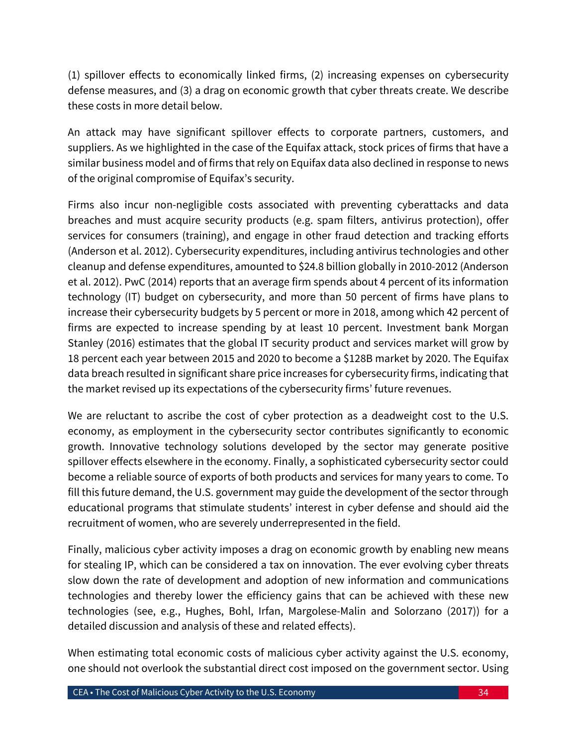(1) spillover effects to economically linked firms, (2) increasing expenses on cybersecurity defense measures, and (3) a drag on economic growth that cyber threats create. We describe these costs in more detail below.

An attack may have significant spillover effects to corporate partners, customers, and suppliers. As we highlighted in the case of the Equifax attack, stock prices of firms that have a similar business model and of firms that rely on Equifax data also declined in response to news of the original compromise of Equifax's security.

Firms also incur non-negligible costs associated with preventing cyberattacks and data breaches and must acquire security products (e.g. spam filters, antivirus protection), offer services for consumers (training), and engage in other fraud detection and tracking efforts (Anderson et al. 2012). Cybersecurity expenditures, including antivirus technologies and other cleanup and defense expenditures, amounted to $24.8 billion globally in 2010-2012 (Anderson et al. 2012). PwC (2014) reports that an average firm spends about 4 percent of its information technology (IT) budget on cybersecurity, and more than 50 percent of firms have plans to increase their cybersecurity budgets by 5 percent or more in 2018, among which 42 percent of firms are expected to increase spending by at least 10 percent. Investment bank Morgan Stanley (2016) estimates that the global IT security product and services market will grow by 18 percent each year between 2015 and 2020 to become a $128B market by 2020. The Equifax data breach resulted in significant share price increases for cybersecurity firms, indicating that the market revised up its expectations of the cybersecurity firms' future revenues.

We are reluctant to ascribe the cost of cyber protection as a deadweight cost to the U.S. economy, as employment in the cybersecurity sector contributes significantly to economic growth. Innovative technology solutions developed by the sector may generate positive spillover effects elsewhere in the economy. Finally, a sophisticated cybersecurity sector could become a reliable source of exports of both products and services for many years to come. To fill this future demand, the U.S. government may guide the development of the sector through educational programs that stimulate students' interest in cyber defense and should aid the recruitment of women, who are severely underrepresented in the field.

Finally, malicious cyber activity imposes a drag on economic growth by enabling new means for stealing IP, which can be considered a tax on innovation. The ever evolving cyber threats slow down the rate of development and adoption of new information and communications technologies and thereby lower the efficiency gains that can be achieved with these new technologies (see, e.g., Hughes, Bohl, Irfan, Margolese-Malin and Solorzano (2017)) for a detailed discussion and analysis of these and related effects).

When estimating total economic costs of malicious cyber activity against the U.S. economy, one should not overlook the substantial direct cost imposed on the government sector. Using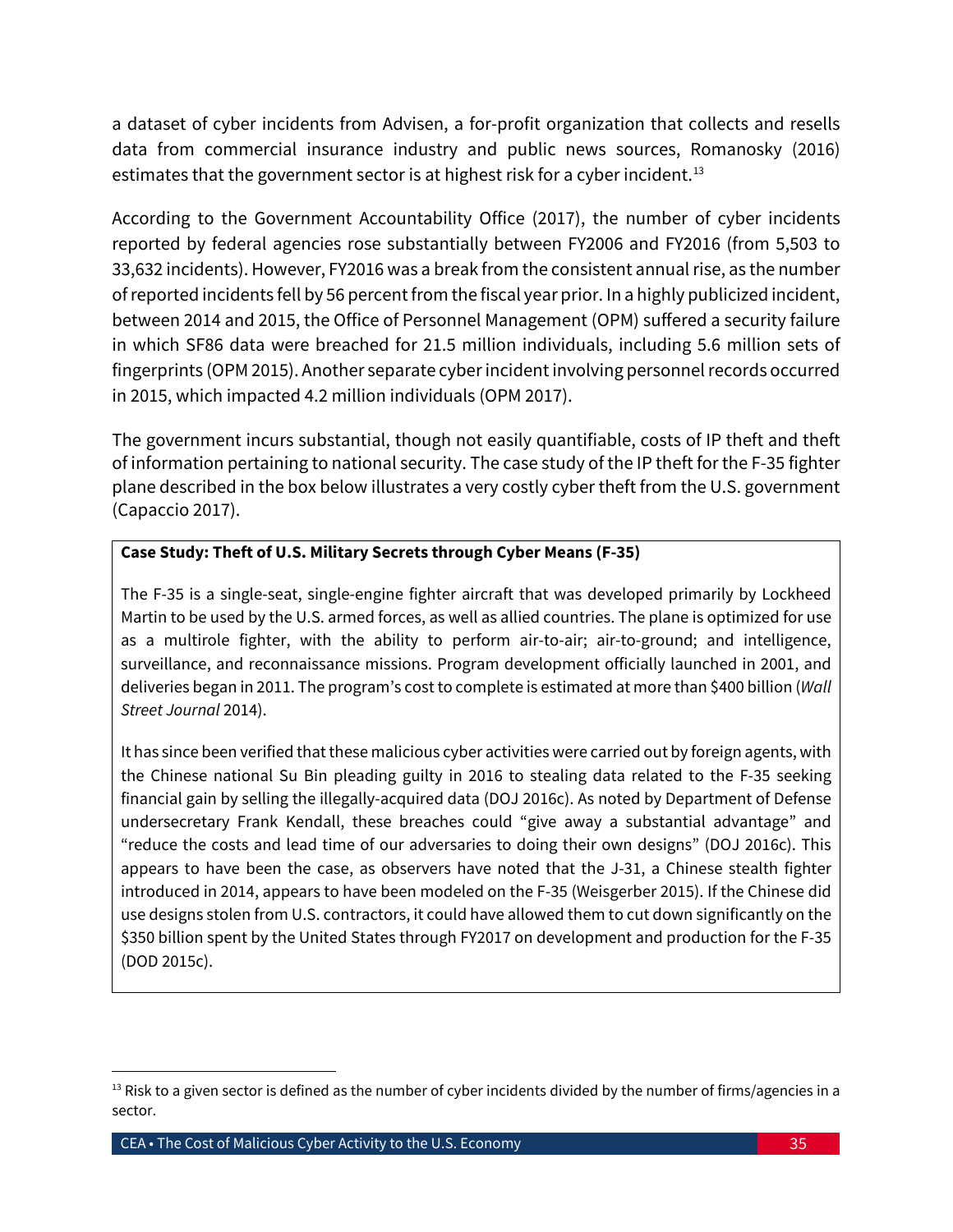a dataset of cyber incidents from Advisen, a for-profit organization that collects and resells data from commercial insurance industry and public news sources, Romanosky (2016) estimates that the government sector is at highest risk for a cyber incident.[13]

According to the Government Accountability Office (2017), the number of cyber incidents reported by federal agencies rose substantially between FY2006 and FY2016 (from 5,503 to 33,632 incidents). However, FY2016 was a break from the consistent annual rise, as the number of reported incidents fell by 56 percent from the fiscal year prior. In a highly publicized incident, between 2014 and 2015, the Office of Personnel Management (OPM) suffered a security failure in which SF86 data were breached for 21.5 million individuals, including 5.6 million sets of fingerprints (OPM 2015). Another separate cyber incident involving personnel records occurred in 2015, which impacted 4.2 million individuals (OPM 2017).

The government incurs substantial, though not easily quantifiable, costs of IP theft and theft of information pertaining to national security. The case study of the IP theft for the F-35 fighter plane described in the box below illustrates a very costly cyber theft from the U.S. government (Capaccio 2017).

**Case Study: Theft of U.S. Military Secrets through Cyber Means (F-35)**

The F-35 is a single-seat, single-engine fighter aircraft that was developed primarily by Lockheed Martin to be used by the U.S. armed forces, as well as allied countries. The plane is optimized for use as a multirole fighter, with the ability to perform air-to-air; air-to-ground; and intelligence, surveillance, and reconnaissance missions. Program development officially launched in 2001, and deliveries began in 2011. The program's cost to complete is estimated at more than $400 billion (*Wall Street Journal* 2014).

It has since been verified that these malicious cyber activities were carried out by foreign agents, with the Chinese national Su Bin pleading guilty in 2016 to stealing data related to the F-35 seeking financial gain by selling the illegally-acquired data (DOJ 2016c). As noted by Department of Defense undersecretary Frank Kendall, these breaches could "give away a substantial advantage" and "reduce the costs and lead time of our adversaries to doing their own designs" (DOJ 2016c). This appears to have been the case, as observers have noted that the J-31, a Chinese stealth fighter introduced in 2014, appears to have been modeled on the F-35 (Weisgerber 2015). If the Chinese did use designs stolen from U.S. contractors, it could have allowed them to cut down significantly on the $350 billion spent by the United States through FY2017 on development and production for the F-35 (DOD 2015c).

[13] Risk to a given sector is defined as the number of cyber incidents divided by the number of firms/agencies in a sector.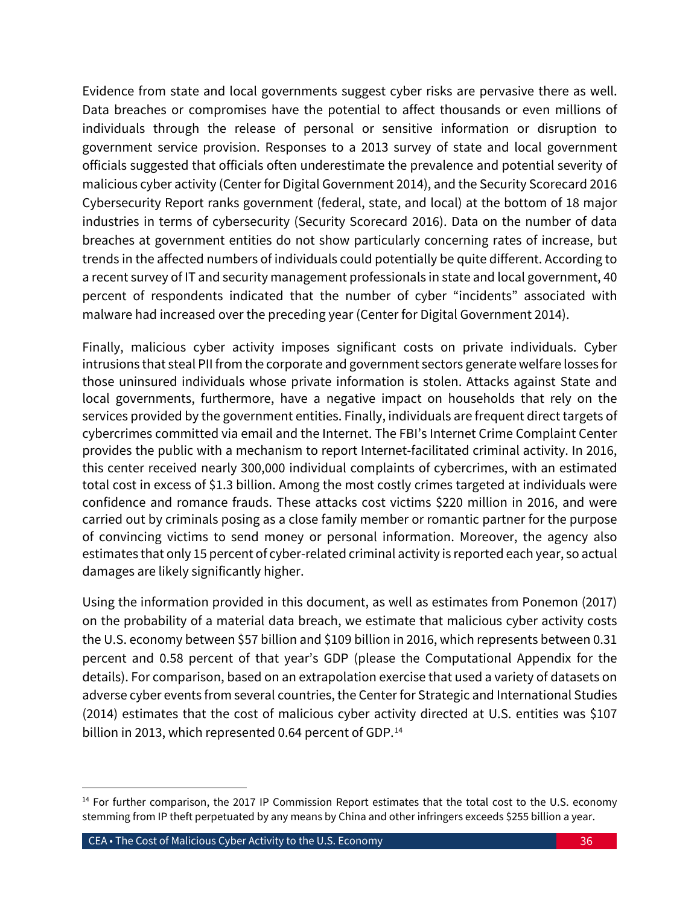Evidence from state and local governments suggest cyber risks are pervasive there as well. Data breaches or compromises have the potential to affect thousands or even millions of individuals through the release of personal or sensitive information or disruption to government service provision. Responses to a 2013 survey of state and local government officials suggested that officials often underestimate the prevalence and potential severity of malicious cyber activity (Center for Digital Government 2014), and the Security Scorecard 2016 Cybersecurity Report ranks government (federal, state, and local) at the bottom of 18 major industries in terms of cybersecurity (Security Scorecard 2016). Data on the number of data breaches at government entities do not show particularly concerning rates of increase, but trends in the affected numbers of individuals could potentially be quite different. According to a recent survey of IT and security management professionals in state and local government, 40 percent of respondents indicated that the number of cyber "incidents" associated with malware had increased over the preceding year (Center for Digital Government 2014).

Finally, malicious cyber activity imposes significant costs on private individuals. Cyber intrusions that steal PII from the corporate and government sectors generate welfare losses for those uninsured individuals whose private information is stolen. Attacks against State and local governments, furthermore, have a negative impact on households that rely on the services provided by the government entities. Finally, individuals are frequent direct targets of cybercrimes committed via email and the Internet. The FBI's Internet Crime Complaint Center provides the public with a mechanism to report Internet-facilitated criminal activity. In 2016, this center received nearly 300,000 individual complaints of cybercrimes, with an estimated total cost in excess of $1.3 billion. Among the most costly crimes targeted at individuals were confidence and romance frauds. These attacks cost victims $220 million in 2016, and were carried out by criminals posing as a close family member or romantic partner for the purpose of convincing victims to send money or personal information. Moreover, the agency also estimates that only 15 percent of cyber-related criminal activity is reported each year, so actual damages are likely significantly higher.

Using the information provided in this document, as well as estimates from Ponemon (2017) on the probability of a material data breach, we estimate that malicious cyber activity costs the U.S. economy between $57 billion and $109 billion in 2016, which represents between 0.31 percent and 0.58 percent of that year's GDP (please the Computational Appendix for the details). For comparison, based on an extrapolation exercise that used a variety of datasets on adverse cyber events from several countries, the Center for Strategic and International Studies (2014) estimates that the cost of malicious cyber activity directed at U.S. entities was $107 billion in 2013, which represented 0.64 percent of GDP.[14]

[14] For further comparison, the 2017 IP Commission Report estimates that the total cost to the U.S. economy stemming from IP theft perpetuated by any means by China and other infringers exceeds $255 billion a year.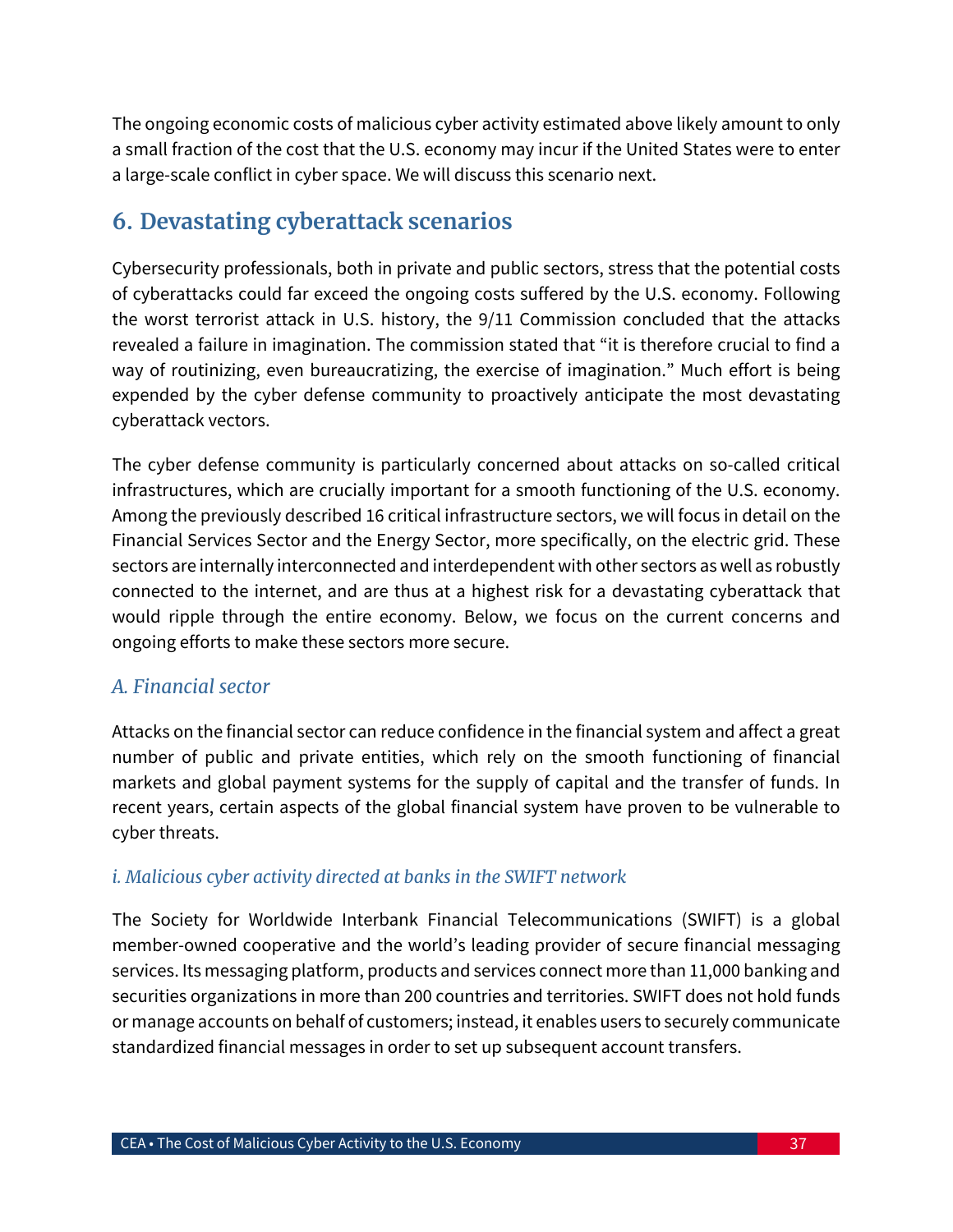The ongoing economic costs of malicious cyber activity estimated above likely amount to only a small fraction of the cost that the U.S. economy may incur if the United States were to enter a large-scale conflict in cyber space. We will discuss this scenario next.

## 6. Devastating cyberattack scenarios

Cybersecurity professionals, both in private and public sectors, stress that the potential costs of cyberattacks could far exceed the ongoing costs suffered by the U.S. economy. Following the worst terrorist attack in U.S. history, the 9/11 Commission concluded that the attacks revealed a failure in imagination. The commission stated that "it is therefore crucial to find a way of routinizing, even bureaucratizing, the exercise of imagination." Much effort is being expended by the cyber defense community to proactively anticipate the most devastating cyberattack vectors.

The cyber defense community is particularly concerned about attacks on so-called critical infrastructures, which are crucially important for a smooth functioning of the U.S. economy. Among the previously described 16 critical infrastructure sectors, we will focus in detail on the Financial Services Sector and the Energy Sector, more specifically, on the electric grid. These sectors are internally interconnected and interdependent with other sectors as well as robustly connected to the internet, and are thus at a highest risk for a devastating cyberattack that would ripple through the entire economy. Below, we focus on the current concerns and ongoing efforts to make these sectors more secure.

### *A. Financial sector*

Attacks on the financial sector can reduce confidence in the financial system and affect a great number of public and private entities, which rely on the smooth functioning of financial markets and global payment systems for the supply of capital and the transfer of funds. In recent years, certain aspects of the global financial system have proven to be vulnerable to cyber threats.

#### *i. Malicious cyber activity directed at banks in the SWIFT network*

The Society for Worldwide Interbank Financial Telecommunications (SWIFT) is a global member-owned cooperative and the world's leading provider of secure financial messaging services. Its messaging platform, products and services connect more than 11,000 banking and securities organizations in more than 200 countries and territories. SWIFT does not hold funds or manage accounts on behalf of customers; instead, it enables users to securely communicate standardized financial messages in order to set up subsequent account transfers.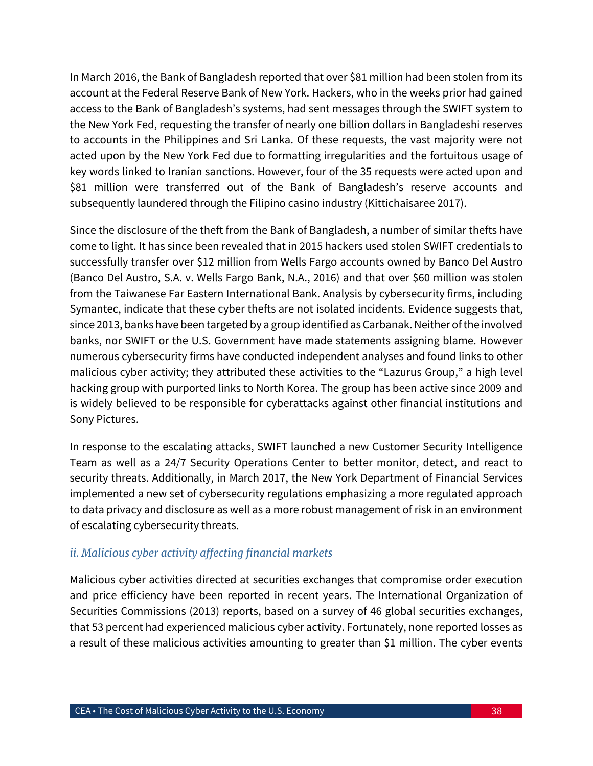In March 2016, the Bank of Bangladesh reported that over $81 million had been stolen from its account at the Federal Reserve Bank of New York. Hackers, who in the weeks prior had gained access to the Bank of Bangladesh's systems, had sent messages through the SWIFT system to the New York Fed, requesting the transfer of nearly one billion dollars in Bangladeshi reserves to accounts in the Philippines and Sri Lanka. Of these requests, the vast majority were not acted upon by the New York Fed due to formatting irregularities and the fortuitous usage of key words linked to Iranian sanctions. However, four of the 35 requests were acted upon and $81 million were transferred out of the Bank of Bangladesh's reserve accounts and subsequently laundered through the Filipino casino industry (Kittichaisaree 2017).

Since the disclosure of the theft from the Bank of Bangladesh, a number of similar thefts have come to light. It has since been revealed that in 2015 hackers used stolen SWIFT credentials to successfully transfer over $12 million from Wells Fargo accounts owned by Banco Del Austro (Banco Del Austro, S.A. v. Wells Fargo Bank, N.A., 2016) and that over $60 million was stolen from the Taiwanese Far Eastern International Bank. Analysis by cybersecurity firms, including Symantec, indicate that these cyber thefts are not isolated incidents. Evidence suggests that, since 2013, banks have been targeted by a group identified as Carbanak. Neither of the involved banks, nor SWIFT or the U.S. Government have made statements assigning blame. However numerous cybersecurity firms have conducted independent analyses and found links to other malicious cyber activity; they attributed these activities to the "Lazurus Group," a high level hacking group with purported links to North Korea. The group has been active since 2009 and is widely believed to be responsible for cyberattacks against other financial institutions and Sony Pictures.

In response to the escalating attacks, SWIFT launched a new Customer Security Intelligence Team as well as a 24/7 Security Operations Center to better monitor, detect, and react to security threats. Additionally, in March 2017, the New York Department of Financial Services implemented a new set of cybersecurity regulations emphasizing a more regulated approach to data privacy and disclosure as well as a more robust management of risk in an environment of escalating cybersecurity threats.

### *ii. Malicious cyber activity affecting financial markets*

Malicious cyber activities directed at securities exchanges that compromise order execution and price efficiency have been reported in recent years. The International Organization of Securities Commissions (2013) reports, based on a survey of 46 global securities exchanges, that 53 percent had experienced malicious cyber activity. Fortunately, none reported losses as a result of these malicious activities amounting to greater than $1 million. The cyber events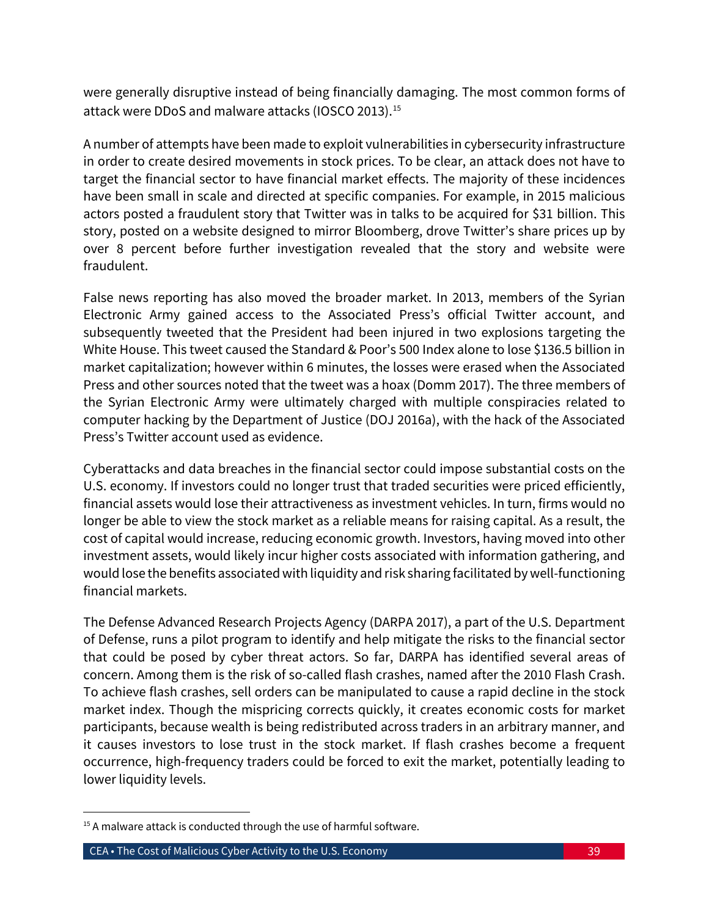were generally disruptive instead of being financially damaging. The most common forms of attack were DDoS and malware attacks (IOSCO 2013).[15]

A number of attempts have been made to exploit vulnerabilities in cybersecurity infrastructure in order to create desired movements in stock prices. To be clear, an attack does not have to target the financial sector to have financial market effects. The majority of these incidences have been small in scale and directed at specific companies. For example, in 2015 malicious actors posted a fraudulent story that Twitter was in talks to be acquired for $31 billion. This story, posted on a website designed to mirror Bloomberg, drove Twitter's share prices up by over 8 percent before further investigation revealed that the story and website were fraudulent.

False news reporting has also moved the broader market. In 2013, members of the Syrian Electronic Army gained access to the Associated Press's official Twitter account, and subsequently tweeted that the President had been injured in two explosions targeting the White House. This tweet caused the Standard & Poor's 500 Index alone to lose $136.5 billion in market capitalization; however within 6 minutes, the losses were erased when the Associated Press and other sources noted that the tweet was a hoax (Domm 2017). The three members of the Syrian Electronic Army were ultimately charged with multiple conspiracies related to computer hacking by the Department of Justice (DOJ 2016a), with the hack of the Associated Press's Twitter account used as evidence.

Cyberattacks and data breaches in the financial sector could impose substantial costs on the U.S. economy. If investors could no longer trust that traded securities were priced efficiently, financial assets would lose their attractiveness as investment vehicles. In turn, firms would no longer be able to view the stock market as a reliable means for raising capital. As a result, the cost of capital would increase, reducing economic growth. Investors, having moved into other investment assets, would likely incur higher costs associated with information gathering, and would lose the benefits associated with liquidity and risk sharing facilitated by well-functioning financial markets.

The Defense Advanced Research Projects Agency (DARPA 2017), a part of the U.S. Department of Defense, runs a pilot program to identify and help mitigate the risks to the financial sector that could be posed by cyber threat actors. So far, DARPA has identified several areas of concern. Among them is the risk of so-called flash crashes, named after the 2010 Flash Crash. To achieve flash crashes, sell orders can be manipulated to cause a rapid decline in the stock market index. Though the mispricing corrects quickly, it creates economic costs for market participants, because wealth is being redistributed across traders in an arbitrary manner, and it causes investors to lose trust in the stock market. If flash crashes become a frequent occurrence, high-frequency traders could be forced to exit the market, potentially leading to lower liquidity levels.

[15] A malware attack is conducted through the use of harmful software.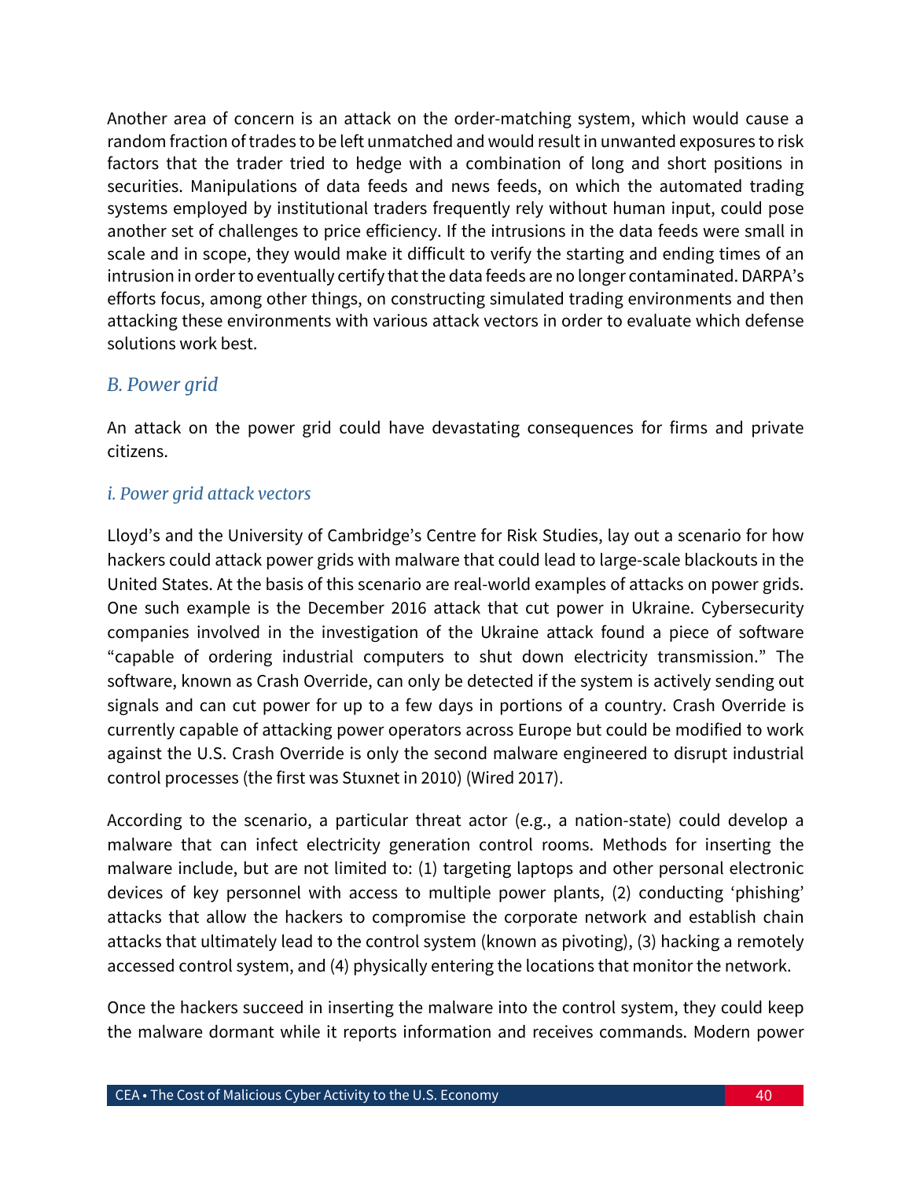Another area of concern is an attack on the order-matching system, which would cause a random fraction of trades to be left unmatched and would result in unwanted exposures to risk factors that the trader tried to hedge with a combination of long and short positions in securities. Manipulations of data feeds and news feeds, on which the automated trading systems employed by institutional traders frequently rely without human input, could pose another set of challenges to price efficiency. If the intrusions in the data feeds were small in scale and in scope, they would make it difficult to verify the starting and ending times of an intrusion in order to eventually certify that the data feeds are no longer contaminated. DARPA's efforts focus, among other things, on constructing simulated trading environments and then attacking these environments with various attack vectors in order to evaluate which defense solutions work best.

### *B. Power grid*

An attack on the power grid could have devastating consequences for firms and private citizens.

#### *i. Power grid attack vectors*

Lloyd's and the University of Cambridge's Centre for Risk Studies, lay out a scenario for how hackers could attack power grids with malware that could lead to large-scale blackouts in the United States. At the basis of this scenario are real-world examples of attacks on power grids. One such example is the December 2016 attack that cut power in Ukraine. Cybersecurity companies involved in the investigation of the Ukraine attack found a piece of software "capable of ordering industrial computers to shut down electricity transmission." The software, known as Crash Override, can only be detected if the system is actively sending out signals and can cut power for up to a few days in portions of a country. Crash Override is currently capable of attacking power operators across Europe but could be modified to work against the U.S. Crash Override is only the second malware engineered to disrupt industrial control processes (the first was Stuxnet in 2010) (Wired 2017).

According to the scenario, a particular threat actor (e.g., a nation-state) could develop a malware that can infect electricity generation control rooms. Methods for inserting the malware include, but are not limited to: (1) targeting laptops and other personal electronic devices of key personnel with access to multiple power plants, (2) conducting 'phishing' attacks that allow the hackers to compromise the corporate network and establish chain attacks that ultimately lead to the control system (known as pivoting), (3) hacking a remotely accessed control system, and (4) physically entering the locations that monitor the network.

Once the hackers succeed in inserting the malware into the control system, they could keep the malware dormant while it reports information and receives commands. Modern power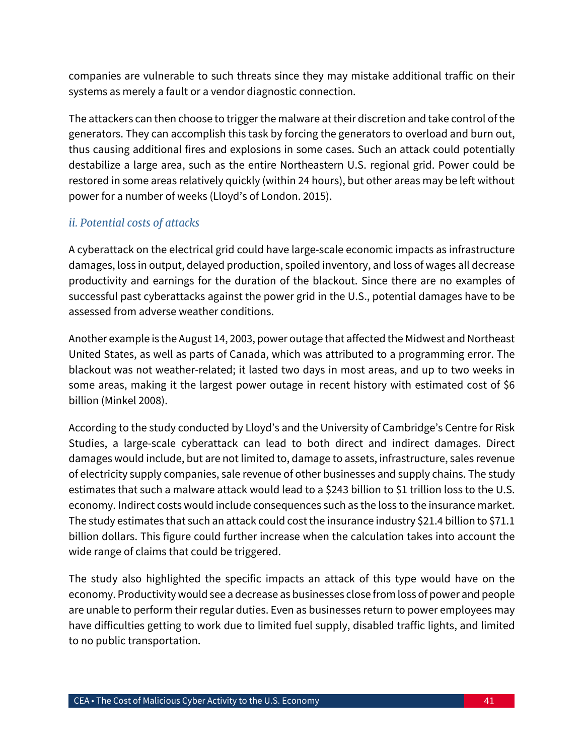companies are vulnerable to such threats since they may mistake additional traffic on their systems as merely a fault or a vendor diagnostic connection.

The attackers can then choose to trigger the malware at their discretion and take control of the generators. They can accomplish this task by forcing the generators to overload and burn out, thus causing additional fires and explosions in some cases. Such an attack could potentially destabilize a large area, such as the entire Northeastern U.S. regional grid. Power could be restored in some areas relatively quickly (within 24 hours), but other areas may be left without power for a number of weeks (Lloyd's of London. 2015).

### *ii. Potential costs of attacks*

A cyberattack on the electrical grid could have large-scale economic impacts as infrastructure damages, loss in output, delayed production, spoiled inventory, and loss of wages all decrease productivity and earnings for the duration of the blackout. Since there are no examples of successful past cyberattacks against the power grid in the U.S., potential damages have to be assessed from adverse weather conditions.

Another example is the August 14, 2003, power outage that affected the Midwest and Northeast United States, as well as parts of Canada, which was attributed to a programming error. The blackout was not weather-related; it lasted two days in most areas, and up to two weeks in some areas, making it the largest power outage in recent history with estimated cost of $6 billion (Minkel 2008).

According to the study conducted by Lloyd's and the University of Cambridge's Centre for Risk Studies, a large-scale cyberattack can lead to both direct and indirect damages. Direct damages would include, but are not limited to, damage to assets, infrastructure, sales revenue of electricity supply companies, sale revenue of other businesses and supply chains. The study estimates that such a malware attack would lead to a $243 billion to $1 trillion loss to the U.S. economy. Indirect costs would include consequences such as the loss to the insurance market. The study estimates that such an attack could cost the insurance industry $21.4 billion to $71.1 billion dollars. This figure could further increase when the calculation takes into account the wide range of claims that could be triggered.

The study also highlighted the specific impacts an attack of this type would have on the economy. Productivity would see a decrease as businesses close from loss of power and people are unable to perform their regular duties. Even as businesses return to power employees may have difficulties getting to work due to limited fuel supply, disabled traffic lights, and limited to no public transportation.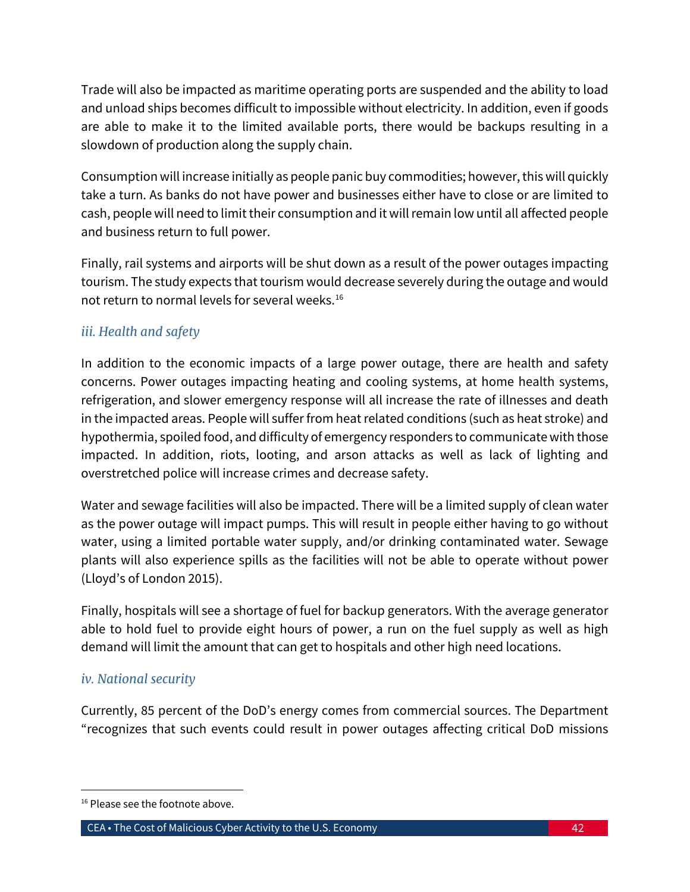Trade will also be impacted as maritime operating ports are suspended and the ability to load and unload ships becomes difficult to impossible without electricity. In addition, even if goods are able to make it to the limited available ports, there would be backups resulting in a slowdown of production along the supply chain.

Consumption will increase initially as people panic buy commodities; however, this will quickly take a turn. As banks do not have power and businesses either have to close or are limited to cash, people will need to limit their consumption and it will remain low until all affected people and business return to full power.

Finally, rail systems and airports will be shut down as a result of the power outages impacting tourism. The study expects that tourism would decrease severely during the outage and would not return to normal levels for several weeks.[16]

### *iii. Health and safety*

In addition to the economic impacts of a large power outage, there are health and safety concerns. Power outages impacting heating and cooling systems, at home health systems, refrigeration, and slower emergency response will all increase the rate of illnesses and death in the impacted areas. People will suffer from heat related conditions (such as heat stroke) and hypothermia, spoiled food, and difficulty of emergency responders to communicate with those impacted. In addition, riots, looting, and arson attacks as well as lack of lighting and overstretched police will increase crimes and decrease safety.

Water and sewage facilities will also be impacted. There will be a limited supply of clean water as the power outage will impact pumps. This will result in people either having to go without water, using a limited portable water supply, and/or drinking contaminated water. Sewage plants will also experience spills as the facilities will not be able to operate without power (Lloyd's of London 2015).

Finally, hospitals will see a shortage of fuel for backup generators. With the average generator able to hold fuel to provide eight hours of power, a run on the fuel supply as well as high demand will limit the amount that can get to hospitals and other high need locations.

### *iv. National security*

Currently, 85 percent of the DoD's energy comes from commercial sources. The Department "recognizes that such events could result in power outages affecting critical DoD missions

[16] Please see the footnote above.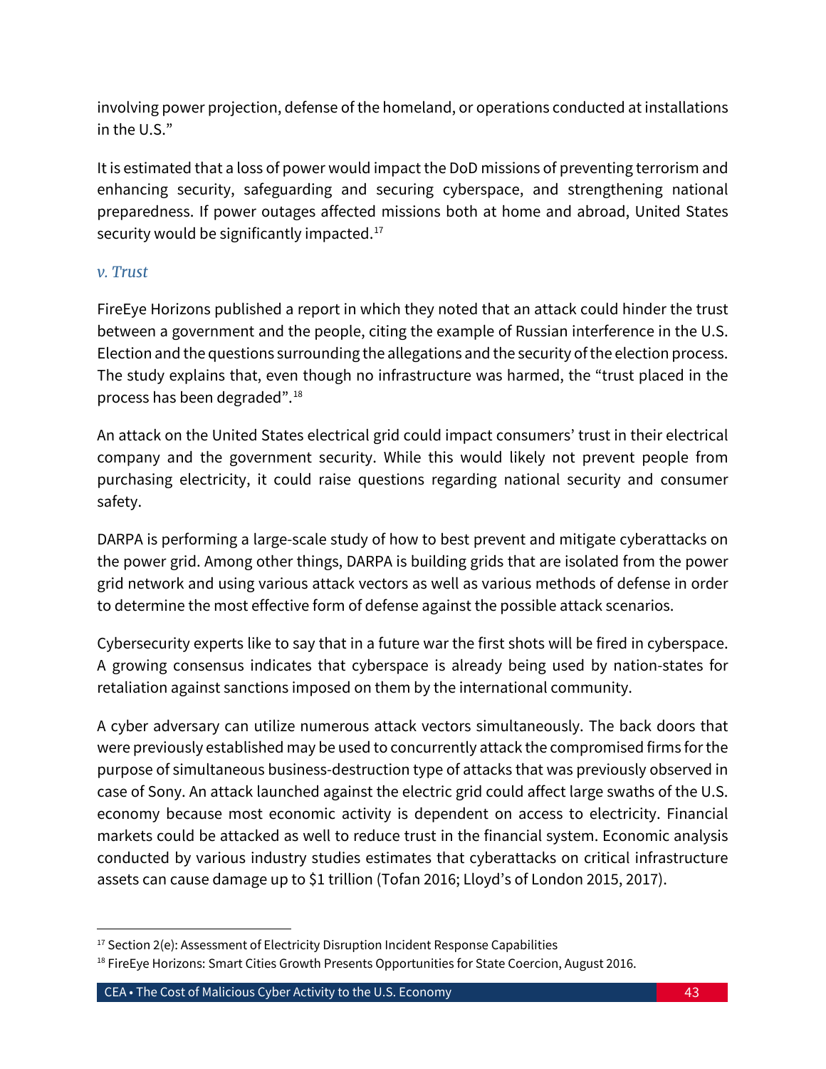involving power projection, defense of the homeland, or operations conducted at installations in the U.S."

It is estimated that a loss of power would impact the DoD missions of preventing terrorism and enhancing security, safeguarding and securing cyberspace, and strengthening national preparedness. If power outages affected missions both at home and abroad, United States security would be significantly impacted.[17]

### *v. Trust*

FireEye Horizons published a report in which they noted that an attack could hinder the trust between a government and the people, citing the example of Russian interference in the U.S. Election and the questions surrounding the allegations and the security of the election process. The study explains that, even though no infrastructure was harmed, the "trust placed in the process has been degraded".[18]

An attack on the United States electrical grid could impact consumers' trust in their electrical company and the government security. While this would likely not prevent people from purchasing electricity, it could raise questions regarding national security and consumer safety.

DARPA is performing a large-scale study of how to best prevent and mitigate cyberattacks on the power grid. Among other things, DARPA is building grids that are isolated from the power grid network and using various attack vectors as well as various methods of defense in order to determine the most effective form of defense against the possible attack scenarios.

Cybersecurity experts like to say that in a future war the first shots will be fired in cyberspace. A growing consensus indicates that cyberspace is already being used by nation-states for retaliation against sanctions imposed on them by the international community.

A cyber adversary can utilize numerous attack vectors simultaneously. The back doors that were previously established may be used to concurrently attack the compromised firms for the purpose of simultaneous business-destruction type of attacks that was previously observed in case of Sony. An attack launched against the electric grid could affect large swaths of the U.S. economy because most economic activity is dependent on access to electricity. Financial markets could be attacked as well to reduce trust in the financial system. Economic analysis conducted by various industry studies estimates that cyberattacks on critical infrastructure assets can cause damage up to $1 trillion (Tofan 2016; Lloyd's of London 2015, 2017).

---

[17] Section 2(e): Assessment of Electricity Disruption Incident Response Capabilities

[18] FireEye Horizons: Smart Cities Growth Presents Opportunities for State Coercion, August 2016.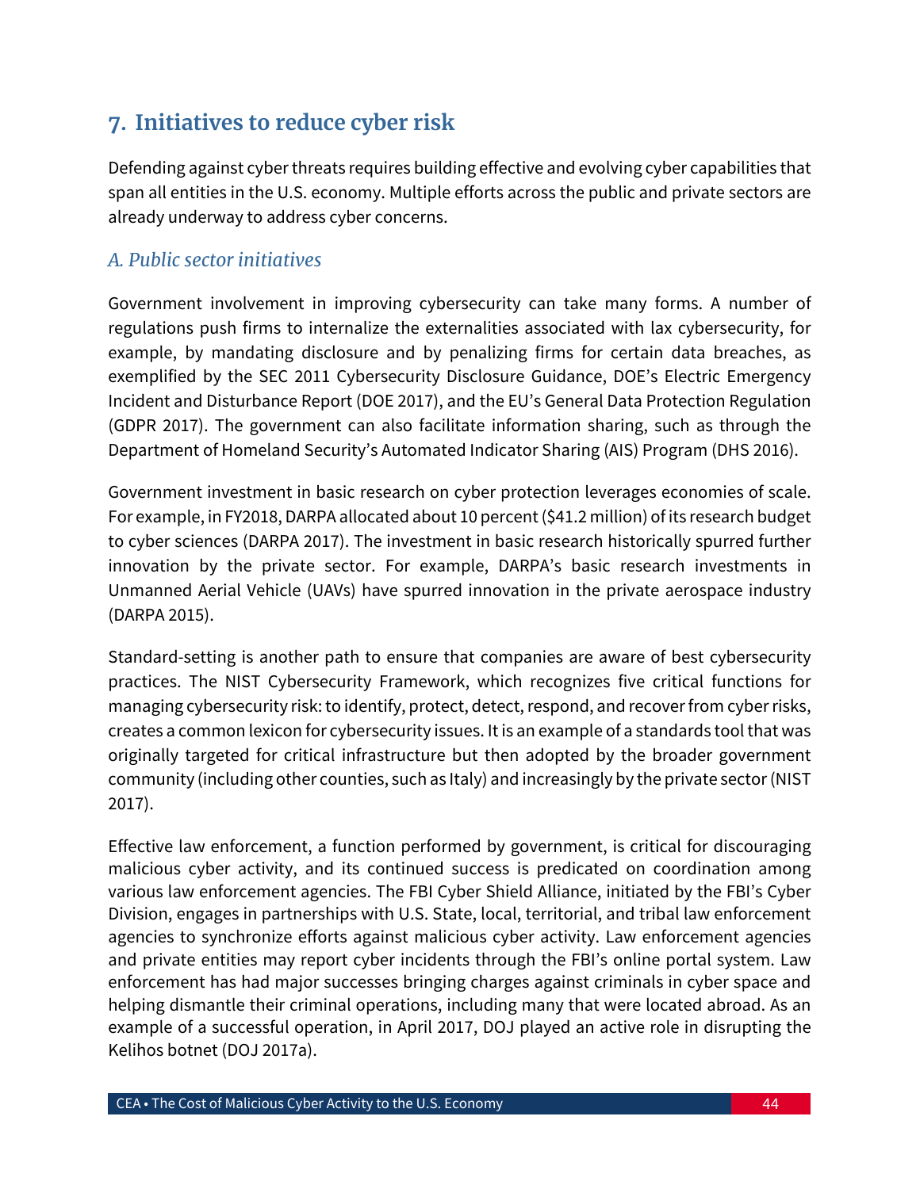## 7. Initiatives to reduce cyber risk

Defending against cyber threats requires building effective and evolving cyber capabilities that span all entities in the U.S. economy. Multiple efforts across the public and private sectors are already underway to address cyber concerns.

### *A. Public sector initiatives*

Government involvement in improving cybersecurity can take many forms. A number of regulations push firms to internalize the externalities associated with lax cybersecurity, for example, by mandating disclosure and by penalizing firms for certain data breaches, as exemplified by the SEC 2011 Cybersecurity Disclosure Guidance, DOE's Electric Emergency Incident and Disturbance Report (DOE 2017), and the EU's General Data Protection Regulation (GDPR 2017). The government can also facilitate information sharing, such as through the Department of Homeland Security's Automated Indicator Sharing (AIS) Program (DHS 2016).

Government investment in basic research on cyber protection leverages economies of scale. For example, in FY2018, DARPA allocated about 10 percent ($41.2 million) of its research budget to cyber sciences (DARPA 2017). The investment in basic research historically spurred further innovation by the private sector. For example, DARPA's basic research investments in Unmanned Aerial Vehicle (UAVs) have spurred innovation in the private aerospace industry (DARPA 2015).

Standard-setting is another path to ensure that companies are aware of best cybersecurity practices. The NIST Cybersecurity Framework, which recognizes five critical functions for managing cybersecurity risk: to identify, protect, detect, respond, and recover from cyber risks, creates a common lexicon for cybersecurity issues. It is an example of a standards tool that was originally targeted for critical infrastructure but then adopted by the broader government community (including other counties, such as Italy) and increasingly by the private sector (NIST 2017).

Effective law enforcement, a function performed by government, is critical for discouraging malicious cyber activity, and its continued success is predicated on coordination among various law enforcement agencies. The FBI Cyber Shield Alliance, initiated by the FBI's Cyber Division, engages in partnerships with U.S. State, local, territorial, and tribal law enforcement agencies to synchronize efforts against malicious cyber activity. Law enforcement agencies and private entities may report cyber incidents through the FBI's online portal system. Law enforcement has had major successes bringing charges against criminals in cyber space and helping dismantle their criminal operations, including many that were located abroad. As an example of a successful operation, in April 2017, DOJ played an active role in disrupting the Kelihos botnet (DOJ 2017a).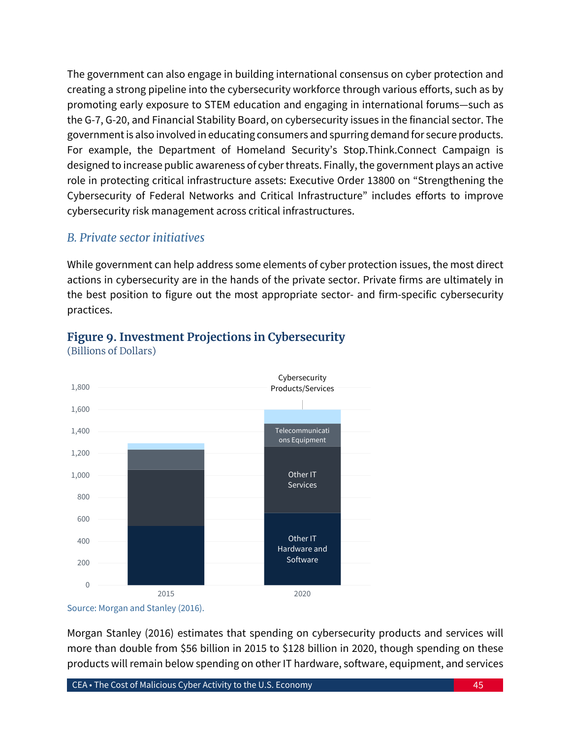The government can also engage in building international consensus on cyber protection and creating a strong pipeline into the cybersecurity workforce through various efforts, such as by promoting early exposure to STEM education and engaging in international forums—such as the G-7, G-20, and Financial Stability Board, on cybersecurity issues in the financial sector. The government is also involved in educating consumers and spurring demand for secure products. For example, the Department of Homeland Security's Stop.Think.Connect Campaign is designed to increase public awareness of cyber threats. Finally, the government plays an active role in protecting critical infrastructure assets: Executive Order 13800 on "Strengthening the Cybersecurity of Federal Networks and Critical Infrastructure" includes efforts to improve cybersecurity risk management across critical infrastructures.

### *B. Private sector initiatives*

While government can help address some elements of cyber protection issues, the most direct actions in cybersecurity are in the hands of the private sector. Private firms are ultimately in the best position to figure out the most appropriate sector- and firm-specific cybersecurity practices.

**Figure 9. Investment Projections in Cybersecurity**
(Billions of Dollars)

Source: Morgan and Stanley (2016).

Morgan Stanley (2016) estimates that spending on cybersecurity products and services will more than double from $56 billion in 2015 to $128 billion in 2020, though spending on these products will remain below spending on other IT hardware, software, equipment, and services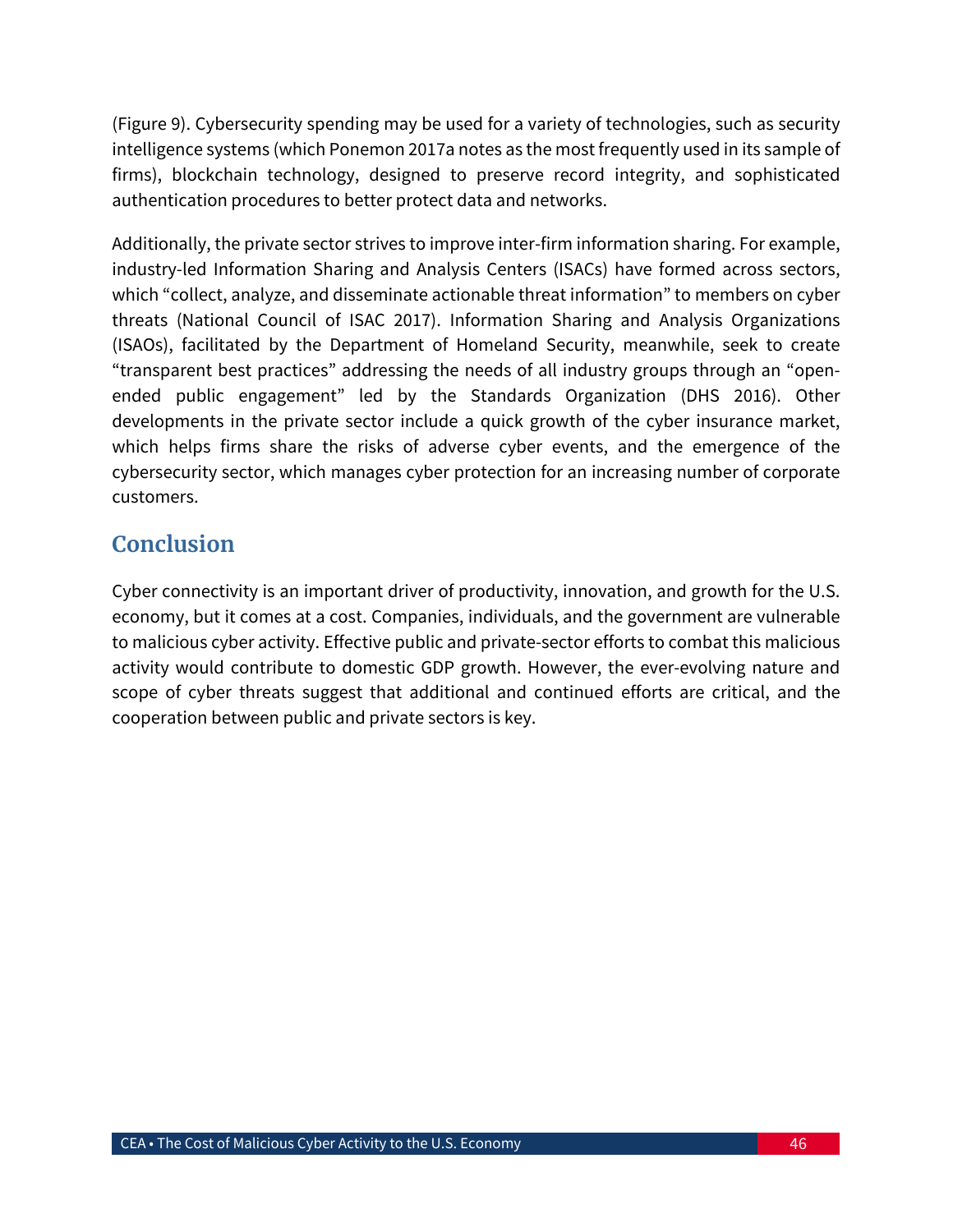(Figure 9). Cybersecurity spending may be used for a variety of technologies, such as security intelligence systems (which Ponemon 2017a notes as the most frequently used in its sample of firms), blockchain technology, designed to preserve record integrity, and sophisticated authentication procedures to better protect data and networks.

Additionally, the private sector strives to improve inter-firm information sharing. For example, industry-led Information Sharing and Analysis Centers (ISACs) have formed across sectors, which “collect, analyze, and disseminate actionable threat information” to members on cyber threats (National Council of ISAC 2017). Information Sharing and Analysis Organizations (ISAOs), facilitated by the Department of Homeland Security, meanwhile, seek to create “transparent best practices” addressing the needs of all industry groups through an “open-ended public engagement” led by the Standards Organization (DHS 2016). Other developments in the private sector include a quick growth of the cyber insurance market, which helps firms share the risks of adverse cyber events, and the emergence of the cybersecurity sector, which manages cyber protection for an increasing number of corporate customers.

## Conclusion

Cyber connectivity is an important driver of productivity, innovation, and growth for the U.S. economy, but it comes at a cost. Companies, individuals, and the government are vulnerable to malicious cyber activity. Effective public and private-sector efforts to combat this malicious activity would contribute to domestic GDP growth. However, the ever-evolving nature and scope of cyber threats suggest that additional and continued efforts are critical, and the cooperation between public and private sectors is key.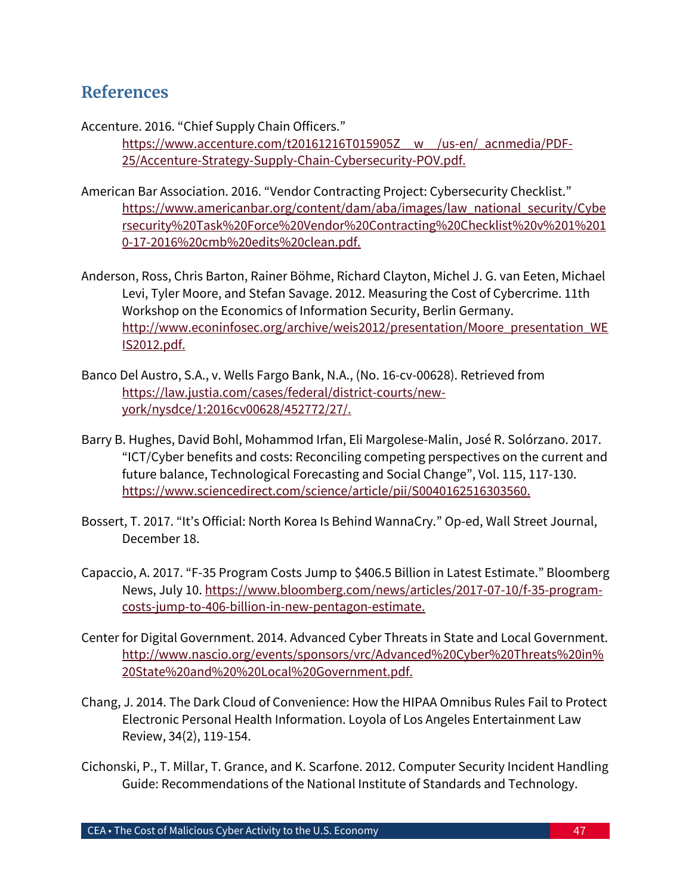## References

Accenture. 2016. “Chief Supply Chain Officers.”
https://www.accenture.com/t20161216T015905Z__w__/us-en/_acnmedia/PDF-25/Accenture-Strategy-Supply-Chain-Cybersecurity-POV.pdf.

American Bar Association. 2016. “Vendor Contracting Project: Cybersecurity Checklist.”
https://www.americanbar.org/content/dam/aba/images/law_national_security/Cybersecurity%20Task%20Force%20Vendor%20Contracting%20Checklist%20v%201%2010-17-2016%20cmb%20edits%20clean.pdf.

Anderson, Ross, Chris Barton, Rainer Böhme, Richard Clayton, Michel J. G. van Eeten, Michael Levi, Tyler Moore, and Stefan Savage. 2012. Measuring the Cost of Cybercrime. 11th Workshop on the Economics of Information Security, Berlin Germany.
http://www.econinfosec.org/archive/weis2012/presentation/Moore_presentation_WEIS2012.pdf.

Banco Del Austro, S.A., v. Wells Fargo Bank, N.A., (No. 16-cv-00628). Retrieved from
https://law.justia.com/cases/federal/district-courts/new-york/nysdce/1:2016cv00628/452772/27/.

Barry B. Hughes, David Bohl, Mohammod Irfan, Eli Margolese-Malin, José R. Solórzano. 2017. “ICT/Cyber benefits and costs: Reconciling competing perspectives on the current and future balance, Technological Forecasting and Social Change”, Vol. 115, 117-130.
https://www.sciencedirect.com/science/article/pii/S0040162516303560.

Bossert, T. 2017. “It’s Official: North Korea Is Behind WannaCry.” Op-ed, Wall Street Journal, December 18.

Capaccio, A. 2017. “F-35 Program Costs Jump to $406.5 Billion in Latest Estimate.” Bloomberg News, July 10. https://www.bloomberg.com/news/articles/2017-07-10/f-35-program-costs-jump-to-406-billion-in-new-pentagon-estimate.

Center for Digital Government. 2014. Advanced Cyber Threats in State and Local Government.
http://www.nascio.org/events/sponsors/vrc/Advanced%20Cyber%20Threats%20in%20State%20and%20%20Local%20Government.pdf.

Chang, J. 2014. The Dark Cloud of Convenience: How the HIPAA Omnibus Rules Fail to Protect Electronic Personal Health Information. Loyola of Los Angeles Entertainment Law Review, 34(2), 119-154.

Cichonski, P., T. Millar, T. Grance, and K. Scarfone. 2012. Computer Security Incident Handling Guide: Recommendations of the National Institute of Standards and Technology.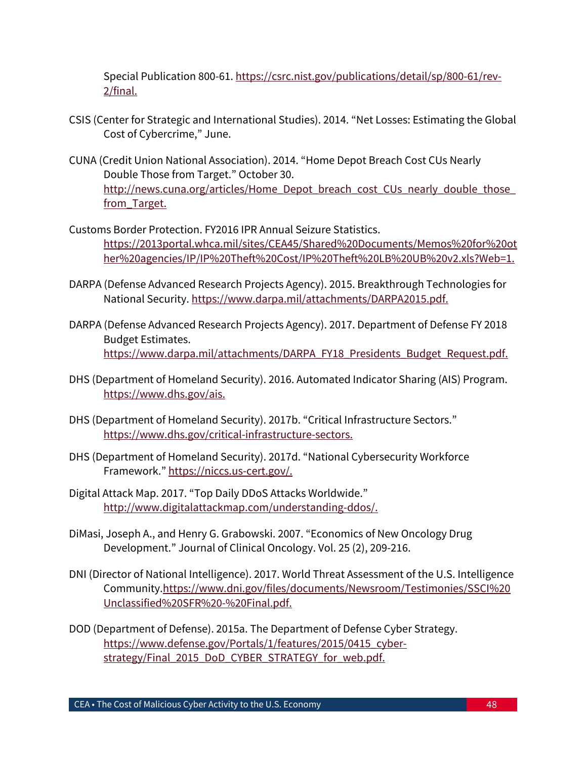Special Publication 800-61. https://csrc.nist.gov/publications/detail/sp/800-61/rev-2/final.

CSIS (Center for Strategic and International Studies). 2014. "Net Losses: Estimating the Global Cost of Cybercrime," June.

CUNA (Credit Union National Association). 2014. "Home Depot Breach Cost CUs Nearly Double Those from Target." October 30. http://news.cuna.org/articles/Home_Depot_breach_cost_CUs_nearly_double_those_from_Target.

Customs Border Protection. FY2016 IPR Annual Seizure Statistics. https://2013portal.whca.mil/sites/CEA45/Shared%20Documents/Memos%20for%20other%20agencies/IP/IP%20Theft%20Cost/IP%20Theft%20LB%20UB%20v2.xls?Web=1.

DARPA (Defense Advanced Research Projects Agency). 2015. Breakthrough Technologies for National Security. https://www.darpa.mil/attachments/DARPA2015.pdf.

DARPA (Defense Advanced Research Projects Agency). 2017. Department of Defense FY 2018 Budget Estimates. https://www.darpa.mil/attachments/DARPA_FY18_Presidents_Budget_Request.pdf.

DHS (Department of Homeland Security). 2016. Automated Indicator Sharing (AIS) Program. https://www.dhs.gov/ais.

DHS (Department of Homeland Security). 2017b. "Critical Infrastructure Sectors." https://www.dhs.gov/critical-infrastructure-sectors.

DHS (Department of Homeland Security). 2017d. "National Cybersecurity Workforce Framework." https://niccs.us-cert.gov/.

Digital Attack Map. 2017. "Top Daily DDoS Attacks Worldwide." http://www.digitalattackmap.com/understanding-ddos/.

DiMasi, Joseph A., and Henry G. Grabowski. 2007. "Economics of New Oncology Drug Development." Journal of Clinical Oncology. Vol. 25 (2), 209-216.

DNI (Director of National Intelligence). 2017. World Threat Assessment of the U.S. Intelligence Community.https://www.dni.gov/files/documents/Newsroom/Testimonies/SSCI%20Unclassified%20SFR%20-%20Final.pdf.

DOD (Department of Defense). 2015a. The Department of Defense Cyber Strategy. https://www.defense.gov/Portals/1/features/2015/0415_cyber-strategy/Final_2015_DoD_CYBER_STRATEGY_for_web.pdf.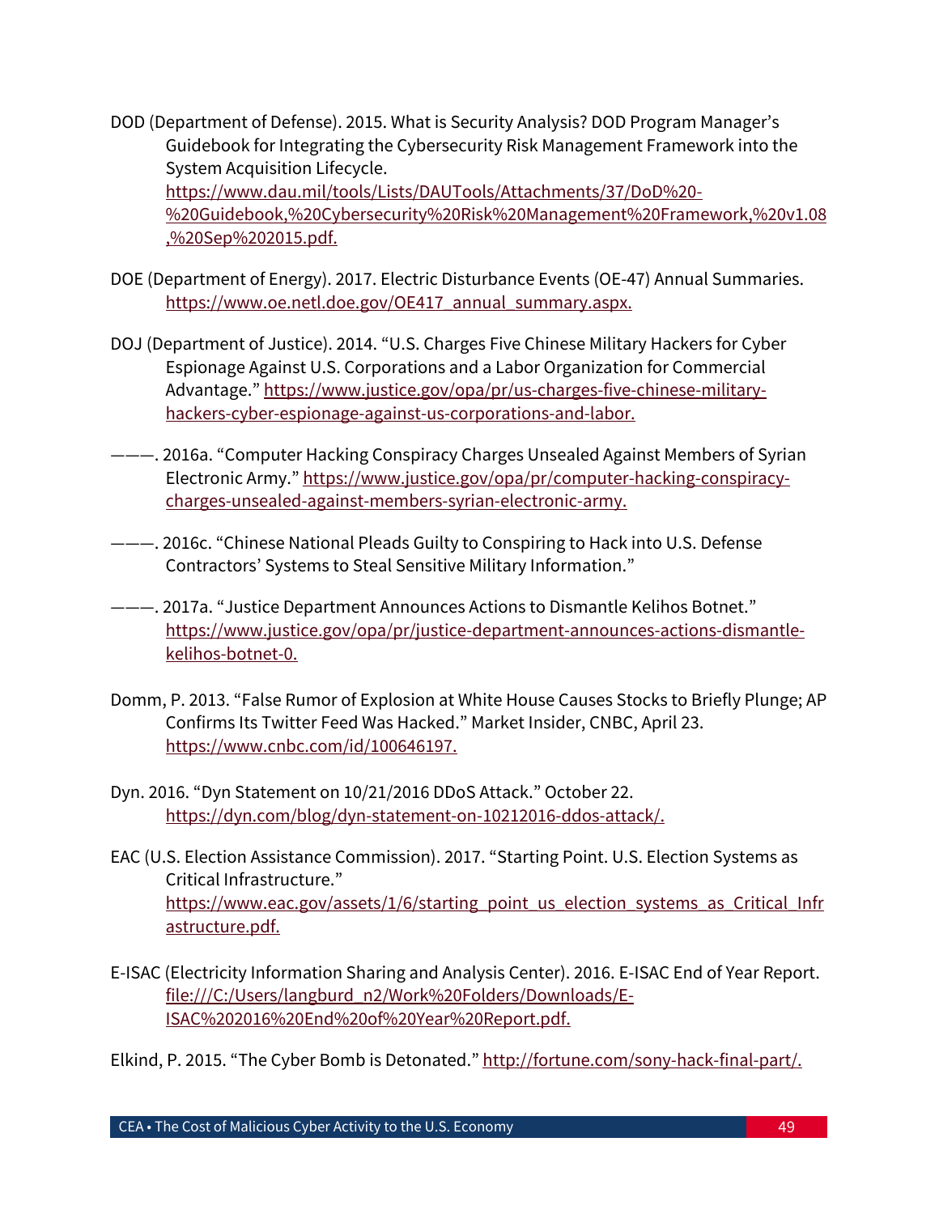DOD (Department of Defense). 2015. What is Security Analysis? DOD Program Manager's Guidebook for Integrating the Cybersecurity Risk Management Framework into the System Acquisition Lifecycle. https://www.dau.mil/tools/Lists/DAUTools/Attachments/37/DoD%20-%20Guidebook,%20Cybersecurity%20Risk%20Management%20Framework,%20v1.08,%20Sep%202015.pdf.

DOE (Department of Energy). 2017. Electric Disturbance Events (OE-47) Annual Summaries. https://www.oe.netl.doe.gov/OE417_annual_summary.aspx.

DOJ (Department of Justice). 2014. "U.S. Charges Five Chinese Military Hackers for Cyber Espionage Against U.S. Corporations and a Labor Organization for Commercial Advantage." https://www.justice.gov/opa/pr/us-charges-five-chinese-military-hackers-cyber-espionage-against-us-corporations-and-labor.

———. 2016a. "Computer Hacking Conspiracy Charges Unsealed Against Members of Syrian Electronic Army." https://www.justice.gov/opa/pr/computer-hacking-conspiracy-charges-unsealed-against-members-syrian-electronic-army.

———. 2016c. "Chinese National Pleads Guilty to Conspiring to Hack into U.S. Defense Contractors' Systems to Steal Sensitive Military Information."

———. 2017a. "Justice Department Announces Actions to Dismantle Kelihos Botnet." https://www.justice.gov/opa/pr/justice-department-announces-actions-dismantle-kelihos-botnet-0.

Domm, P. 2013. "False Rumor of Explosion at White House Causes Stocks to Briefly Plunge; AP Confirms Its Twitter Feed Was Hacked." Market Insider, CNBC, April 23. https://www.cnbc.com/id/100646197.

Dyn. 2016. "Dyn Statement on 10/21/2016 DDoS Attack." October 22. https://dyn.com/blog/dyn-statement-on-10212016-ddos-attack/.

EAC (U.S. Election Assistance Commission). 2017. "Starting Point. U.S. Election Systems as Critical Infrastructure." https://www.eac.gov/assets/1/6/starting_point_us_election_systems_as_Critical_Infrastructure.pdf.

E-ISAC (Electricity Information Sharing and Analysis Center). 2016. E-ISAC End of Year Report. file:///C:/Users/langburd_n2/Work%20Folders/Downloads/E-ISAC%202016%20End%20of%20Year%20Report.pdf.

Elkind, P. 2015. "The Cyber Bomb is Detonated." http://fortune.com/sony-hack-final-part/.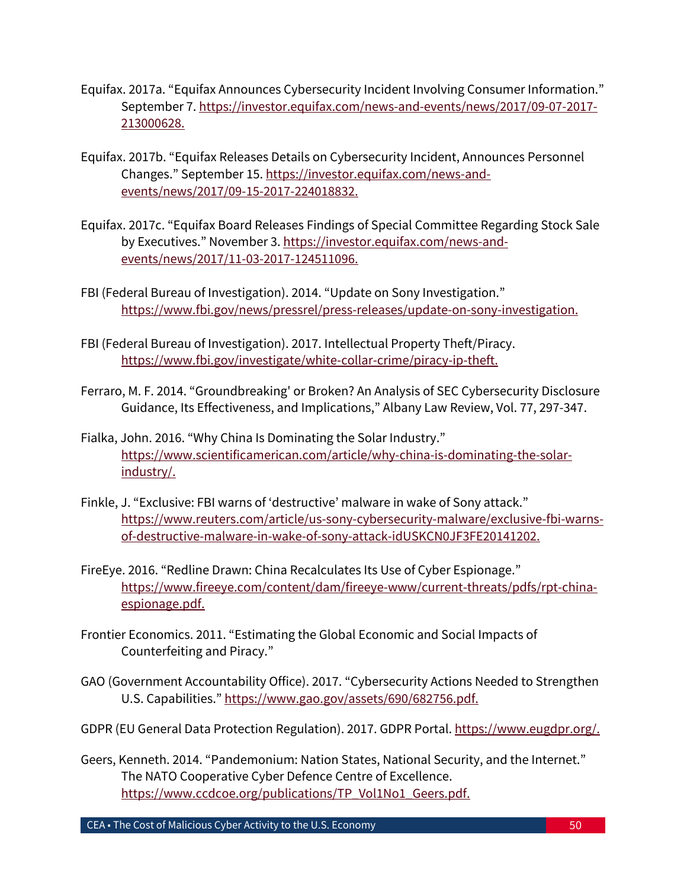Equifax. 2017a. "Equifax Announces Cybersecurity Incident Involving Consumer Information." September 7. https://investor.equifax.com/news-and-events/news/2017/09-07-2017-213000628.

Equifax. 2017b. "Equifax Releases Details on Cybersecurity Incident, Announces Personnel Changes." September 15. https://investor.equifax.com/news-and-events/news/2017/09-15-2017-224018832.

Equifax. 2017c. "Equifax Board Releases Findings of Special Committee Regarding Stock Sale by Executives." November 3. https://investor.equifax.com/news-and-events/news/2017/11-03-2017-124511096.

FBI (Federal Bureau of Investigation). 2014. "Update on Sony Investigation." https://www.fbi.gov/news/pressrel/press-releases/update-on-sony-investigation.

FBI (Federal Bureau of Investigation). 2017. Intellectual Property Theft/Piracy. https://www.fbi.gov/investigate/white-collar-crime/piracy-ip-theft.

Ferraro, M. F. 2014. "Groundbreaking' or Broken? An Analysis of SEC Cybersecurity Disclosure Guidance, Its Effectiveness, and Implications," Albany Law Review, Vol. 77, 297-347.

Fialka, John. 2016. "Why China Is Dominating the Solar Industry." https://www.scientificamerican.com/article/why-china-is-dominating-the-solar-industry/.

Finkle, J. "Exclusive: FBI warns of 'destructive' malware in wake of Sony attack." https://www.reuters.com/article/us-sony-cybersecurity-malware/exclusive-fbi-warns-of-destructive-malware-in-wake-of-sony-attack-idUSKCN0JF3FE20141202.

FireEye. 2016. "Redline Drawn: China Recalculates Its Use of Cyber Espionage." https://www.fireeye.com/content/dam/fireeye-www/current-threats/pdfs/rpt-china-espionage.pdf.

Frontier Economics. 2011. "Estimating the Global Economic and Social Impacts of Counterfeiting and Piracy."

GAO (Government Accountability Office). 2017. "Cybersecurity Actions Needed to Strengthen U.S. Capabilities." https://www.gao.gov/assets/690/682756.pdf.

GDPR (EU General Data Protection Regulation). 2017. GDPR Portal. https://www.eugdpr.org/.

Geers, Kenneth. 2014. "Pandemonium: Nation States, National Security, and the Internet." The NATO Cooperative Cyber Defence Centre of Excellence. https://www.ccdcoe.org/publications/TP_Vol1No1_Geers.pdf.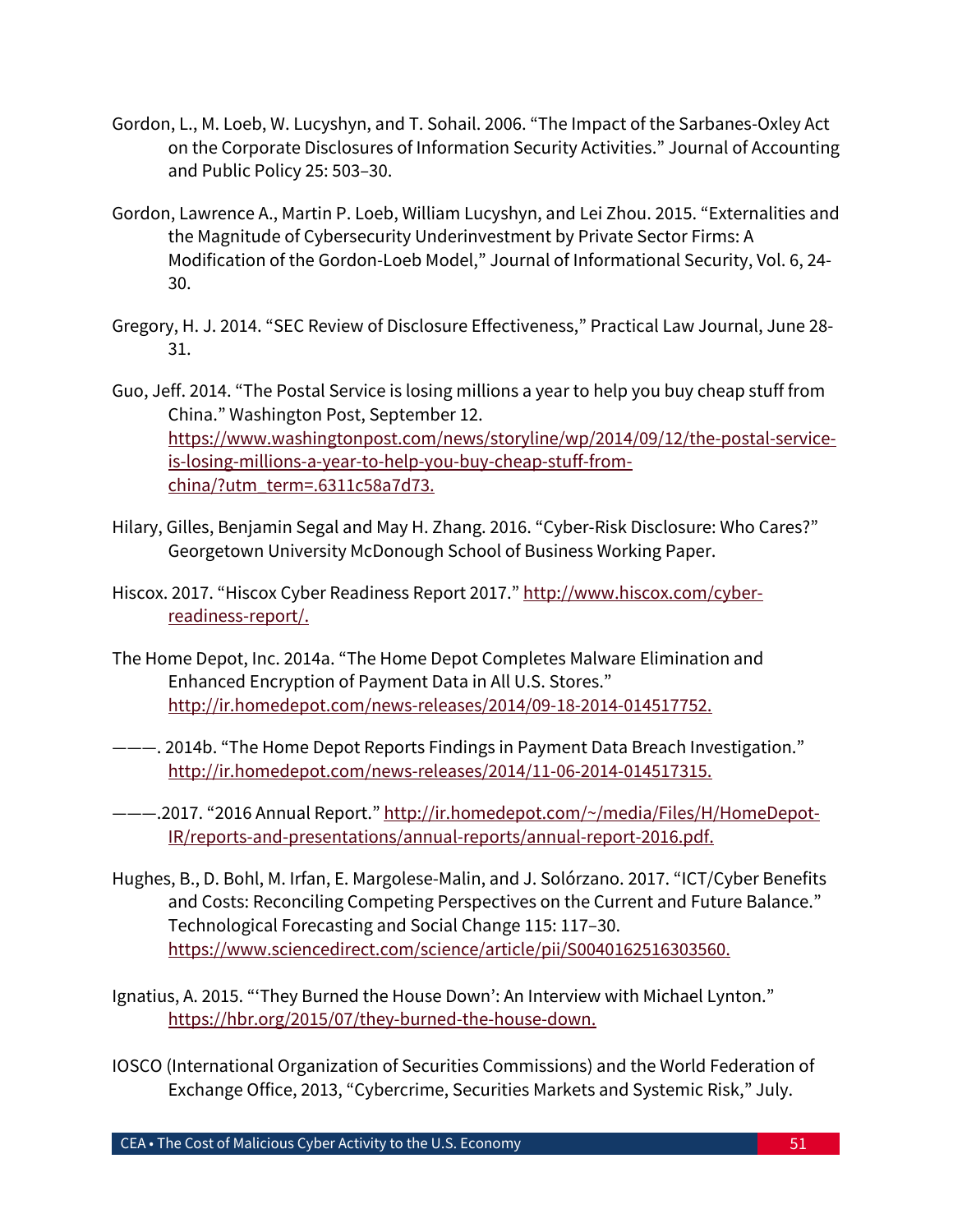Gordon, L., M. Loeb, W. Lucyshyn, and T. Sohail. 2006. "The Impact of the Sarbanes-Oxley Act on the Corporate Disclosures of Information Security Activities." Journal of Accounting and Public Policy 25: 503–30.

Gordon, Lawrence A., Martin P. Loeb, William Lucyshyn, and Lei Zhou. 2015. "Externalities and the Magnitude of Cybersecurity Underinvestment by Private Sector Firms: A Modification of the Gordon-Loeb Model," Journal of Informational Security, Vol. 6, 24-30.

Gregory, H. J. 2014. "SEC Review of Disclosure Effectiveness," Practical Law Journal, June 28-31.

Guo, Jeff. 2014. "The Postal Service is losing millions a year to help you buy cheap stuff from China." Washington Post, September 12. https://www.washingtonpost.com/news/storyline/wp/2014/09/12/the-postal-service-is-losing-millions-a-year-to-help-you-buy-cheap-stuff-from-china/?utm_term=.6311c58a7d73.

Hilary, Gilles, Benjamin Segal and May H. Zhang. 2016. "Cyber-Risk Disclosure: Who Cares?" Georgetown University McDonough School of Business Working Paper.

Hiscox. 2017. "Hiscox Cyber Readiness Report 2017." http://www.hiscox.com/cyber-readiness-report/.

The Home Depot, Inc. 2014a. "The Home Depot Completes Malware Elimination and Enhanced Encryption of Payment Data in All U.S. Stores." http://ir.homedepot.com/news-releases/2014/09-18-2014-014517752.

———. 2014b. "The Home Depot Reports Findings in Payment Data Breach Investigation." http://ir.homedepot.com/news-releases/2014/11-06-2014-014517315.

———.2017. "2016 Annual Report." http://ir.homedepot.com/~/media/Files/H/HomeDepot-IR/reports-and-presentations/annual-reports/annual-report-2016.pdf.

Hughes, B., D. Bohl, M. Irfan, E. Margolese-Malin, and J. Solórzano. 2017. "ICT/Cyber Benefits and Costs: Reconciling Competing Perspectives on the Current and Future Balance." Technological Forecasting and Social Change 115: 117–30. https://www.sciencedirect.com/science/article/pii/S0040162516303560.

Ignatius, A. 2015. "'They Burned the House Down': An Interview with Michael Lynton." https://hbr.org/2015/07/they-burned-the-house-down.

IOSCO (International Organization of Securities Commissions) and the World Federation of Exchange Office, 2013, "Cybercrime, Securities Markets and Systemic Risk," July.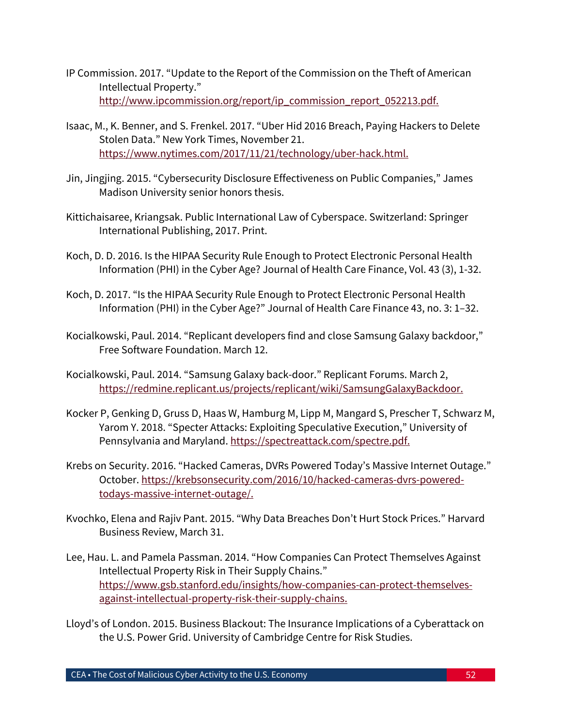IP Commission. 2017. "Update to the Report of the Commission on the Theft of American Intellectual Property." http://www.ipcommission.org/report/ip_commission_report_052213.pdf.

Isaac, M., K. Benner, and S. Frenkel. 2017. "Uber Hid 2016 Breach, Paying Hackers to Delete Stolen Data." New York Times, November 21. https://www.nytimes.com/2017/11/21/technology/uber-hack.html.

Jin, Jingjing. 2015. "Cybersecurity Disclosure Effectiveness on Public Companies," James Madison University senior honors thesis.

Kittichaisaree, Kriangsak. Public International Law of Cyberspace. Switzerland: Springer International Publishing, 2017. Print.

Koch, D. D. 2016. Is the HIPAA Security Rule Enough to Protect Electronic Personal Health Information (PHI) in the Cyber Age? Journal of Health Care Finance, Vol. 43 (3), 1-32.

Koch, D. 2017. "Is the HIPAA Security Rule Enough to Protect Electronic Personal Health Information (PHI) in the Cyber Age?" Journal of Health Care Finance 43, no. 3: 1–32.

Kocialkowski, Paul. 2014. "Replicant developers find and close Samsung Galaxy backdoor," Free Software Foundation. March 12.

Kocialkowski, Paul. 2014. "Samsung Galaxy back-door." Replicant Forums. March 2, https://redmine.replicant.us/projects/replicant/wiki/SamsungGalaxyBackdoor.

Kocker P, Genking D, Gruss D, Haas W, Hamburg M, Lipp M, Mangard S, Prescher T, Schwarz M, Yarom Y. 2018. "Specter Attacks: Exploiting Speculative Execution," University of Pennsylvania and Maryland. https://spectreattack.com/spectre.pdf.

Krebs on Security. 2016. "Hacked Cameras, DVRs Powered Today's Massive Internet Outage." October. https://krebsonsecurity.com/2016/10/hacked-cameras-dvrs-powered-todays-massive-internet-outage/.

Kvochko, Elena and Rajiv Pant. 2015. "Why Data Breaches Don't Hurt Stock Prices." Harvard Business Review, March 31.

Lee, Hau. L. and Pamela Passman. 2014. "How Companies Can Protect Themselves Against Intellectual Property Risk in Their Supply Chains." https://www.gsb.stanford.edu/insights/how-companies-can-protect-themselves-against-intellectual-property-risk-their-supply-chains.

Lloyd's of London. 2015. Business Blackout: The Insurance Implications of a Cyberattack on the U.S. Power Grid. University of Cambridge Centre for Risk Studies.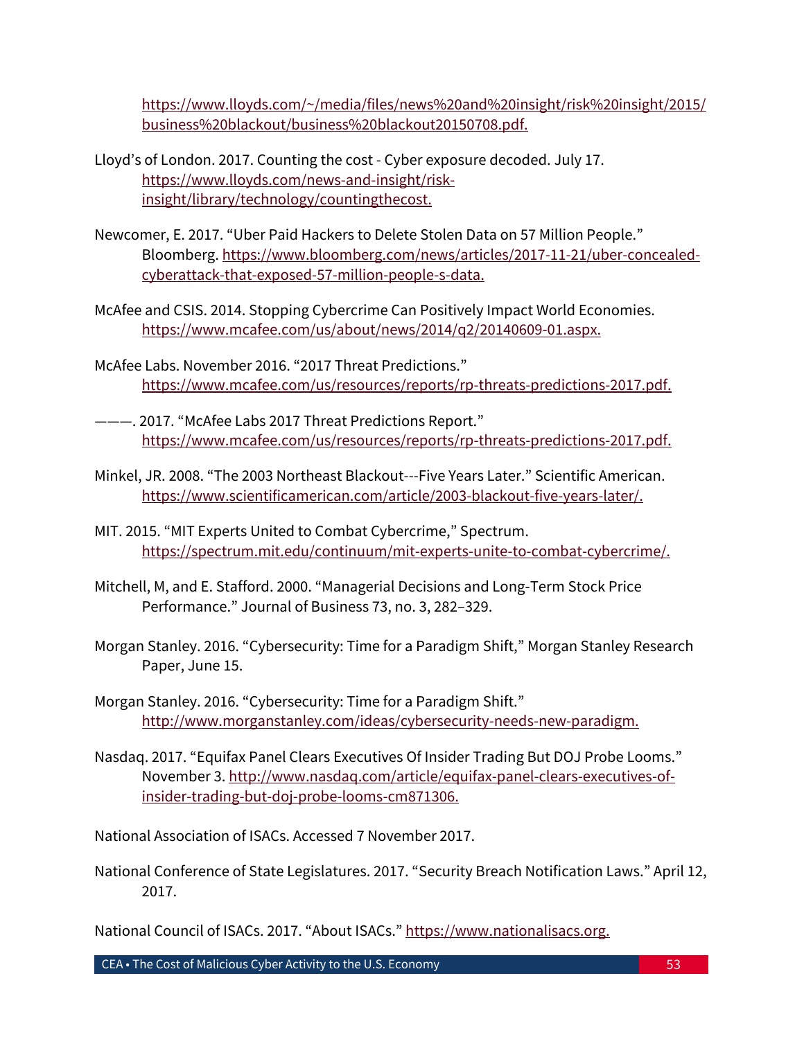https://www.lloyds.com/~/media/files/news%20and%20insight/risk%20insight/2015/business%20blackout/business%20blackout20150708.pdf.

Lloyd's of London. 2017. Counting the cost - Cyber exposure decoded. July 17. https://www.lloyds.com/news-and-insight/risk-insight/library/technology/countingthecost.

Newcomer, E. 2017. "Uber Paid Hackers to Delete Stolen Data on 57 Million People." Bloomberg. https://www.bloomberg.com/news/articles/2017-11-21/uber-concealed-cyberattack-that-exposed-57-million-people-s-data.

McAfee and CSIS. 2014. Stopping Cybercrime Can Positively Impact World Economies. https://www.mcafee.com/us/about/news/2014/q2/20140609-01.aspx.

McAfee Labs. November 2016. "2017 Threat Predictions." https://www.mcafee.com/us/resources/reports/rp-threats-predictions-2017.pdf.

———. 2017. "McAfee Labs 2017 Threat Predictions Report." https://www.mcafee.com/us/resources/reports/rp-threats-predictions-2017.pdf.

Minkel, JR. 2008. "The 2003 Northeast Blackout---Five Years Later." Scientific American. https://www.scientificamerican.com/article/2003-blackout-five-years-later/.

MIT. 2015. "MIT Experts United to Combat Cybercrime," Spectrum. https://spectrum.mit.edu/continuum/mit-experts-unite-to-combat-cybercrime/.

Mitchell, M, and E. Stafford. 2000. "Managerial Decisions and Long-Term Stock Price Performance." Journal of Business 73, no. 3, 282–329.

Morgan Stanley. 2016. "Cybersecurity: Time for a Paradigm Shift," Morgan Stanley Research Paper, June 15.

Morgan Stanley. 2016. "Cybersecurity: Time for a Paradigm Shift." http://www.morganstanley.com/ideas/cybersecurity-needs-new-paradigm.

Nasdaq. 2017. "Equifax Panel Clears Executives Of Insider Trading But DOJ Probe Looms." November 3. http://www.nasdaq.com/article/equifax-panel-clears-executives-of-insider-trading-but-doj-probe-looms-cm871306.

National Association of ISACs. Accessed 7 November 2017.

National Conference of State Legislatures. 2017. "Security Breach Notification Laws." April 12, 2017.

National Council of ISACs. 2017. "About ISACs." https://www.nationalisacs.org.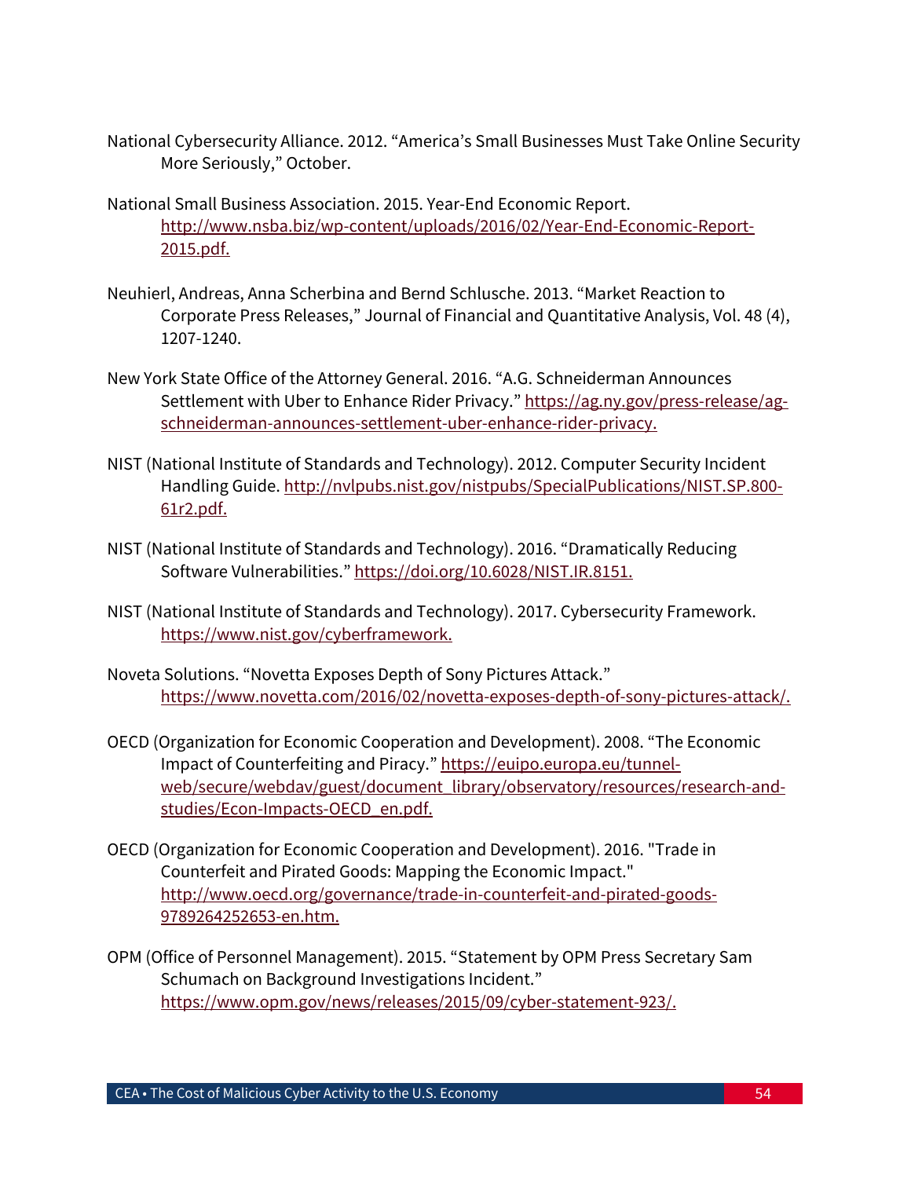National Cybersecurity Alliance. 2012. "America's Small Businesses Must Take Online Security More Seriously," October.

National Small Business Association. 2015. Year-End Economic Report. http://www.nsba.biz/wp-content/uploads/2016/02/Year-End-Economic-Report-2015.pdf.

Neuhierl, Andreas, Anna Scherbina and Bernd Schlusche. 2013. "Market Reaction to Corporate Press Releases," Journal of Financial and Quantitative Analysis, Vol. 48 (4), 1207-1240.

New York State Office of the Attorney General. 2016. "A.G. Schneiderman Announces Settlement with Uber to Enhance Rider Privacy." https://ag.ny.gov/press-release/ag-schneiderman-announces-settlement-uber-enhance-rider-privacy.

NIST (National Institute of Standards and Technology). 2012. Computer Security Incident Handling Guide. http://nvlpubs.nist.gov/nistpubs/SpecialPublications/NIST.SP.800-61r2.pdf.

NIST (National Institute of Standards and Technology). 2016. "Dramatically Reducing Software Vulnerabilities." https://doi.org/10.6028/NIST.IR.8151.

NIST (National Institute of Standards and Technology). 2017. Cybersecurity Framework. https://www.nist.gov/cyberframework.

Noveta Solutions. "Novetta Exposes Depth of Sony Pictures Attack." https://www.novetta.com/2016/02/novetta-exposes-depth-of-sony-pictures-attack/.

OECD (Organization for Economic Cooperation and Development). 2008. "The Economic Impact of Counterfeiting and Piracy." https://euipo.europa.eu/tunnel-web/secure/webdav/guest/document_library/observatory/resources/research-and-studies/Econ-Impacts-OECD_en.pdf.

OECD (Organization for Economic Cooperation and Development). 2016. "Trade in Counterfeit and Pirated Goods: Mapping the Economic Impact." http://www.oecd.org/governance/trade-in-counterfeit-and-pirated-goods-9789264252653-en.htm.

OPM (Office of Personnel Management). 2015. "Statement by OPM Press Secretary Sam Schumach on Background Investigations Incident." https://www.opm.gov/news/releases/2015/09/cyber-statement-923/.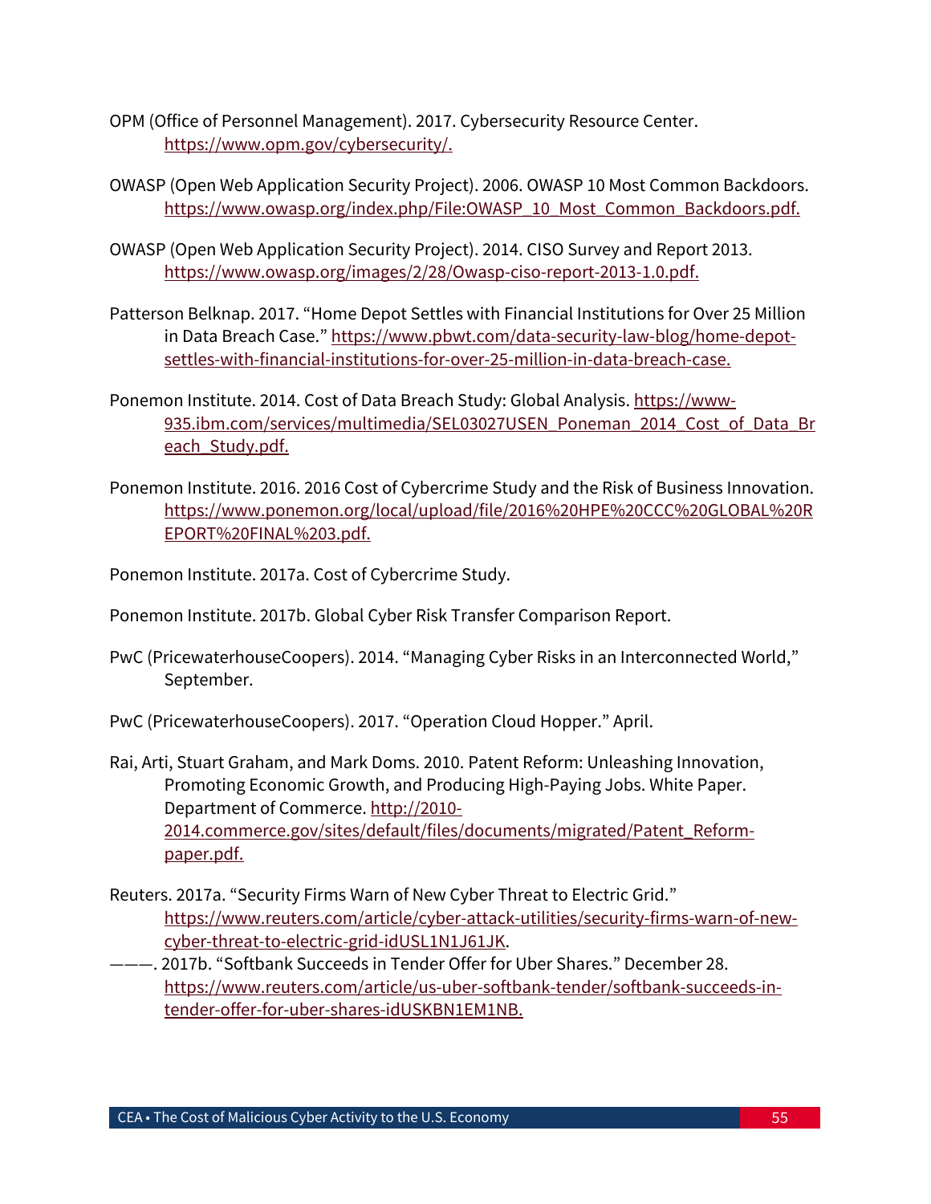OPM (Office of Personnel Management). 2017. Cybersecurity Resource Center. https://www.opm.gov/cybersecurity/.

OWASP (Open Web Application Security Project). 2006. OWASP 10 Most Common Backdoors. https://www.owasp.org/index.php/File:OWASP_10_Most_Common_Backdoors.pdf.

OWASP (Open Web Application Security Project). 2014. CISO Survey and Report 2013. https://www.owasp.org/images/2/28/Owasp-ciso-report-2013-1.0.pdf.

Patterson Belknap. 2017. "Home Depot Settles with Financial Institutions for Over 25 Million in Data Breach Case." https://www.pbwt.com/data-security-law-blog/home-depot-settles-with-financial-institutions-for-over-25-million-in-data-breach-case.

Ponemon Institute. 2014. Cost of Data Breach Study: Global Analysis. https://www-935.ibm.com/services/multimedia/SEL03027USEN_Poneman_2014_Cost_of_Data_Breach_Study.pdf.

Ponemon Institute. 2016. 2016 Cost of Cybercrime Study and the Risk of Business Innovation. https://www.ponemon.org/local/upload/file/2016%20HPE%20CCC%20GLOBAL%20REPORT%20FINAL%203.pdf.

Ponemon Institute. 2017a. Cost of Cybercrime Study.

Ponemon Institute. 2017b. Global Cyber Risk Transfer Comparison Report.

PwC (PricewaterhouseCoopers). 2014. "Managing Cyber Risks in an Interconnected World," September.

PwC (PricewaterhouseCoopers). 2017. "Operation Cloud Hopper." April.

Rai, Arti, Stuart Graham, and Mark Doms. 2010. Patent Reform: Unleashing Innovation, Promoting Economic Growth, and Producing High-Paying Jobs. White Paper. Department of Commerce. http://2010-2014.commerce.gov/sites/default/files/documents/migrated/Patent_Reform-paper.pdf.

Reuters. 2017a. "Security Firms Warn of New Cyber Threat to Electric Grid." https://www.reuters.com/article/cyber-attack-utilities/security-firms-warn-of-new-cyber-threat-to-electric-grid-idUSL1N1J61JK.

———. 2017b. "Softbank Succeeds in Tender Offer for Uber Shares." December 28. https://www.reuters.com/article/us-uber-softbank-tender/softbank-succeeds-in-tender-offer-for-uber-shares-idUSKBN1EM1NB.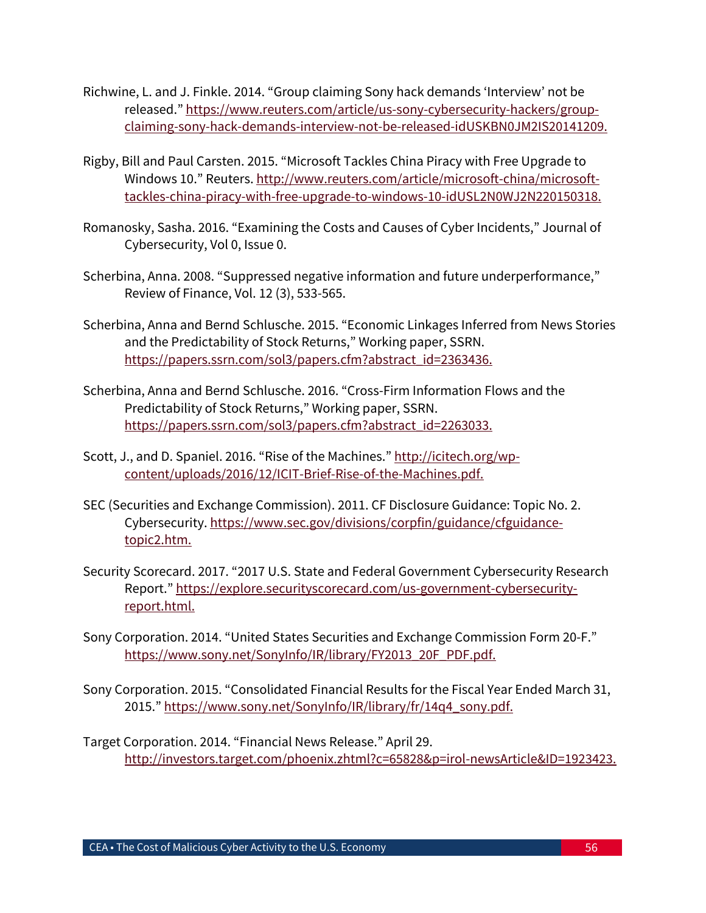Richwine, L. and J. Finkle. 2014. “Group claiming Sony hack demands ‘Interview’ not be released.” https://www.reuters.com/article/us-sony-cybersecurity-hackers/group-claiming-sony-hack-demands-interview-not-be-released-idUSKBN0JM2IS20141209.

Rigby, Bill and Paul Carsten. 2015. “Microsoft Tackles China Piracy with Free Upgrade to Windows 10.” Reuters. http://www.reuters.com/article/microsoft-china/microsoft-tackles-china-piracy-with-free-upgrade-to-windows-10-idUSL2N0WJ2N220150318.

Romanosky, Sasha. 2016. “Examining the Costs and Causes of Cyber Incidents,” Journal of Cybersecurity, Vol 0, Issue 0.

Scherbina, Anna. 2008. “Suppressed negative information and future underperformance,” Review of Finance, Vol. 12 (3), 533-565.

Scherbina, Anna and Bernd Schlusche. 2015. “Economic Linkages Inferred from News Stories and the Predictability of Stock Returns,” Working paper, SSRN. https://papers.ssrn.com/sol3/papers.cfm?abstract_id=2363436.

Scherbina, Anna and Bernd Schlusche. 2016. “Cross-Firm Information Flows and the Predictability of Stock Returns,” Working paper, SSRN. https://papers.ssrn.com/sol3/papers.cfm?abstract_id=2263033.

Scott, J., and D. Spaniel. 2016. “Rise of the Machines.” http://icitech.org/wp-content/uploads/2016/12/ICIT-Brief-Rise-of-the-Machines.pdf.

SEC (Securities and Exchange Commission). 2011. CF Disclosure Guidance: Topic No. 2. Cybersecurity. https://www.sec.gov/divisions/corpfin/guidance/cfguidance-topic2.htm.

Security Scorecard. 2017. “2017 U.S. State and Federal Government Cybersecurity Research Report.” https://explore.securityscorecard.com/us-government-cybersecurity-report.html.

Sony Corporation. 2014. “United States Securities and Exchange Commission Form 20-F.” https://www.sony.net/SonyInfo/IR/library/FY2013_20F_PDF.pdf.

Sony Corporation. 2015. “Consolidated Financial Results for the Fiscal Year Ended March 31, 2015.” https://www.sony.net/SonyInfo/IR/library/fr/14q4_sony.pdf.

Target Corporation. 2014. “Financial News Release.” April 29. http://investors.target.com/phoenix.zhtml?c=65828&p=irol-newsArticle&ID=1923423.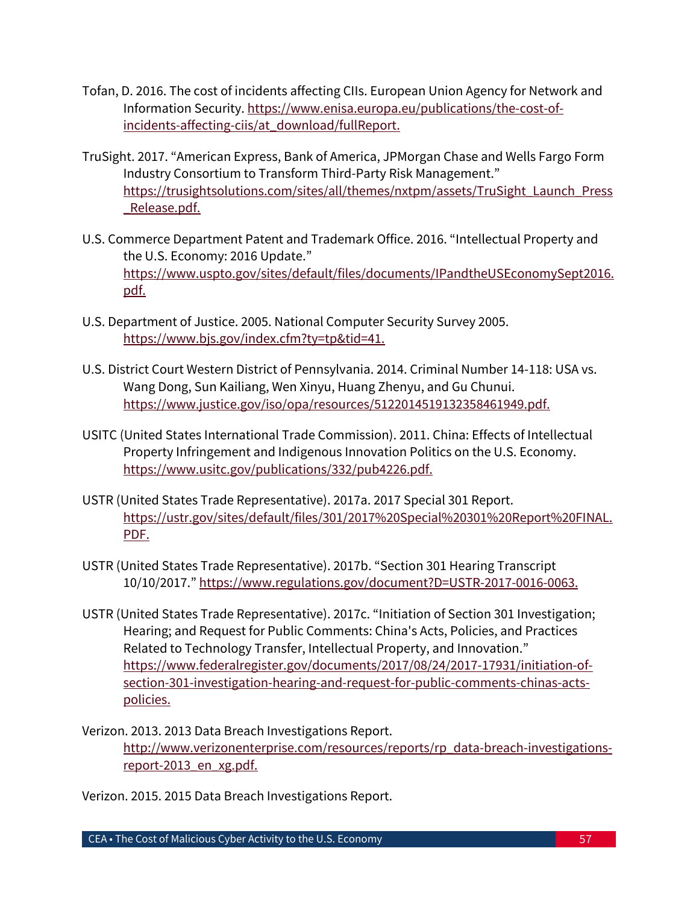Tofan, D. 2016. The cost of incidents affecting CIIs. European Union Agency for Network and Information Security. https://www.enisa.europa.eu/publications/the-cost-of-incidents-affecting-ciis/at_download/fullReport.

TruSight. 2017. "American Express, Bank of America, JPMorgan Chase and Wells Fargo Form Industry Consortium to Transform Third-Party Risk Management." https://trusightsolutions.com/sites/all/themes/nxtpm/assets/TruSight_Launch_Press_Release.pdf.

U.S. Commerce Department Patent and Trademark Office. 2016. "Intellectual Property and the U.S. Economy: 2016 Update." https://www.uspto.gov/sites/default/files/documents/IPandtheUSEconomySept2016.pdf.

U.S. Department of Justice. 2005. National Computer Security Survey 2005. https://www.bjs.gov/index.cfm?ty=tp&tid=41.

U.S. District Court Western District of Pennsylvania. 2014. Criminal Number 14-118: USA vs. Wang Dong, Sun Kailiang, Wen Xinyu, Huang Zhenyu, and Gu Chunui. https://www.justice.gov/iso/opa/resources/5122014519132358461949.pdf.

USITC (United States International Trade Commission). 2011. China: Effects of Intellectual Property Infringement and Indigenous Innovation Politics on the U.S. Economy. https://www.usitc.gov/publications/332/pub4226.pdf.

USTR (United States Trade Representative). 2017a. 2017 Special 301 Report. https://ustr.gov/sites/default/files/301/2017%20Special%20301%20Report%20FINAL.PDF.

USTR (United States Trade Representative). 2017b. "Section 301 Hearing Transcript 10/10/2017." https://www.regulations.gov/document?D=USTR-2017-0016-0063.

USTR (United States Trade Representative). 2017c. "Initiation of Section 301 Investigation; Hearing; and Request for Public Comments: China's Acts, Policies, and Practices Related to Technology Transfer, Intellectual Property, and Innovation." https://www.federalregister.gov/documents/2017/08/24/2017-17931/initiation-of-section-301-investigation-hearing-and-request-for-public-comments-chinas-acts-policies.

Verizon. 2013. 2013 Data Breach Investigations Report. http://www.verizonenterprise.com/resources/reports/rp_data-breach-investigations-report-2013_en_xg.pdf.

Verizon. 2015. 2015 Data Breach Investigations Report.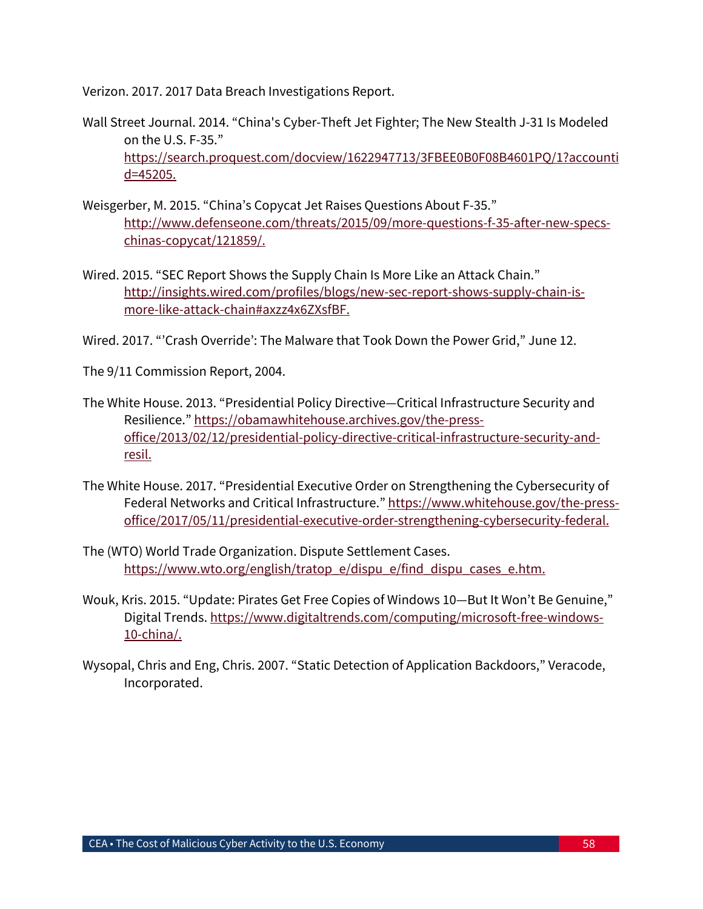Verizon. 2017. 2017 Data Breach Investigations Report.

Wall Street Journal. 2014. "China's Cyber-Theft Jet Fighter; The New Stealth J-31 Is Modeled on the U.S. F-35." https://search.proquest.com/docview/1622947713/3FBEE0B0F08B4601PQ/1?accountid=45205.

Weisgerber, M. 2015. "China's Copycat Jet Raises Questions About F-35." http://www.defenseone.com/threats/2015/09/more-questions-f-35-after-new-specs-chinas-copycat/121859/.

Wired. 2015. "SEC Report Shows the Supply Chain Is More Like an Attack Chain." http://insights.wired.com/profiles/blogs/new-sec-report-shows-supply-chain-is-more-like-attack-chain#axzz4x6ZXsfBF.

Wired. 2017. "'Crash Override': The Malware that Took Down the Power Grid," June 12.

The 9/11 Commission Report, 2004.

The White House. 2013. "Presidential Policy Directive—Critical Infrastructure Security and Resilience." https://obamawhitehouse.archives.gov/the-press-office/2013/02/12/presidential-policy-directive-critical-infrastructure-security-and-resil.

The White House. 2017. "Presidential Executive Order on Strengthening the Cybersecurity of Federal Networks and Critical Infrastructure." https://www.whitehouse.gov/the-press-office/2017/05/11/presidential-executive-order-strengthening-cybersecurity-federal.

The (WTO) World Trade Organization. Dispute Settlement Cases. https://www.wto.org/english/tratop_e/dispu_e/find_dispu_cases_e.htm.

Wouk, Kris. 2015. "Update: Pirates Get Free Copies of Windows 10—But It Won't Be Genuine," Digital Trends. https://www.digitaltrends.com/computing/microsoft-free-windows-10-china/.

Wysopal, Chris and Eng, Chris. 2007. "Static Detection of Application Backdoors," Veracode, Incorporated.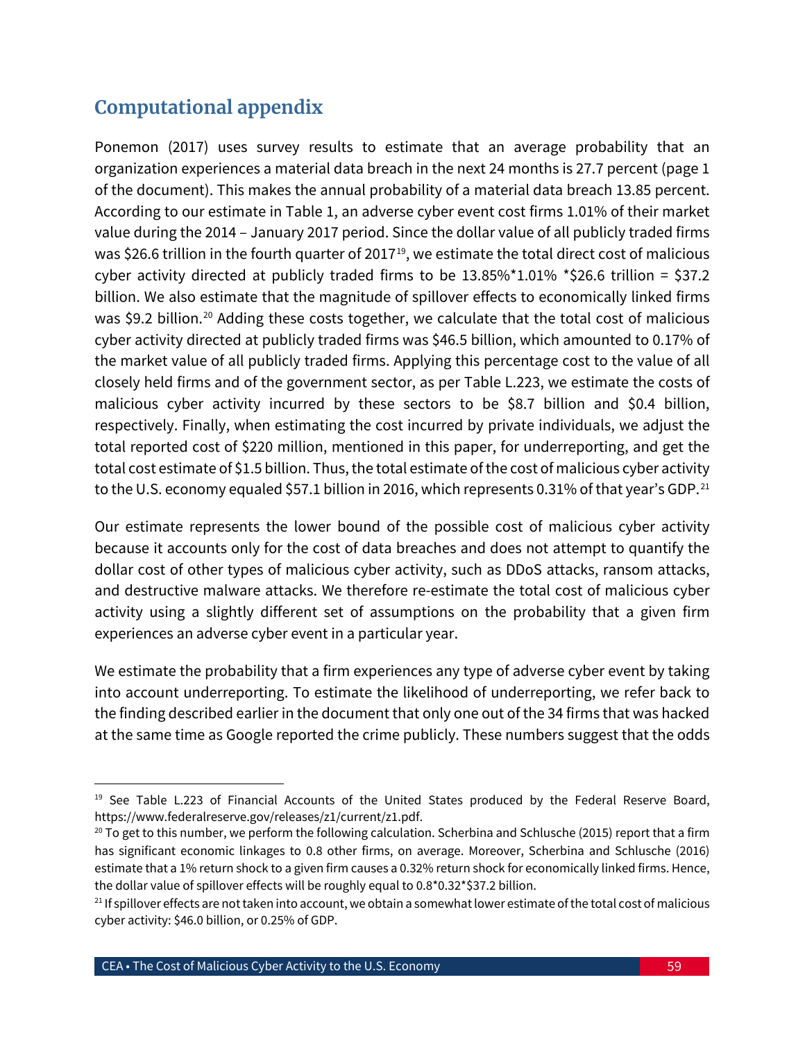## Computational appendix

Ponemon (2017) uses survey results to estimate that an average probability that an organization experiences a material data breach in the next 24 months is 27.7 percent (page 1 of the document). This makes the annual probability of a material data breach 13.85 percent. According to our estimate in Table 1, an adverse cyber event cost firms 1.01% of their market value during the 2014 – January 2017 period. Since the dollar value of all publicly traded firms was \$26.6 trillion in the fourth quarter of 2017[19], we estimate the total direct cost of malicious cyber activity directed at publicly traded firms to be 13.85%*1.01% *\$26.6 trillion = \$37.2 billion. We also estimate that the magnitude of spillover effects to economically linked firms was \$9.2 billion.[20] Adding these costs together, we calculate that the total cost of malicious cyber activity directed at publicly traded firms was \$46.5 billion, which amounted to 0.17% of the market value of all publicly traded firms. Applying this percentage cost to the value of all closely held firms and of the government sector, as per Table L.223, we estimate the costs of malicious cyber activity incurred by these sectors to be \$8.7 billion and \$0.4 billion, respectively. Finally, when estimating the cost incurred by private individuals, we adjust the total reported cost of \$220 million, mentioned in this paper, for underreporting, and get the total cost estimate of \$1.5 billion. Thus, the total estimate of the cost of malicious cyber activity to the U.S. economy equaled \$57.1 billion in 2016, which represents 0.31% of that year's GDP.[21]

Our estimate represents the lower bound of the possible cost of malicious cyber activity because it accounts only for the cost of data breaches and does not attempt to quantify the dollar cost of other types of malicious cyber activity, such as DDoS attacks, ransom attacks, and destructive malware attacks. We therefore re-estimate the total cost of malicious cyber activity using a slightly different set of assumptions on the probability that a given firm experiences an adverse cyber event in a particular year.

We estimate the probability that a firm experiences any type of adverse cyber event by taking into account underreporting. To estimate the likelihood of underreporting, we refer back to the finding described earlier in the document that only one out of the 34 firms that was hacked at the same time as Google reported the crime publicly. These numbers suggest that the odds

---

[19] See Table L.223 of Financial Accounts of the United States produced by the Federal Reserve Board, https://www.federalreserve.gov/releases/z1/current/z1.pdf.

[20] To get to this number, we perform the following calculation. Scherbina and Schlusche (2015) report that a firm has significant economic linkages to 0.8 other firms, on average. Moreover, Scherbina and Schlusche (2016) estimate that a 1% return shock to a given firm causes a 0.32% return shock for economically linked firms. Hence, the dollar value of spillover effects will be roughly equal to 0.8*0.32*\$37.2 billion.

[21] If spillover effects are not taken into account, we obtain a somewhat lower estimate of the total cost of malicious cyber activity: \$46.0 billion, or 0.25% of GDP.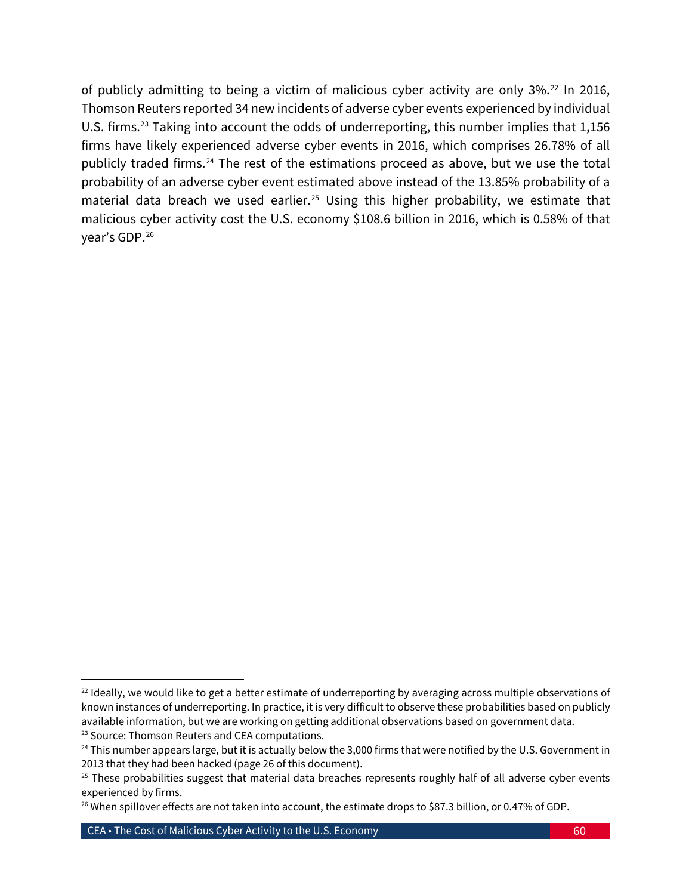of publicly admitting to being a victim of malicious cyber activity are only 3%.[22] In 2016, Thomson Reuters reported 34 new incidents of adverse cyber events experienced by individual U.S. firms.[23] Taking into account the odds of underreporting, this number implies that 1,156 firms have likely experienced adverse cyber events in 2016, which comprises 26.78% of all publicly traded firms.[24] The rest of the estimations proceed as above, but we use the total probability of an adverse cyber event estimated above instead of the 13.85% probability of a material data breach we used earlier.[25] Using this higher probability, we estimate that malicious cyber activity cost the U.S. economy $108.6 billion in 2016, which is 0.58% of that year's GDP.[26]

---

[22] Ideally, we would like to get a better estimate of underreporting by averaging across multiple observations of known instances of underreporting. In practice, it is very difficult to observe these probabilities based on publicly available information, but we are working on getting additional observations based on government data.

[23] Source: Thomson Reuters and CEA computations.

[24] This number appears large, but it is actually below the 3,000 firms that were notified by the U.S. Government in 2013 that they had been hacked (page 26 of this document).

[25] These probabilities suggest that material data breaches represents roughly half of all adverse cyber events experienced by firms.

[26] When spillover effects are not taken into account, the estimate drops to $87.3 billion, or 0.47% of GDP.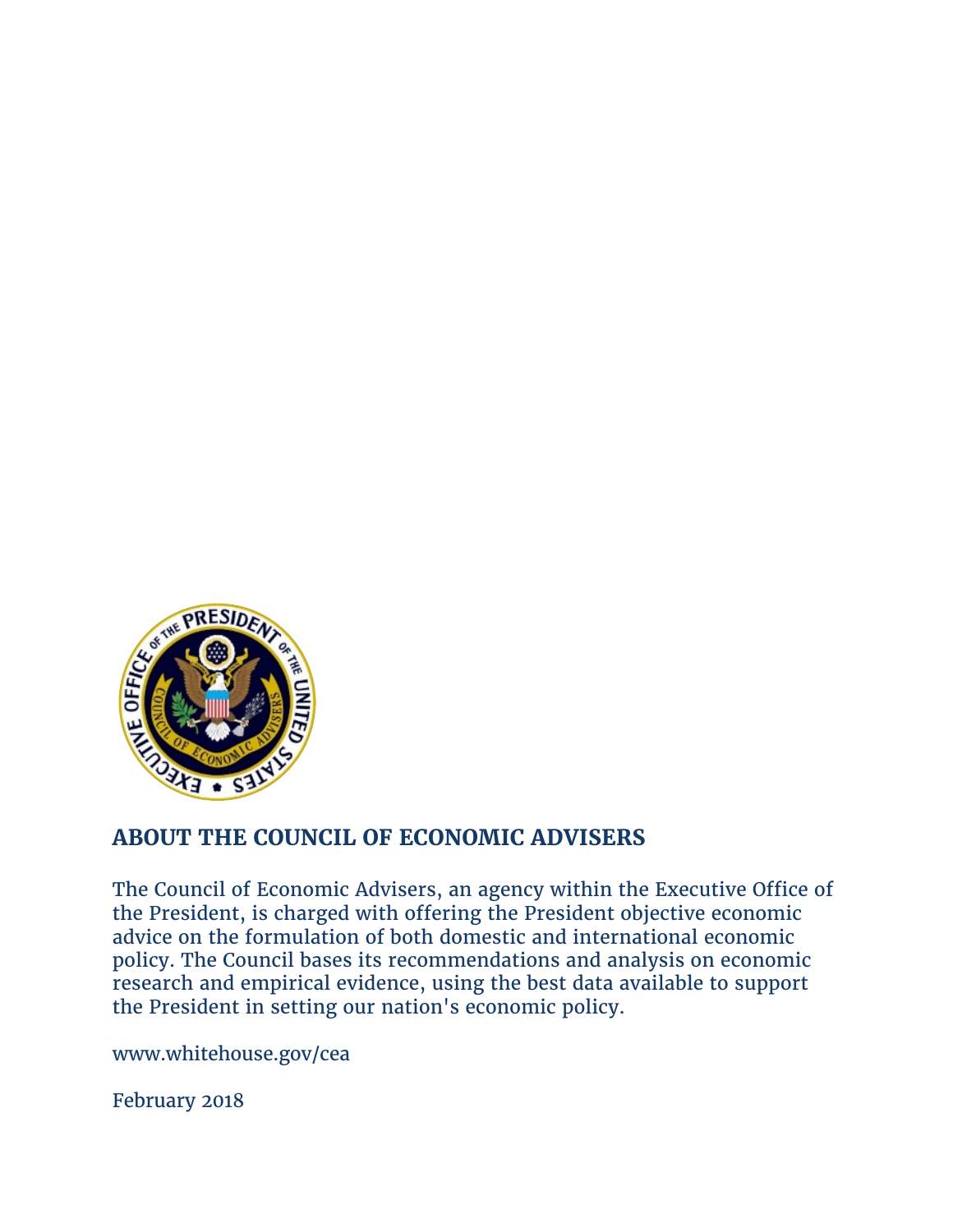## ABOUT THE COUNCIL OF ECONOMIC ADVISERS

The Council of Economic Advisers, an agency within the Executive Office of the President, is charged with offering the President objective economic advice on the formulation of both domestic and international economic policy. The Council bases its recommendations and analysis on economic research and empirical evidence, using the best data available to support the President in setting our nation's economic policy.

www.whitehouse.gov/cea

February 2018